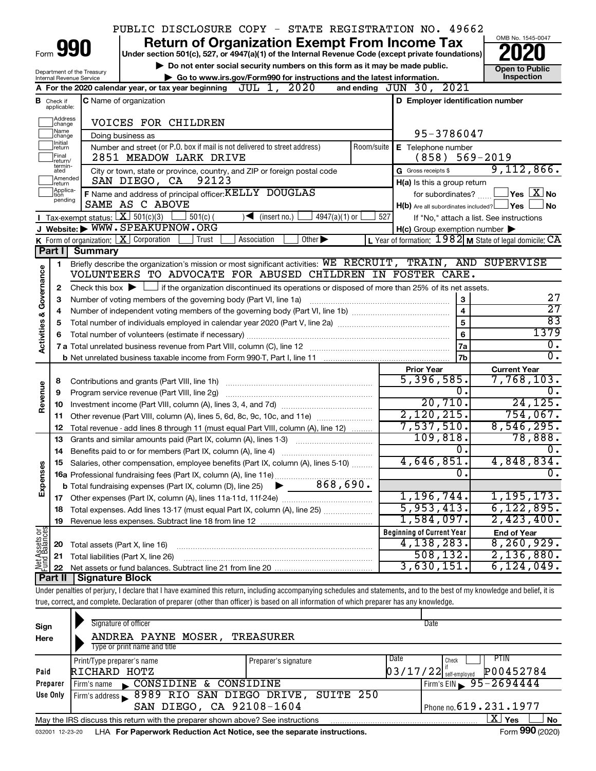PUBLIC DISCLOSURE COPY - STATE REGISTRATION NO. 49662

# Form 990 — Return of Organization Exempt From Income Tax (2020)

Under section 501(c), 527, or 4947(a)(1) of the Internal Revenue Code (except private foundations)

▶ Do not enter social security numbers on this form as it may be made public.

▶ Go to www.irs.gov/Form990 for instructions and the latest information.

OMB No. 1545-0047

**Open to Public Inspection**

Department of the Treasury
Internal Revenue Service

**A** For the 2020 calendar year, or tax year beginning JUL 1, 2020 and ending JUN 30, 2021

**B** Check if applicable: Address change, Name change, Initial return, Final return/terminated, Amended return, Application pending

**C** Name of organization: VOICES FOR CHILDREN

Doing business as

Number and street (or P.O. box if mail is not delivered to street address) Room/suite: 2851 MEADOW LARK DRIVE

City or town, state or province, country, and ZIP or foreign postal code: SAN DIEGO, CA 92123

**D** Employer identification number: 95-3786047

**E** Telephone number: (858) 569-2019

**G** Gross receipts $ 9,112,866.

**F** Name and address of principal officer: KELLY DOUGLAS, SAME AS C ABOVE

**H(a)** Is this a group return for subordinates? ☐ Yes ☒ No

**H(b)** Are all subordinates included? ☐ Yes ☐ No — If "No," attach a list. See instructions

**H(c)** Group exemption number ▶

**I** Tax-exempt status: ☒ 501(c)(3) ☐ 501(c) ( ) ◀ (insert no.) ☐ 4947(a)(1) or ☐ 527

**J** Website: ▶ WWW.SPEAKUPNOW.ORG

**K** Form of organization: ☒ Corporation ☐ Trust ☐ Association ☐ Other ▶

**L** Year of formation: 1982 **M** State of legal domicile: CA

## Part I Summary

**Activities & Governance**

1. Briefly describe the organization's mission or most significant activities: WE RECRUIT, TRAIN, AND SUPERVISE VOLUNTEERS TO ADVOCATE FOR ABUSED CHILDREN IN FOSTER CARE.
2. Check this box ▶ ☐ if the organization discontinued its operations or disposed of more than 25% of its net assets.

| Line | Description | | Value |
|---|---|---|---|
| 3 | Number of voting members of the governing body (Part VI, line 1a) | 3 | 27 |
| 4 | Number of independent voting members of the governing body (Part VI, line 1b) | 4 | 27 |
| 5 | Total number of individuals employed in calendar year 2020 (Part V, line 2a) | 5 | 83 |
| 6 | Total number of volunteers (estimate if necessary) | 6 | 1379 |
| 7a | Total unrelated business revenue from Part VIII, column (C), line 12 | 7a | 0. |
| 7b | Net unrelated business taxable income from Form 990-T, Part I, line 11 | 7b | 0. |

| Line | Description | Prior Year | Current Year |
|---|---|---|---|
| **Revenue** | | | |
| 8 | Contributions and grants (Part VIII, line 1h) | 5,396,585. | 7,768,103. |
| 9 | Program service revenue (Part VIII, line 2g) | 0. | 0. |
| 10 | Investment income (Part VIII, column (A), lines 3, 4, and 7d) | 20,710. | 24,125. |
| 11 | Other revenue (Part VIII, column (A), lines 5, 6d, 8c, 9c, 10c, and 11e) | 2,120,215. | 754,067. |
| 12 | Total revenue - add lines 8 through 11 (must equal Part VIII, column (A), line 12) | 7,537,510. | 8,546,295. |
| **Expenses** | | | |
| 13 | Grants and similar amounts paid (Part IX, column (A), lines 1-3) | 109,818. | 78,888. |
| 14 | Benefits paid to or for members (Part IX, column (A), line 4) | 0. | 0. |
| 15 | Salaries, other compensation, employee benefits (Part IX, column (A), lines 5-10) | 4,646,851. | 4,848,834. |
| 16a | Professional fundraising fees (Part IX, column (A), line 11e) | 0. | 0. |
| b | Total fundraising expenses (Part IX, column (D), line 25) ▶ 868,690. | | |
| 17 | Other expenses (Part IX, column (A), lines 11a-11d, 11f-24e) | 1,196,744. | 1,195,173. |
| 18 | Total expenses. Add lines 13-17 (must equal Part IX, column (A), line 25) | 5,953,413. | 6,122,895. |
| 19 | Revenue less expenses. Subtract line 18 from line 12 | 1,584,097. | 2,423,400. |

| Line | Net Assets or Fund Balances | Beginning of Current Year | End of Year |
|---|---|---|---|
| 20 | Total assets (Part X, line 16) | 4,138,283. | 8,260,929. |
| 21 | Total liabilities (Part X, line 26) | 508,132. | 2,136,880. |
| 22 | Net assets or fund balances. Subtract line 21 from line 20 | 3,630,151. | 6,124,049. |

## Part II Signature Block

Under penalties of perjury, I declare that I have examined this return, including accompanying schedules and statements, and to the best of my knowledge and belief, it is true, correct, and complete. Declaration of preparer (other than officer) is based on all information of which preparer has any knowledge.

**Sign Here**

Signature of officer — Date

ANDREA PAYNE MOSER, TREASURER
Type or print name and title

**Paid Preparer Use Only**

| Print/Type preparer's name | Preparer's signature | Date | Check if self-employed | PTIN |
|---|---|---|---|---|
| RICHARD HOTZ | | 03/17/22 | ☐ | P00452784 |

Firm's name ▶ CONSIDINE & CONSIDINE — Firm's EIN ▶ 95-2694444

Firm's address ▶ 8989 RIO SAN DIEGO DRIVE, SUITE 250, SAN DIEGO, CA 92108-1604 — Phone no. 619.231.1977

May the IRS discuss this return with the preparer shown above? See instructions ☒ Yes ☐ No

032001 12-23-20 LHA For Paperwork Reduction Act Notice, see the separate instructions. Form 990 (2020)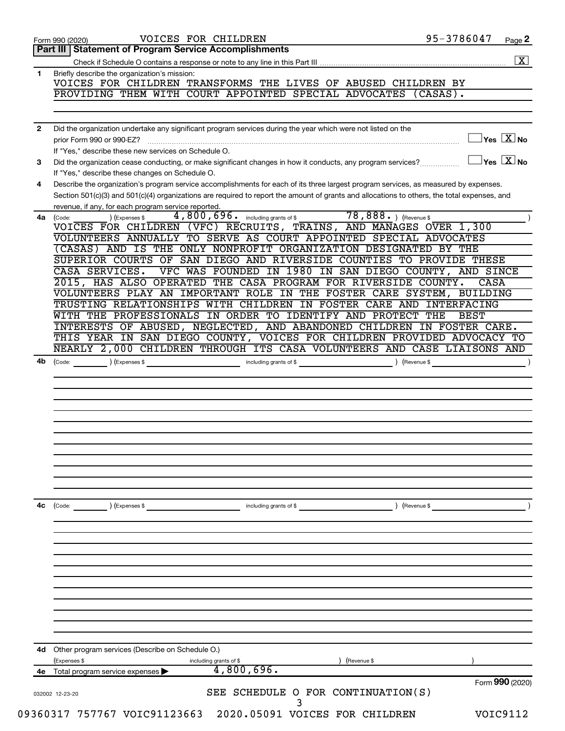Form 990 (2020) VOICES FOR CHILDREN 95-3786047 Page 2

## Part III | Statement of Program Service Accomplishments

Check if Schedule O contains a response or note to any line in this Part III ..... [X]

**1** Briefly describe the organization's mission:

VOICES FOR CHILDREN TRANSFORMS THE LIVES OF ABUSED CHILDREN BY PROVIDING THEM WITH COURT APPOINTED SPECIAL ADVOCATES (CASAS).

**2** Did the organization undertake any significant program services during the year which were not listed on the prior Form 990 or 990-EZ? ..... [ ] Yes [X] No

If "Yes," describe these new services on Schedule O.

**3** Did the organization cease conducting, or make significant changes in how it conducts, any program services? ..... [ ] Yes [X] No

If "Yes," describe these changes on Schedule O.

**4** Describe the organization's program service accomplishments for each of its three largest program services, as measured by expenses. Section 501(c)(3) and 501(c)(4) organizations are required to report the amount of grants and allocations to others, the total expenses, and revenue, if any, for each program service reported.

**4a** (Code: ) (Expenses $ 4,800,696. including grants of $ 78,888. ) (Revenue $ )

VOICES FOR CHILDREN (VFC) RECRUITS, TRAINS, AND MANAGES OVER 1,300 VOLUNTEERS ANNUALLY TO SERVE AS COURT APPOINTED SPECIAL ADVOCATES (CASAS) AND IS THE ONLY NONPROFIT ORGANIZATION DESIGNATED BY THE SUPERIOR COURTS OF SAN DIEGO AND RIVERSIDE COUNTIES TO PROVIDE THESE CASA SERVICES. VFC WAS FOUNDED IN 1980 IN SAN DIEGO COUNTY, AND SINCE 2015, HAS ALSO OPERATED THE CASA PROGRAM FOR RIVERSIDE COUNTY. CASA VOLUNTEERS PLAY AN IMPORTANT ROLE IN THE FOSTER CARE SYSTEM, BUILDING TRUSTING RELATIONSHIPS WITH CHILDREN IN FOSTER CARE AND INTERFACING WITH THE PROFESSIONALS IN ORDER TO IDENTIFY AND PROTECT THE BEST INTERESTS OF ABUSED, NEGLECTED, AND ABANDONED CHILDREN IN FOSTER CARE. THIS YEAR IN SAN DIEGO COUNTY, VOICES FOR CHILDREN PROVIDED ADVOCACY TO NEARLY 2,000 CHILDREN THROUGH ITS CASA VOLUNTEERS AND CASE LIAISONS AND

**4b** (Code: ) (Expenses $ including grants of $ ) (Revenue $ )

**4c** (Code: ) (Expenses $ including grants of $ ) (Revenue $ )

**4d** Other program services (Describe on Schedule O.)

(Expenses $ including grants of $ ) (Revenue $ )

**4e** Total program service expenses ▶ 4,800,696.

Form **990** (2020)

032002 12-23-20

SEE SCHEDULE O FOR CONTINUATION(S)

09360317 757767 VOIC91123663 2020.05091 VOICES FOR CHILDREN VOIC9112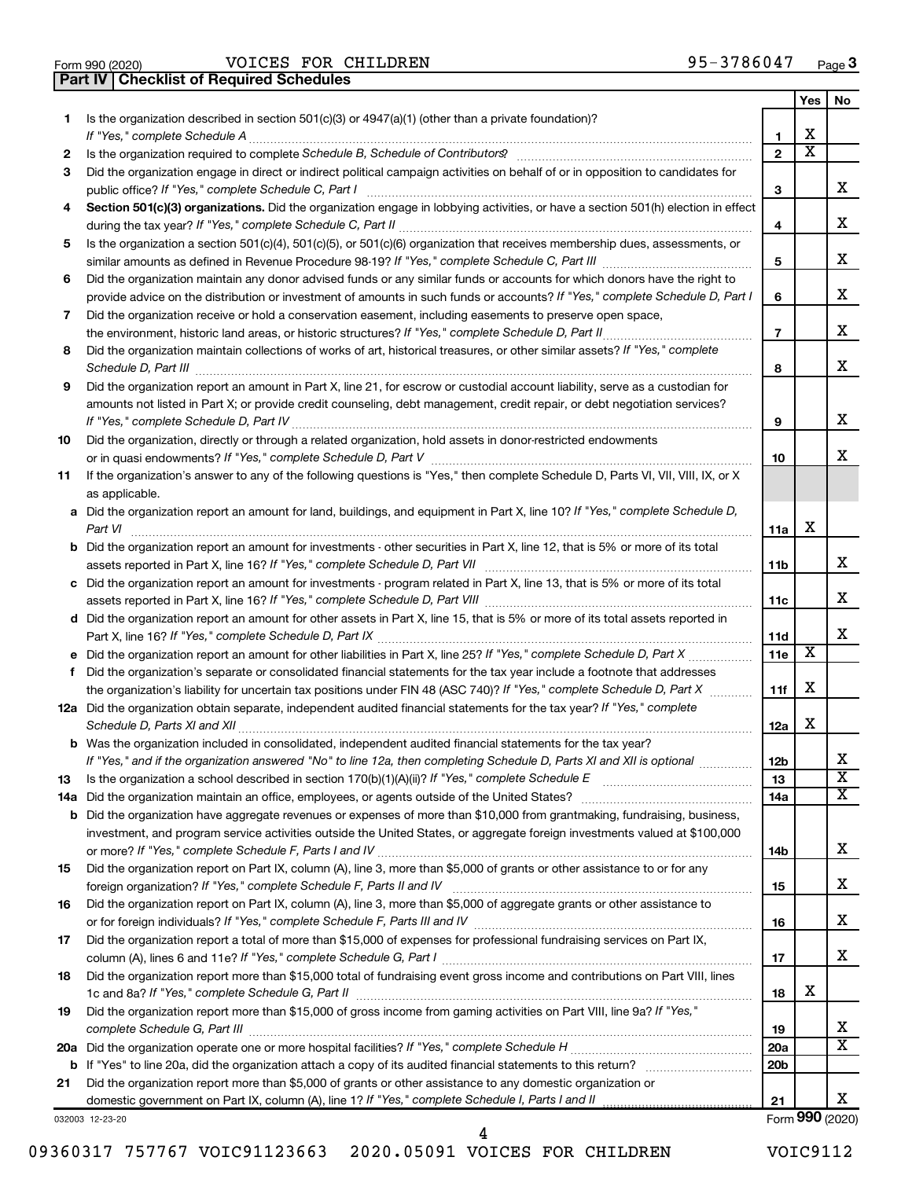Form 990 (2020) VOICES FOR CHILDREN 95-3786047

## Part IV | Checklist of Required Schedules

| | | | Yes | No |
|---|---|---|---|---|
| 1 | Is the organization described in section 501(c)(3) or 4947(a)(1) (other than a private foundation)? *If "Yes," complete Schedule A* | 1 | X | |
| 2 | Is the organization required to complete *Schedule B, Schedule of Contributors*? | 2 | X | |
| 3 | Did the organization engage in direct or indirect political campaign activities on behalf of or in opposition to candidates for public office? *If "Yes," complete Schedule C, Part I* | 3 | | X |
| 4 | **Section 501(c)(3) organizations.** Did the organization engage in lobbying activities, or have a section 501(h) election in effect during the tax year? *If "Yes," complete Schedule C, Part II* | 4 | | X |
| 5 | Is the organization a section 501(c)(4), 501(c)(5), or 501(c)(6) organization that receives membership dues, assessments, or similar amounts as defined in Revenue Procedure 98-19? *If "Yes," complete Schedule C, Part III* | 5 | | X |
| 6 | Did the organization maintain any donor advised funds or any similar funds or accounts for which donors have the right to provide advice on the distribution or investment of amounts in such funds or accounts? *If "Yes," complete Schedule D, Part I* | 6 | | X |
| 7 | Did the organization receive or hold a conservation easement, including easements to preserve open space, the environment, historic land areas, or historic structures? *If "Yes," complete Schedule D, Part II* | 7 | | X |
| 8 | Did the organization maintain collections of works of art, historical treasures, or other similar assets? *If "Yes," complete Schedule D, Part III* | 8 | | X |
| 9 | Did the organization report an amount in Part X, line 21, for escrow or custodial account liability, serve as a custodian for amounts not listed in Part X; or provide credit counseling, debt management, credit repair, or debt negotiation services? *If "Yes," complete Schedule D, Part IV* | 9 | | X |
| 10 | Did the organization, directly or through a related organization, hold assets in donor-restricted endowments or in quasi endowments? *If "Yes," complete Schedule D, Part V* | 10 | | X |
| 11 | If the organization's answer to any of the following questions is "Yes," then complete Schedule D, Parts VI, VII, VIII, IX, or X as applicable. | | | |
| a | Did the organization report an amount for land, buildings, and equipment in Part X, line 10? *If "Yes," complete Schedule D, Part VI* | 11a | X | |
| b | Did the organization report an amount for investments - other securities in Part X, line 12, that is 5% or more of its total assets reported in Part X, line 16? *If "Yes," complete Schedule D, Part VII* | 11b | | X |
| c | Did the organization report an amount for investments - program related in Part X, line 13, that is 5% or more of its total assets reported in Part X, line 16? *If "Yes," complete Schedule D, Part VIII* | 11c | | X |
| d | Did the organization report an amount for other assets in Part X, line 15, that is 5% or more of its total assets reported in Part X, line 16? *If "Yes," complete Schedule D, Part IX* | 11d | | X |
| e | Did the organization report an amount for other liabilities in Part X, line 25? *If "Yes," complete Schedule D, Part X* | 11e | X | |
| f | Did the organization's separate or consolidated financial statements for the tax year include a footnote that addresses the organization's liability for uncertain tax positions under FIN 48 (ASC 740)? *If "Yes," complete Schedule D, Part X* | 11f | X | |
| 12a | Did the organization obtain separate, independent audited financial statements for the tax year? *If "Yes," complete Schedule D, Parts XI and XII* | 12a | X | |
| b | Was the organization included in consolidated, independent audited financial statements for the tax year? *If "Yes," and if the organization answered "No" to line 12a, then completing Schedule D, Parts XI and XII is optional* | 12b | | X |
| 13 | Is the organization a school described in section 170(b)(1)(A)(ii)? *If "Yes," complete Schedule E* | 13 | | X |
| 14a | Did the organization maintain an office, employees, or agents outside of the United States? | 14a | | X |
| b | Did the organization have aggregate revenues or expenses of more than $10,000 from grantmaking, fundraising, business, investment, and program service activities outside the United States, or aggregate foreign investments valued at $100,000 or more? *If "Yes," complete Schedule F, Parts I and IV* | 14b | | X |
| 15 | Did the organization report on Part IX, column (A), line 3, more than $5,000 of grants or other assistance to or for any foreign organization? *If "Yes," complete Schedule F, Parts II and IV* | 15 | | X |
| 16 | Did the organization report on Part IX, column (A), line 3, more than $5,000 of aggregate grants or other assistance to or for foreign individuals? *If "Yes," complete Schedule F, Parts III and IV* | 16 | | X |
| 17 | Did the organization report a total of more than $15,000 of expenses for professional fundraising services on Part IX, column (A), lines 6 and 11e? *If "Yes," complete Schedule G, Part I* | 17 | | X |
| 18 | Did the organization report more than $15,000 total of fundraising event gross income and contributions on Part VIII, lines 1c and 8a? *If "Yes," complete Schedule G, Part II* | 18 | X | |
| 19 | Did the organization report more than $15,000 of gross income from gaming activities on Part VIII, line 9a? *If "Yes," complete Schedule G, Part III* | 19 | | X |
| 20a | Did the organization operate one or more hospital facilities? *If "Yes," complete Schedule H* | 20a | | X |
| b | If "Yes" to line 20a, did the organization attach a copy of its audited financial statements to this return? | 20b | | |
| 21 | Did the organization report more than $5,000 of grants or other assistance to any domestic organization or domestic government on Part IX, column (A), line 1? *If "Yes," complete Schedule I, Parts I and II* | 21 | | X |

032003 12-23-20

Form **990** (2020)

09360317 757767 VOIC91123663 2020.05091 VOICES FOR CHILDREN VOIC9112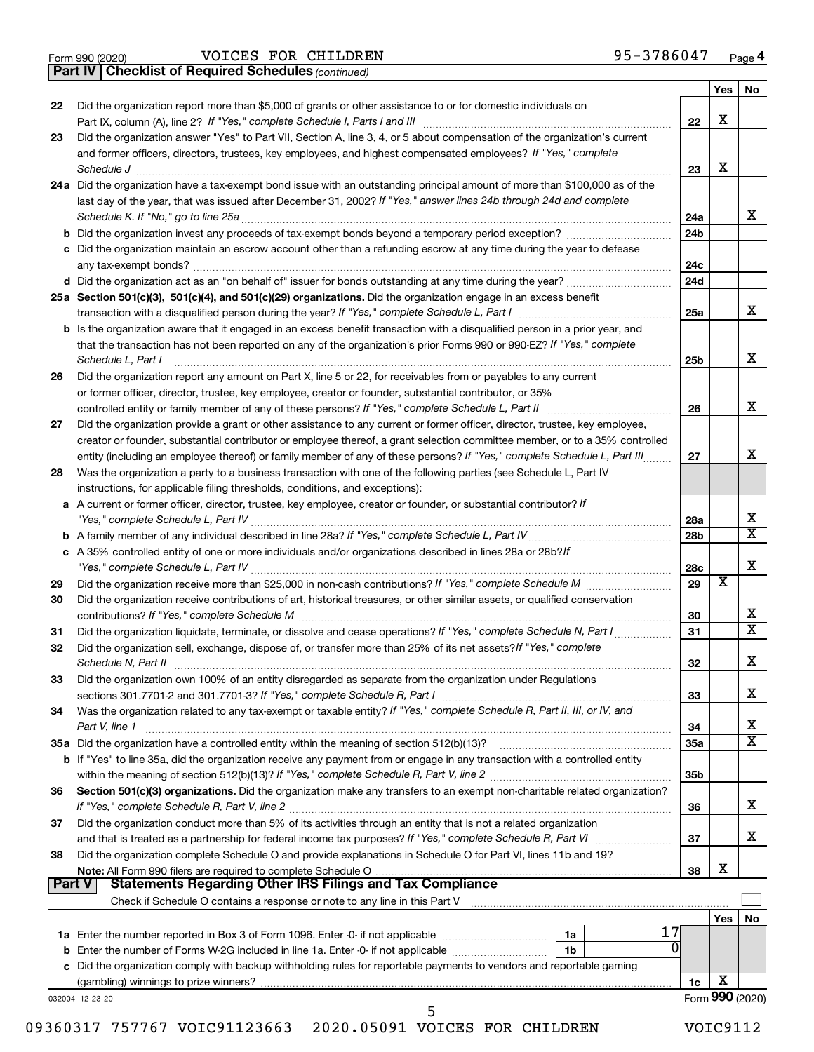Form 990 (2020) VOICES FOR CHILDREN 95-3786047 Page 4

**Part IV | Checklist of Required Schedules** *(continued)*

| | | | Yes | No |
|---|---|---|---|---|
| 22 | Did the organization report more than $5,000 of grants or other assistance to or for domestic individuals on Part IX, column (A), line 2? *If "Yes," complete Schedule I, Parts I and III* | 22 | X | |
| 23 | Did the organization answer "Yes" to Part VII, Section A, line 3, 4, or 5 about compensation of the organization's current and former officers, directors, trustees, key employees, and highest compensated employees? *If "Yes," complete Schedule J* | 23 | X | |
| 24a | Did the organization have a tax-exempt bond issue with an outstanding principal amount of more than $100,000 as of the last day of the year, that was issued after December 31, 2002? *If "Yes," answer lines 24b through 24d and complete Schedule K. If "No," go to line 25a* | 24a | | X |
| b | Did the organization invest any proceeds of tax-exempt bonds beyond a temporary period exception? | 24b | | |
| c | Did the organization maintain an escrow account other than a refunding escrow at any time during the year to defease any tax-exempt bonds? | 24c | | |
| d | Did the organization act as an "on behalf of" issuer for bonds outstanding at any time during the year? | 24d | | |
| 25a | **Section 501(c)(3), 501(c)(4), and 501(c)(29) organizations.** Did the organization engage in an excess benefit transaction with a disqualified person during the year? *If "Yes," complete Schedule L, Part I* | 25a | | X |
| b | Is the organization aware that it engaged in an excess benefit transaction with a disqualified person in a prior year, and that the transaction has not been reported on any of the organization's prior Forms 990 or 990-EZ? *If "Yes," complete Schedule L, Part I* | 25b | | X |
| 26 | Did the organization report any amount on Part X, line 5 or 22, for receivables from or payables to any current or former officer, director, trustee, key employee, creator or founder, substantial contributor, or 35% controlled entity or family member of any of these persons? *If "Yes," complete Schedule L, Part II* | 26 | | X |
| 27 | Did the organization provide a grant or other assistance to any current or former officer, director, trustee, key employee, creator or founder, substantial contributor or employee thereof, a grant selection committee member, or to a 35% controlled entity (including an employee thereof) or family member of any of these persons? *If "Yes," complete Schedule L, Part III* | 27 | | X |
| 28 | Was the organization a party to a business transaction with one of the following parties (see Schedule L, Part IV instructions, for applicable filing thresholds, conditions, and exceptions): | | | |
| a | A current or former officer, director, trustee, key employee, creator or founder, or substantial contributor? *If "Yes," complete Schedule L, Part IV* | 28a | | X |
| b | A family member of any individual described in line 28a? *If "Yes," complete Schedule L, Part IV* | 28b | | X |
| c | A 35% controlled entity of one or more individuals and/or organizations described in lines 28a or 28b? *If "Yes," complete Schedule L, Part IV* | 28c | | X |
| 29 | Did the organization receive more than $25,000 in non-cash contributions? *If "Yes," complete Schedule M* | 29 | X | |
| 30 | Did the organization receive contributions of art, historical treasures, or other similar assets, or qualified conservation contributions? *If "Yes," complete Schedule M* | 30 | | X |
| 31 | Did the organization liquidate, terminate, or dissolve and cease operations? *If "Yes," complete Schedule N, Part I* | 31 | | X |
| 32 | Did the organization sell, exchange, dispose of, or transfer more than 25% of its net assets? *If "Yes," complete Schedule N, Part II* | 32 | | X |
| 33 | Did the organization own 100% of an entity disregarded as separate from the organization under Regulations sections 301.7701-2 and 301.7701-3? *If "Yes," complete Schedule R, Part I* | 33 | | X |
| 34 | Was the organization related to any tax-exempt or taxable entity? *If "Yes," complete Schedule R, Part II, III, or IV, and Part V, line 1* | 34 | | X |
| 35a | Did the organization have a controlled entity within the meaning of section 512(b)(13)? | 35a | | X |
| b | If "Yes" to line 35a, did the organization receive any payment from or engage in any transaction with a controlled entity within the meaning of section 512(b)(13)? *If "Yes," complete Schedule R, Part V, line 2* | 35b | | |
| 36 | **Section 501(c)(3) organizations.** Did the organization make any transfers to an exempt non-charitable related organization? *If "Yes," complete Schedule R, Part V, line 2* | 36 | | X |
| 37 | Did the organization conduct more than 5% of its activities through an entity that is not a related organization and that is treated as a partnership for federal income tax purposes? *If "Yes," complete Schedule R, Part VI* | 37 | | X |
| 38 | Did the organization complete Schedule O and provide explanations in Schedule O for Part VI, lines 11b and 19? **Note:** All Form 990 filers are required to complete Schedule O | 38 | X | |

**Part V | Statements Regarding Other IRS Filings and Tax Compliance**

Check if Schedule O contains a response or note to any line in this Part V ☐

| | | | | | Yes | No |
|---|---|---|---|---|---|---|
| 1a | Enter the number reported in Box 3 of Form 1096. Enter -0- if not applicable | 1a | 17 | | | |
| b | Enter the number of Forms W-2G included in line 1a. Enter -0- if not applicable | 1b | 0 | | | |
| c | Did the organization comply with backup withholding rules for reportable payments to vendors and reportable gaming (gambling) winnings to prize winners? | | | 1c | X | |

032004 12-23-20 Form **990** (2020)

09360317 757767 VOIC91123663 2020.05091 VOICES FOR CHILDREN VOIC9112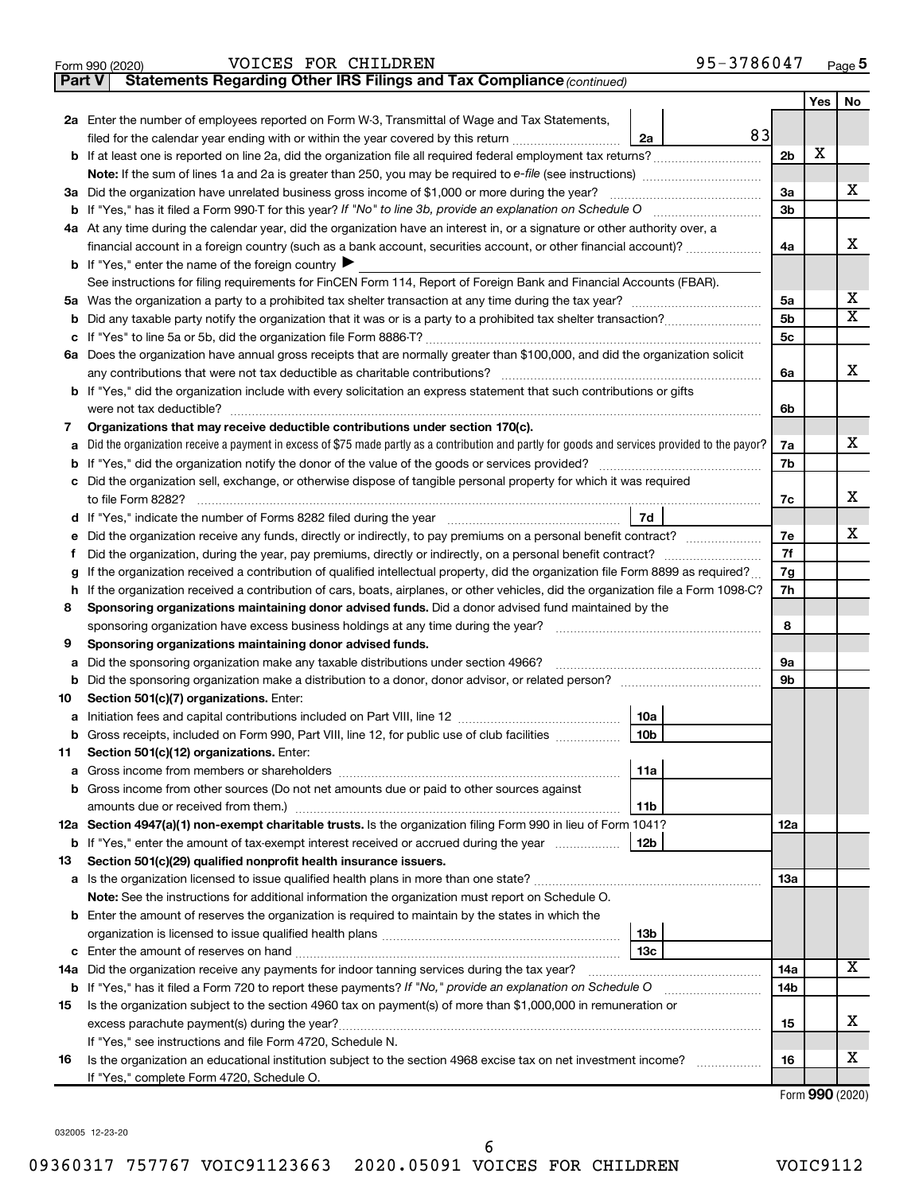Form 990 (2020) VOICES FOR CHILDREN 95-3786047 Page 5

**Part V Statements Regarding Other IRS Filings and Tax Compliance** *(continued)*

| | | | | | Yes | No |
|---|---|---|---|---|---|---|
| **2a** | Enter the number of employees reported on Form W-3, Transmittal of Wage and Tax Statements, filed for the calendar year ending with or within the year covered by this return | 2a | 83 | | | |
| **b** | If at least one is reported on line 2a, did the organization file all required federal employment tax returns? | | | 2b | X | |
| | **Note:** If the sum of lines 1a and 2a is greater than 250, you may be required to *e-file* (see instructions) | | | | | |
| **3a** | Did the organization have unrelated business gross income of $1,000 or more during the year? | | | 3a | | X |
| **b** | If "Yes," has it filed a Form 990-T for this year? *If "No" to line 3b, provide an explanation on Schedule O* | | | 3b | | |
| **4a** | At any time during the calendar year, did the organization have an interest in, or a signature or other authority over, a financial account in a foreign country (such as a bank account, securities account, or other financial account)? | | | 4a | | X |
| **b** | If "Yes," enter the name of the foreign country ▶ | | | | | |
| | See instructions for filing requirements for FinCEN Form 114, Report of Foreign Bank and Financial Accounts (FBAR). | | | | | |
| **5a** | Was the organization a party to a prohibited tax shelter transaction at any time during the tax year? | | | 5a | | X |
| **b** | Did any taxable party notify the organization that it was or is a party to a prohibited tax shelter transaction? | | | 5b | | X |
| **c** | If "Yes" to line 5a or 5b, did the organization file Form 8886-T? | | | 5c | | |
| **6a** | Does the organization have annual gross receipts that are normally greater than $100,000, and did the organization solicit any contributions that were not tax deductible as charitable contributions? | | | 6a | | X |
| **b** | If "Yes," did the organization include with every solicitation an express statement that such contributions or gifts were not tax deductible? | | | 6b | | |
| **7** | **Organizations that may receive deductible contributions under section 170(c).** | | | | | |
| **a** | Did the organization receive a payment in excess of $75 made partly as a contribution and partly for goods and services provided to the payor? | | | 7a | | X |
| **b** | If "Yes," did the organization notify the donor of the value of the goods or services provided? | | | 7b | | |
| **c** | Did the organization sell, exchange, or otherwise dispose of tangible personal property for which it was required to file Form 8282? | | | 7c | | X |
| **d** | If "Yes," indicate the number of Forms 8282 filed during the year | 7d | | | | |
| **e** | Did the organization receive any funds, directly or indirectly, to pay premiums on a personal benefit contract? | | | 7e | | X |
| **f** | Did the organization, during the year, pay premiums, directly or indirectly, on a personal benefit contract? | | | 7f | | |
| **g** | If the organization received a contribution of qualified intellectual property, did the organization file Form 8899 as required? | | | 7g | | |
| **h** | If the organization received a contribution of cars, boats, airplanes, or other vehicles, did the organization file a Form 1098-C? | | | 7h | | |
| **8** | **Sponsoring organizations maintaining donor advised funds.** Did a donor advised fund maintained by the sponsoring organization have excess business holdings at any time during the year? | | | 8 | | |
| **9** | **Sponsoring organizations maintaining donor advised funds.** | | | | | |
| **a** | Did the sponsoring organization make any taxable distributions under section 4966? | | | 9a | | |
| **b** | Did the sponsoring organization make a distribution to a donor, donor advisor, or related person? | | | 9b | | |
| **10** | **Section 501(c)(7) organizations.** Enter: | | | | | |
| **a** | Initiation fees and capital contributions included on Part VIII, line 12 | 10a | | | | |
| **b** | Gross receipts, included on Form 990, Part VIII, line 12, for public use of club facilities | 10b | | | | |
| **11** | **Section 501(c)(12) organizations.** Enter: | | | | | |
| **a** | Gross income from members or shareholders | 11a | | | | |
| **b** | Gross income from other sources (Do not net amounts due or paid to other sources against amounts due or received from them.) | 11b | | | | |
| **12a** | **Section 4947(a)(1) non-exempt charitable trusts.** Is the organization filing Form 990 in lieu of Form 1041? | | | 12a | | |
| **b** | If "Yes," enter the amount of tax-exempt interest received or accrued during the year | 12b | | | | |
| **13** | **Section 501(c)(29) qualified nonprofit health insurance issuers.** | | | | | |
| **a** | Is the organization licensed to issue qualified health plans in more than one state? | | | 13a | | |
| | **Note:** See the instructions for additional information the organization must report on Schedule O. | | | | | |
| **b** | Enter the amount of reserves the organization is required to maintain by the states in which the organization is licensed to issue qualified health plans | 13b | | | | |
| **c** | Enter the amount of reserves on hand | 13c | | | | |
| **14a** | Did the organization receive any payments for indoor tanning services during the tax year? | | | 14a | | X |
| **b** | If "Yes," has it filed a Form 720 to report these payments? *If "No," provide an explanation on Schedule O* | | | 14b | | |
| **15** | Is the organization subject to the section 4960 tax on payment(s) of more than $1,000,000 in remuneration or excess parachute payment(s) during the year? | | | 15 | | X |
| | If "Yes," see instructions and file Form 4720, Schedule N. | | | | | |
| **16** | Is the organization an educational institution subject to the section 4968 excise tax on net investment income? | | | 16 | | X |
| | If "Yes," complete Form 4720, Schedule O. | | | | | |

Form **990** (2020)

032005 12-23-20

09360317 757767 VOIC91123663 2020.05091 VOICES FOR CHILDREN VOIC9112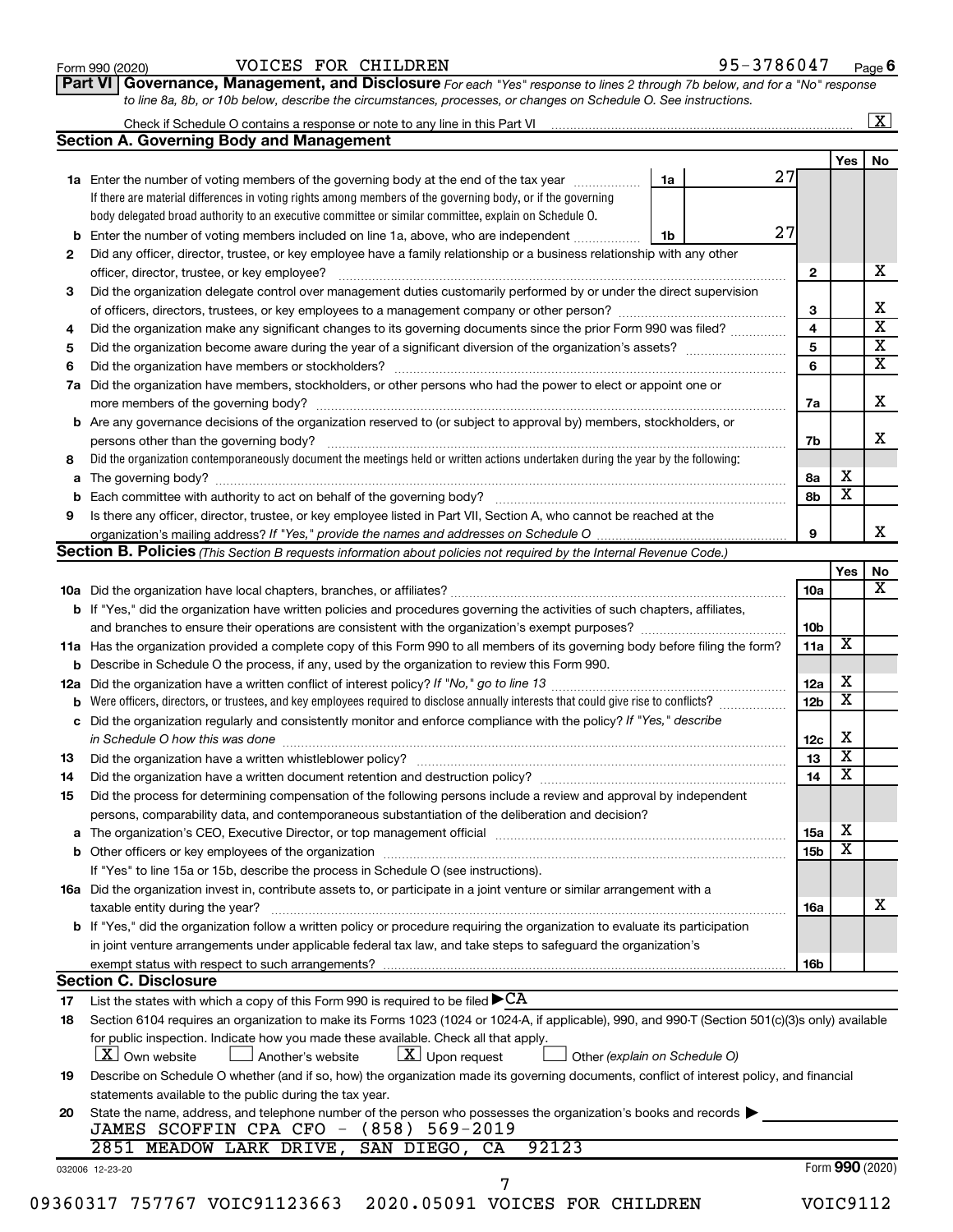Form 990 (2020) VOICES FOR CHILDREN 95-3786047 Page 6

**Part VI Governance, Management, and Disclosure** *For each "Yes" response to lines 2 through 7b below, and for a "No" response to line 8a, 8b, or 10b below, describe the circumstances, processes, or changes on Schedule O. See instructions.*

Check if Schedule O contains a response or note to any line in this Part VI ... [X]

## Section A. Governing Body and Management

| | | | | Yes | No |
|---|---|---|---|---|---|
| **1a** | Enter the number of voting members of the governing body at the end of the tax year. If there are material differences in voting rights among members of the governing body, or if the governing body delegated broad authority to an executive committee or similar committee, explain on Schedule O. | 1a: 27 | | | |
| **b** | Enter the number of voting members included on line 1a, above, who are independent | 1b: 27 | | | |
| **2** | Did any officer, director, trustee, or key employee have a family relationship or a business relationship with any other officer, director, trustee, or key employee? | | 2 | | X |
| **3** | Did the organization delegate control over management duties customarily performed by or under the direct supervision of officers, directors, trustees, or key employees to a management company or other person? | | 3 | | X |
| **4** | Did the organization make any significant changes to its governing documents since the prior Form 990 was filed? | | 4 | | X |
| **5** | Did the organization become aware during the year of a significant diversion of the organization's assets? | | 5 | | X |
| **6** | Did the organization have members or stockholders? | | 6 | | X |
| **7a** | Did the organization have members, stockholders, or other persons who had the power to elect or appoint one or more members of the governing body? | | 7a | | X |
| **b** | Are any governance decisions of the organization reserved to (or subject to approval by) members, stockholders, or persons other than the governing body? | | 7b | | X |
| **8** | Did the organization contemporaneously document the meetings held or written actions undertaken during the year by the following: | | | | |
| **a** | The governing body? | | 8a | X | |
| **b** | Each committee with authority to act on behalf of the governing body? | | 8b | X | |
| **9** | Is there any officer, director, trustee, or key employee listed in Part VII, Section A, who cannot be reached at the organization's mailing address? *If "Yes," provide the names and addresses on Schedule O* | | 9 | | X |

## Section B. Policies *(This Section B requests information about policies not required by the Internal Revenue Code.)*

| | | | Yes | No |
|---|---|---|---|---|
| **10a** | Did the organization have local chapters, branches, or affiliates? | 10a | | X |
| **b** | If "Yes," did the organization have written policies and procedures governing the activities of such chapters, affiliates, and branches to ensure their operations are consistent with the organization's exempt purposes? | 10b | | |
| **11a** | Has the organization provided a complete copy of this Form 990 to all members of its governing body before filing the form? | 11a | X | |
| **b** | Describe in Schedule O the process, if any, used by the organization to review this Form 990. | | | |
| **12a** | Did the organization have a written conflict of interest policy? *If "No," go to line 13* | 12a | X | |
| **b** | Were officers, directors, or trustees, and key employees required to disclose annually interests that could give rise to conflicts? | 12b | X | |
| **c** | Did the organization regularly and consistently monitor and enforce compliance with the policy? *If "Yes," describe in Schedule O how this was done* | 12c | X | |
| **13** | Did the organization have a written whistleblower policy? | 13 | X | |
| **14** | Did the organization have a written document retention and destruction policy? | 14 | X | |
| **15** | Did the process for determining compensation of the following persons include a review and approval by independent persons, comparability data, and contemporaneous substantiation of the deliberation and decision? | | | |
| **a** | The organization's CEO, Executive Director, or top management official | 15a | X | |
| **b** | Other officers or key employees of the organization | 15b | X | |
| | If "Yes" to line 15a or 15b, describe the process in Schedule O (see instructions). | | | |
| **16a** | Did the organization invest in, contribute assets to, or participate in a joint venture or similar arrangement with a taxable entity during the year? | 16a | | X |
| **b** | If "Yes," did the organization follow a written policy or procedure requiring the organization to evaluate its participation in joint venture arrangements under applicable federal tax law, and take steps to safeguard the organization's exempt status with respect to such arrangements? | 16b | | |

## Section C. Disclosure

**17** List the states with which a copy of this Form 990 is required to be filed ▶ CA

**18** Section 6104 requires an organization to make its Forms 1023 (1024 or 1024-A, if applicable), 990, and 990-T (Section 501(c)(3)s only) available for public inspection. Indicate how you made these available. Check all that apply.

[X] Own website [ ] Another's website [X] Upon request [ ] Other *(explain on Schedule O)*

**19** Describe on Schedule O whether (and if so, how) the organization made its governing documents, conflict of interest policy, and financial statements available to the public during the tax year.

**20** State the name, address, and telephone number of the person who possesses the organization's books and records ▶

JAMES SCOFFIN CPA CFO - (858) 569-2019
2851 MEADOW LARK DRIVE, SAN DIEGO, CA 92123

032006 12-23-20 Form **990** (2020)

09360317 757767 VOIC91123663 2020.05091 VOICES FOR CHILDREN VOIC9112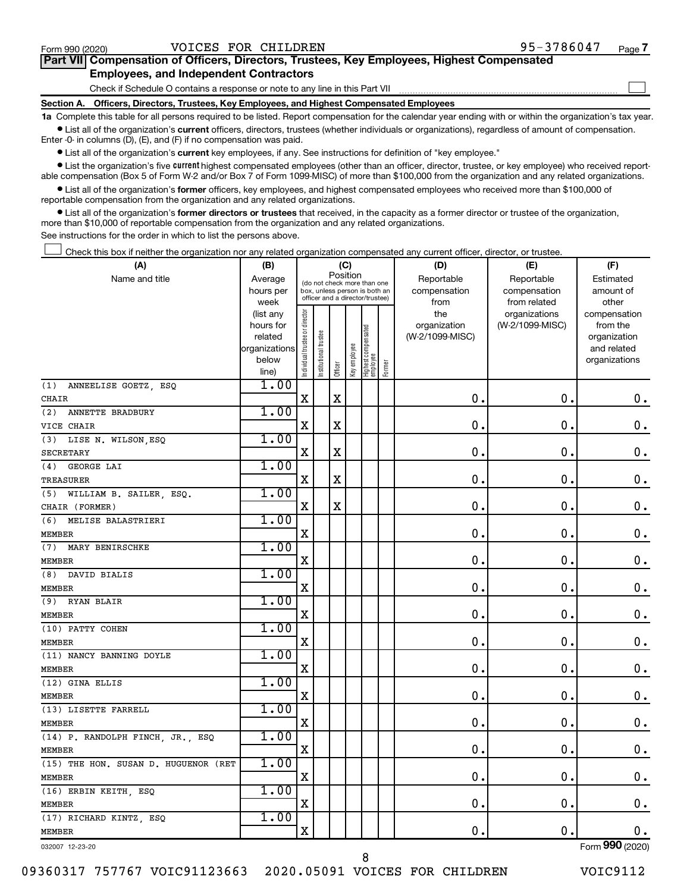Form 990 (2020) VOICES FOR CHILDREN 95-3786047 Page 7

**Part VII Compensation of Officers, Directors, Trustees, Key Employees, Highest Compensated Employees, and Independent Contractors**

Check if Schedule O contains a response or note to any line in this Part VII ☐

**Section A. Officers, Directors, Trustees, Key Employees, and Highest Compensated Employees**

**1a** Complete this table for all persons required to be listed. Report compensation for the calendar year ending with or within the organization's tax year.

- List all of the organization's **current** officers, directors, trustees (whether individuals or organizations), regardless of amount of compensation. Enter -0- in columns (D), (E), and (F) if no compensation was paid.
- List all of the organization's **current** key employees, if any. See instructions for definition of "key employee."
- List the organization's five **current** highest compensated employees (other than an officer, director, trustee, or key employee) who received reportable compensation (Box 5 of Form W-2 and/or Box 7 of Form 1099-MISC) of more than $100,000 from the organization and any related organizations.
- List all of the organization's **former** officers, key employees, and highest compensated employees who received more than $100,000 of reportable compensation from the organization and any related organizations.
- List all of the organization's **former directors or trustees** that received, in the capacity as a former director or trustee of the organization, more than $10,000 of reportable compensation from the organization and any related organizations.

See instructions for the order in which to list the persons above.

☐ Check this box if neither the organization nor any related organization compensated any current officer, director, or trustee.

| (A) Name and title | (B) Average hours per week (list any hours for related organizations below line) | (C) Position: Individual trustee or director | Institutional trustee | Officer | Key employee | Highest compensated employee | Former | (D) Reportable compensation from the organization (W-2/1099-MISC) | (E) Reportable compensation from related organizations (W-2/1099-MISC) | (F) Estimated amount of other compensation from the organization and related organizations |
|---|---|---|---|---|---|---|---|---|---|---|
| (1) ANNEELISE GOETZ, ESQ<br>CHAIR | 1.00 | X | | X | | | | 0. | 0. | 0. |
| (2) ANNETTE BRADBURY<br>VICE CHAIR | 1.00 | X | | X | | | | 0. | 0. | 0. |
| (3) LISE N. WILSON,ESQ<br>SECRETARY | 1.00 | X | | X | | | | 0. | 0. | 0. |
| (4) GEORGE LAI<br>TREASURER | 1.00 | X | | X | | | | 0. | 0. | 0. |
| (5) WILLIAM B. SAILER, ESQ.<br>CHAIR (FORMER) | 1.00 | X | | X | | | | 0. | 0. | 0. |
| (6) MELISE BALASTRIERI<br>MEMBER | 1.00 | X | | | | | | 0. | 0. | 0. |
| (7) MARY BENIRSCHKE<br>MEMBER | 1.00 | X | | | | | | 0. | 0. | 0. |
| (8) DAVID BIALIS<br>MEMBER | 1.00 | X | | | | | | 0. | 0. | 0. |
| (9) RYAN BLAIR<br>MEMBER | 1.00 | X | | | | | | 0. | 0. | 0. |
| (10) PATTY COHEN<br>MEMBER | 1.00 | X | | | | | | 0. | 0. | 0. |
| (11) NANCY BANNING DOYLE<br>MEMBER | 1.00 | X | | | | | | 0. | 0. | 0. |
| (12) GINA ELLIS<br>MEMBER | 1.00 | X | | | | | | 0. | 0. | 0. |
| (13) LISETTE FARRELL<br>MEMBER | 1.00 | X | | | | | | 0. | 0. | 0. |
| (14) P. RANDOLPH FINCH, JR., ESQ<br>MEMBER | 1.00 | X | | | | | | 0. | 0. | 0. |
| (15) THE HON. SUSAN D. HUGUENOR (RET<br>MEMBER | 1.00 | X | | | | | | 0. | 0. | 0. |
| (16) ERBIN KEITH, ESQ<br>MEMBER | 1.00 | X | | | | | | 0. | 0. | 0. |
| (17) RICHARD KINTZ, ESQ<br>MEMBER | 1.00 | X | | | | | | 0. | 0. | 0. |

032007 12-23-20 Form 990 (2020)

09360317 757767 VOIC91123663 2020.05091 VOICES FOR CHILDREN VOIC9112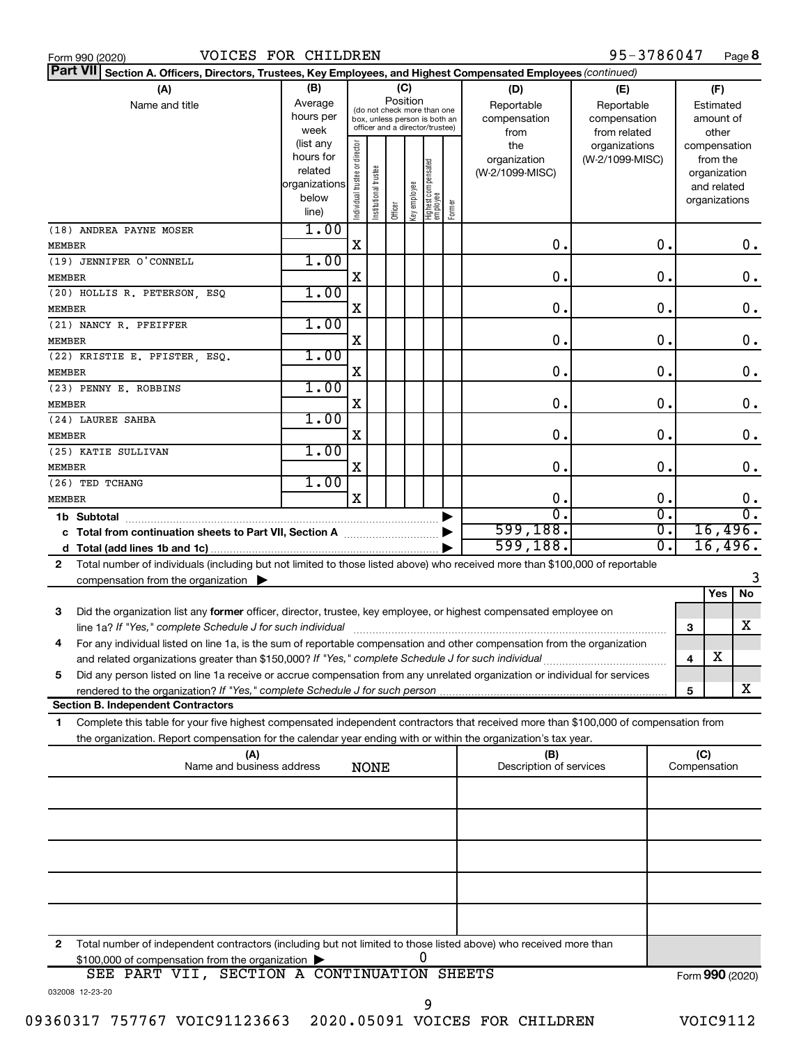Form 990 (2020) VOICES FOR CHILDREN 95-3786047 Page 8

**Part VII Section A. Officers, Directors, Trustees, Key Employees, and Highest Compensated Employees** *(continued)*

| (A) Name and title | (B) Average hours per week (list any hours for related organizations below line) | (C) Position: Individual trustee or director | Institutional trustee | Officer | Key employee | Highest compensated employee | Former | (D) Reportable compensation from the organization (W-2/1099-MISC) | (E) Reportable compensation from related organizations (W-2/1099-MISC) | (F) Estimated amount of other compensation from the organization and related organizations |
|---|---|---|---|---|---|---|---|---|---|---|
| (18) ANDREA PAYNE MOSER<br>MEMBER | 1.00 | X | | | | | | 0. | 0. | 0. |
| (19) JENNIFER O'CONNELL<br>MEMBER | 1.00 | X | | | | | | 0. | 0. | 0. |
| (20) HOLLIS R. PETERSON, ESQ<br>MEMBER | 1.00 | X | | | | | | 0. | 0. | 0. |
| (21) NANCY R. PFEIFFER<br>MEMBER | 1.00 | X | | | | | | 0. | 0. | 0. |
| (22) KRISTIE E. PFISTER, ESQ.<br>MEMBER | 1.00 | X | | | | | | 0. | 0. | 0. |
| (23) PENNY E. ROBBINS<br>MEMBER | 1.00 | X | | | | | | 0. | 0. | 0. |
| (24) LAUREE SAHBA<br>MEMBER | 1.00 | X | | | | | | 0. | 0. | 0. |
| (25) KATIE SULLIVAN<br>MEMBER | 1.00 | X | | | | | | 0. | 0. | 0. |
| (26) TED TCHANG<br>MEMBER | 1.00 | X | | | | | | 0. | 0. | 0. |
| **1b Subtotal** | | | | | | | | 0. | 0. | 0. |
| **c Total from continuation sheets to Part VII, Section A** | | | | | | | | 599,188. | 0. | 16,496. |
| **d Total (add lines 1b and 1c)** | | | | | | | | 599,188. | 0. | 16,496. |

**2** Total number of individuals (including but not limited to those listed above) who received more than $100,000 of reportable compensation from the organization ▶ 3

| | | Yes | No |
|---|---|---|---|
| **3** Did the organization list any **former** officer, director, trustee, key employee, or highest compensated employee on line 1a? *If "Yes," complete Schedule J for such individual* | 3 | | X |
| **4** For any individual listed on line 1a, is the sum of reportable compensation and other compensation from the organization and related organizations greater than $150,000? *If "Yes," complete Schedule J for such individual* | 4 | X | |
| **5** Did any person listed on line 1a receive or accrue compensation from any unrelated organization or individual for services rendered to the organization? *If "Yes," complete Schedule J for such person* | 5 | | X |

**Section B. Independent Contractors**

**1** Complete this table for your five highest compensated independent contractors that received more than $100,000 of compensation from the organization. Report compensation for the calendar year ending with or within the organization's tax year.

| (A) Name and business address | (B) Description of services | (C) Compensation |
|---|---|---|
| NONE | | |
| | | |
| | | |
| | | |
| | | |

**2** Total number of independent contractors (including but not limited to those listed above) who received more than $100,000 of compensation from the organization ▶ 0

SEE PART VII, SECTION A CONTINUATION SHEETS

Form **990** (2020)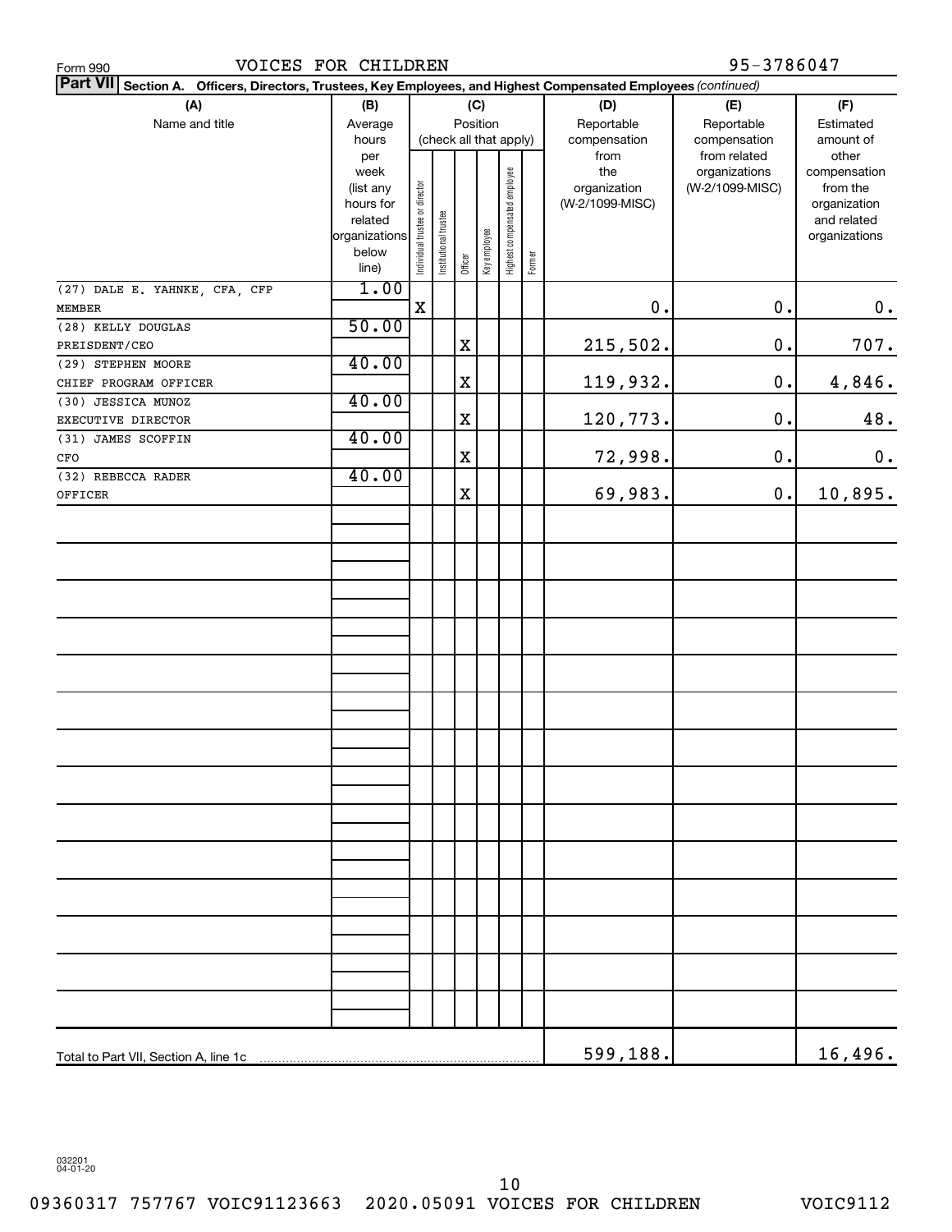Form 990 VOICES FOR CHILDREN 95-3786047

**Part VII Section A. Officers, Directors, Trustees, Key Employees, and Highest Compensated Employees** *(continued)*

| (A) Name and title | (B) Average hours per week (list any hours for related organizations below line) | (C) Position (check all that apply): Individual trustee or director | Institutional trustee | Officer | Key employee | Highest compensated employee | Former | (D) Reportable compensation from the organization (W-2/1099-MISC) | (E) Reportable compensation from related organizations (W-2/1099-MISC) | (F) Estimated amount of other compensation from the organization and related organizations |
|---|---|---|---|---|---|---|---|---|---|---|
| (27) DALE E. YAHNKE, CFA, CFP MEMBER | 1.00 | X | | | | | | 0. | 0. | 0. |
| (28) KELLY DOUGLAS PREISDENT/CEO | 50.00 | | | X | | | | 215,502. | 0. | 707. |
| (29) STEPHEN MOORE CHIEF PROGRAM OFFICER | 40.00 | | | X | | | | 119,932. | 0. | 4,846. |
| (30) JESSICA MUNOZ EXECUTIVE DIRECTOR | 40.00 | | | X | | | | 120,773. | 0. | 48. |
| (31) JAMES SCOFFIN CFO | 40.00 | | | X | | | | 72,998. | 0. | 0. |
| (32) REBECCA RADER OFFICER | 40.00 | | | X | | | | 69,983. | 0. | 10,895. |
| Total to Part VII, Section A, line 1c | | | | | | | | 599,188. | | 16,496. |

032201 04-01-20

09360317 757767 VOIC91123663 2020.05091 VOICES FOR CHILDREN VOIC9112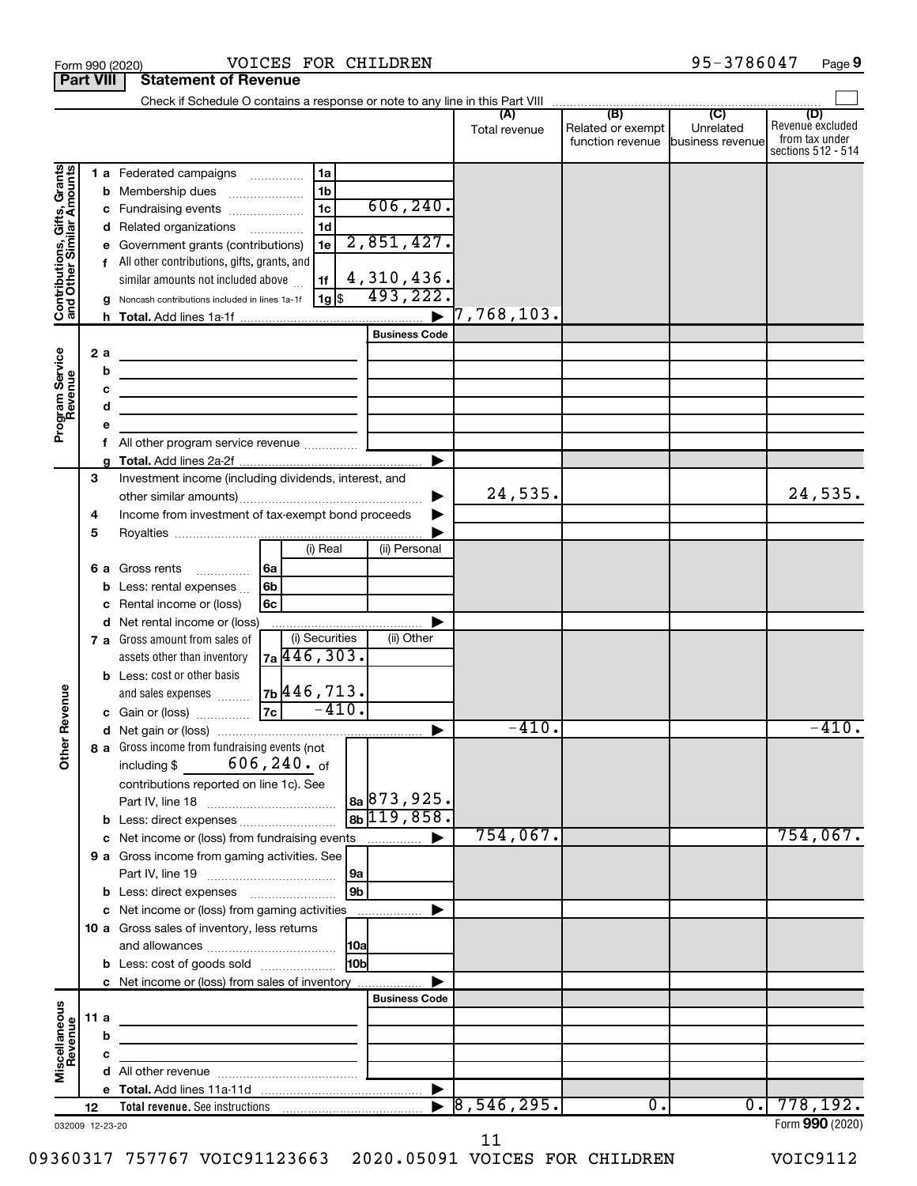Form 990 (2020) VOICES FOR CHILDREN 95-3786047 Page **9**

**Part VIII Statement of Revenue**

Check if Schedule O contains a response or note to any line in this Part VIII ☐

| | | | (A) Total revenue | (B) Related or exempt function revenue | (C) Unrelated business revenue | (D) Revenue excluded from tax under sections 512 - 514 |
|---|---|---|---|---|---|---|
| **Contributions, Gifts, Grants and Other Similar Amounts** | 1 a Federated campaigns | 1a | | | | |
| | b Membership dues | 1b | | | | |
| | c Fundraising events | 1c 606,240. | | | | |
| | d Related organizations | 1d | | | | |
| | e Government grants (contributions) | 1e 2,851,427. | | | | |
| | f All other contributions, gifts, grants, and similar amounts not included above | 1f 4,310,436. | | | | |
| | g Noncash contributions included in lines 1a-1f | 1g $ 493,222. | | | | |
| | h **Total.** Add lines 1a-1f | ▶ | 7,768,103. | | | |
| **Program Service Revenue** | | Business Code | | | | |
| | 2 a | | | | | |
| | b | | | | | |
| | c | | | | | |
| | d | | | | | |
| | e | | | | | |
| | f All other program service revenue | | | | | |
| | g **Total.** Add lines 2a-2f | ▶ | | | | |
| **Other Revenue** | 3 Investment income (including dividends, interest, and other similar amounts) | ▶ | 24,535. | | | 24,535. |
| | 4 Income from investment of tax-exempt bond proceeds | ▶ | | | | |
| | 5 Royalties | ▶ | | | | |
| | | (i) Real / (ii) Personal | | | | |
| | 6 a Gross rents | 6a | | | | |
| | b Less: rental expenses | 6b | | | | |
| | c Rental income or (loss) | 6c | | | | |
| | d Net rental income or (loss) | ▶ | | | | |
| | | (i) Securities / (ii) Other | | | | |
| | 7 a Gross amount from sales of assets other than inventory | 7a 446,303. | | | | |
| | b Less: cost or other basis and sales expenses | 7b 446,713. | | | | |
| | c Gain or (loss) | 7c -410. | | | | |
| | d Net gain or (loss) | ▶ | -410. | | | -410. |
| | 8 a Gross income from fundraising events (not including $ 606,240. of contributions reported on line 1c). See Part IV, line 18 | 8a 873,925. | | | | |
| | b Less: direct expenses | 8b 119,858. | | | | |
| | c Net income or (loss) from fundraising events | ▶ | 754,067. | | | 754,067. |
| | 9 a Gross income from gaming activities. See Part IV, line 19 | 9a | | | | |
| | b Less: direct expenses | 9b | | | | |
| | c Net income or (loss) from gaming activities | ▶ | | | | |
| | 10 a Gross sales of inventory, less returns and allowances | 10a | | | | |
| | b Less: cost of goods sold | 10b | | | | |
| | c Net income or (loss) from sales of inventory | ▶ | | | | |
| **Miscellaneous Revenue** | | Business Code | | | | |
| | 11 a | | | | | |
| | b | | | | | |
| | c | | | | | |
| | d All other revenue | | | | | |
| | e **Total.** Add lines 11a-11d | ▶ | | | | |
| | 12 **Total revenue.** See instructions | ▶ | 8,546,295. | 0. | 0. | 778,192. |

032009 12-23-20

Form **990** (2020)

09360317 757767 VOIC91123663 2020.05091 VOICES FOR CHILDREN VOIC9112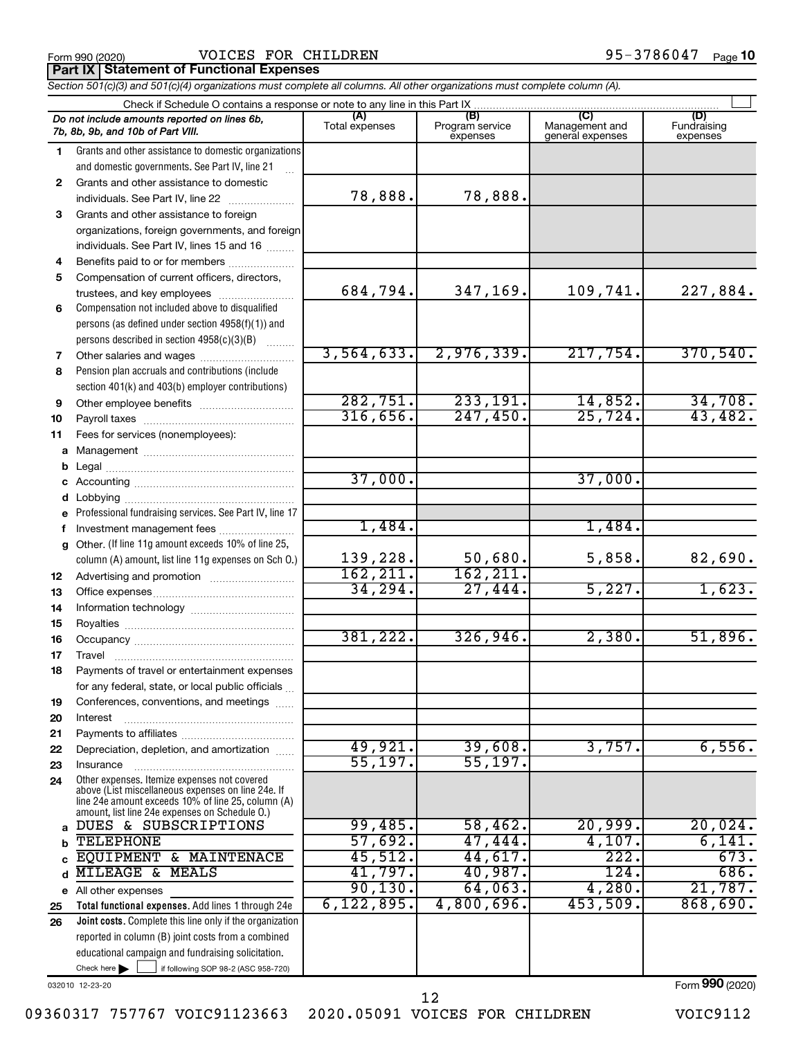Form 990 (2020) VOICES FOR CHILDREN 95-3786047 Page 10

**Part IX Statement of Functional Expenses**

*Section 501(c)(3) and 501(c)(4) organizations must complete all columns. All other organizations must complete column (A).*

Check if Schedule O contains a response or note to any line in this Part IX

| | *Do not include amounts reported on lines 6b, 7b, 8b, 9b, and 10b of Part VIII.* | (A) Total expenses | (B) Program service expenses | (C) Management and general expenses | (D) Fundraising expenses |
|---|---|---|---|---|---|
| 1 | Grants and other assistance to domestic organizations and domestic governments. See Part IV, line 21 | | | | |
| 2 | Grants and other assistance to domestic individuals. See Part IV, line 22 | 78,888. | 78,888. | | |
| 3 | Grants and other assistance to foreign organizations, foreign governments, and foreign individuals. See Part IV, lines 15 and 16 | | | | |
| 4 | Benefits paid to or for members | | | | |
| 5 | Compensation of current officers, directors, trustees, and key employees | 684,794. | 347,169. | 109,741. | 227,884. |
| 6 | Compensation not included above to disqualified persons (as defined under section 4958(f)(1)) and persons described in section 4958(c)(3)(B) | | | | |
| 7 | Other salaries and wages | 3,564,633. | 2,976,339. | 217,754. | 370,540. |
| 8 | Pension plan accruals and contributions (include section 401(k) and 403(b) employer contributions) | | | | |
| 9 | Other employee benefits | 282,751. | 233,191. | 14,852. | 34,708. |
| 10 | Payroll taxes | 316,656. | 247,450. | 25,724. | 43,482. |
| 11 | Fees for services (nonemployees): | | | | |
| a | Management | | | | |
| b | Legal | | | | |
| c | Accounting | 37,000. | | 37,000. | |
| d | Lobbying | | | | |
| e | Professional fundraising services. See Part IV, line 17 | | | | |
| f | Investment management fees | 1,484. | | 1,484. | |
| g | Other. (If line 11g amount exceeds 10% of line 25, column (A) amount, list line 11g expenses on Sch O.) | 139,228. | 50,680. | 5,858. | 82,690. |
| 12 | Advertising and promotion | 162,211. | 162,211. | | |
| 13 | Office expenses | 34,294. | 27,444. | 5,227. | 1,623. |
| 14 | Information technology | | | | |
| 15 | Royalties | | | | |
| 16 | Occupancy | 381,222. | 326,946. | 2,380. | 51,896. |
| 17 | Travel | | | | |
| 18 | Payments of travel or entertainment expenses for any federal, state, or local public officials | | | | |
| 19 | Conferences, conventions, and meetings | | | | |
| 20 | Interest | | | | |
| 21 | Payments to affiliates | | | | |
| 22 | Depreciation, depletion, and amortization | 49,921. | 39,608. | 3,757. | 6,556. |
| 23 | Insurance | 55,197. | 55,197. | | |
| 24 | Other expenses. Itemize expenses not covered above (List miscellaneous expenses on line 24e. If line 24e amount exceeds 10% of line 25, column (A) amount, list line 24e expenses on Schedule O.) | | | | |
| a | DUES & SUBSCRIPTIONS | 99,485. | 58,462. | 20,999. | 20,024. |
| b | TELEPHONE | 57,692. | 47,444. | 4,107. | 6,141. |
| c | EQUIPMENT & MAINTENACE | 45,512. | 44,617. | 222. | 673. |
| d | MILEAGE & MEALS | 41,797. | 40,987. | 124. | 686. |
| e | All other expenses | 90,130. | 64,063. | 4,280. | 21,787. |
| 25 | **Total functional expenses.** Add lines 1 through 24e | 6,122,895. | 4,800,696. | 453,509. | 868,690. |
| 26 | **Joint costs.** Complete this line only if the organization reported in column (B) joint costs from a combined educational campaign and fundraising solicitation. Check here ☐ if following SOP 98-2 (ASC 958-720) | | | | |

032010 12-23-20

Form **990** (2020)

09360317 757767 VOIC91123663 2020.05091 VOICES FOR CHILDREN VOIC9112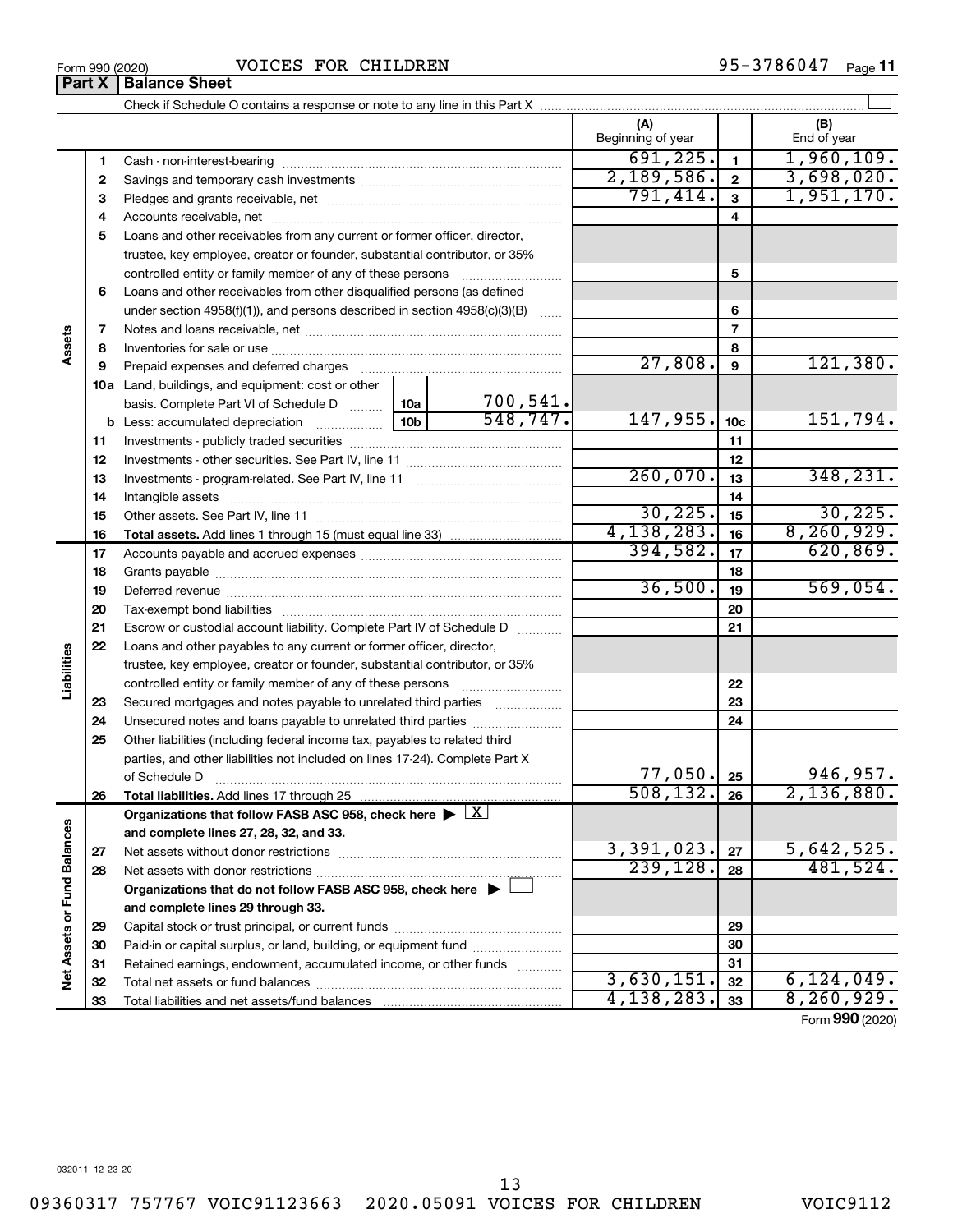Form 990 (2020) VOICES FOR CHILDREN 95-3786047 Page 11

## Part X Balance Sheet

Check if Schedule O contains a response or note to any line in this Part X

| | | | | (A) Beginning of year | | (B) End of year |
|---|---|---|---|---|---|---|
| **Assets** | 1 | Cash - non-interest-bearing | | 691,225. | 1 | 1,960,109. |
| | 2 | Savings and temporary cash investments | | 2,189,586. | 2 | 3,698,020. |
| | 3 | Pledges and grants receivable, net | | 791,414. | 3 | 1,951,170. |
| | 4 | Accounts receivable, net | | | 4 | |
| | 5 | Loans and other receivables from any current or former officer, director, trustee, key employee, creator or founder, substantial contributor, or 35% controlled entity or family member of any of these persons | | | 5 | |
| | 6 | Loans and other receivables from other disqualified persons (as defined under section 4958(f)(1)), and persons described in section 4958(c)(3)(B) | | | 6 | |
| | 7 | Notes and loans receivable, net | | | 7 | |
| | 8 | Inventories for sale or use | | | 8 | |
| | 9 | Prepaid expenses and deferred charges | | 27,808. | 9 | 121,380. |
| | 10a | Land, buildings, and equipment: cost or other basis. Complete Part VI of Schedule D | 10a 700,541. | | | |
| | b | Less: accumulated depreciation | 10b 548,747. | 147,955. | 10c | 151,794. |
| | 11 | Investments - publicly traded securities | | | 11 | |
| | 12 | Investments - other securities. See Part IV, line 11 | | | 12 | |
| | 13 | Investments - program-related. See Part IV, line 11 | | 260,070. | 13 | 348,231. |
| | 14 | Intangible assets | | | 14 | |
| | 15 | Other assets. See Part IV, line 11 | | 30,225. | 15 | 30,225. |
| | 16 | **Total assets.** Add lines 1 through 15 (must equal line 33) | | 4,138,283. | 16 | 8,260,929. |
| **Liabilities** | 17 | Accounts payable and accrued expenses | | 394,582. | 17 | 620,869. |
| | 18 | Grants payable | | | 18 | |
| | 19 | Deferred revenue | | 36,500. | 19 | 569,054. |
| | 20 | Tax-exempt bond liabilities | | | 20 | |
| | 21 | Escrow or custodial account liability. Complete Part IV of Schedule D | | | 21 | |
| | 22 | Loans and other payables to any current or former officer, director, trustee, key employee, creator or founder, substantial contributor, or 35% controlled entity or family member of any of these persons | | | 22 | |
| | 23 | Secured mortgages and notes payable to unrelated third parties | | | 23 | |
| | 24 | Unsecured notes and loans payable to unrelated third parties | | | 24 | |
| | 25 | Other liabilities (including federal income tax, payables to related third parties, and other liabilities not included on lines 17-24). Complete Part X of Schedule D | | 77,050. | 25 | 946,957. |
| | 26 | **Total liabilities.** Add lines 17 through 25 | | 508,132. | 26 | 2,136,880. |
| **Net Assets or Fund Balances** | | **Organizations that follow FASB ASC 958, check here ▶ [X] and complete lines 27, 28, 32, and 33.** | | | | |
| | 27 | Net assets without donor restrictions | | 3,391,023. | 27 | 5,642,525. |
| | 28 | Net assets with donor restrictions | | 239,128. | 28 | 481,524. |
| | | **Organizations that do not follow FASB ASC 958, check here ▶ [ ] and complete lines 29 through 33.** | | | | |
| | 29 | Capital stock or trust principal, or current funds | | | 29 | |
| | 30 | Paid-in or capital surplus, or land, building, or equipment fund | | | 30 | |
| | 31 | Retained earnings, endowment, accumulated income, or other funds | | | 31 | |
| | 32 | Total net assets or fund balances | | 3,630,151. | 32 | 6,124,049. |
| | 33 | Total liabilities and net assets/fund balances | | 4,138,283. | 33 | 8,260,929. |

Form **990** (2020)

032011 12-23-20

09360317 757767 VOIC91123663 2020.05091 VOICES FOR CHILDREN VOIC9112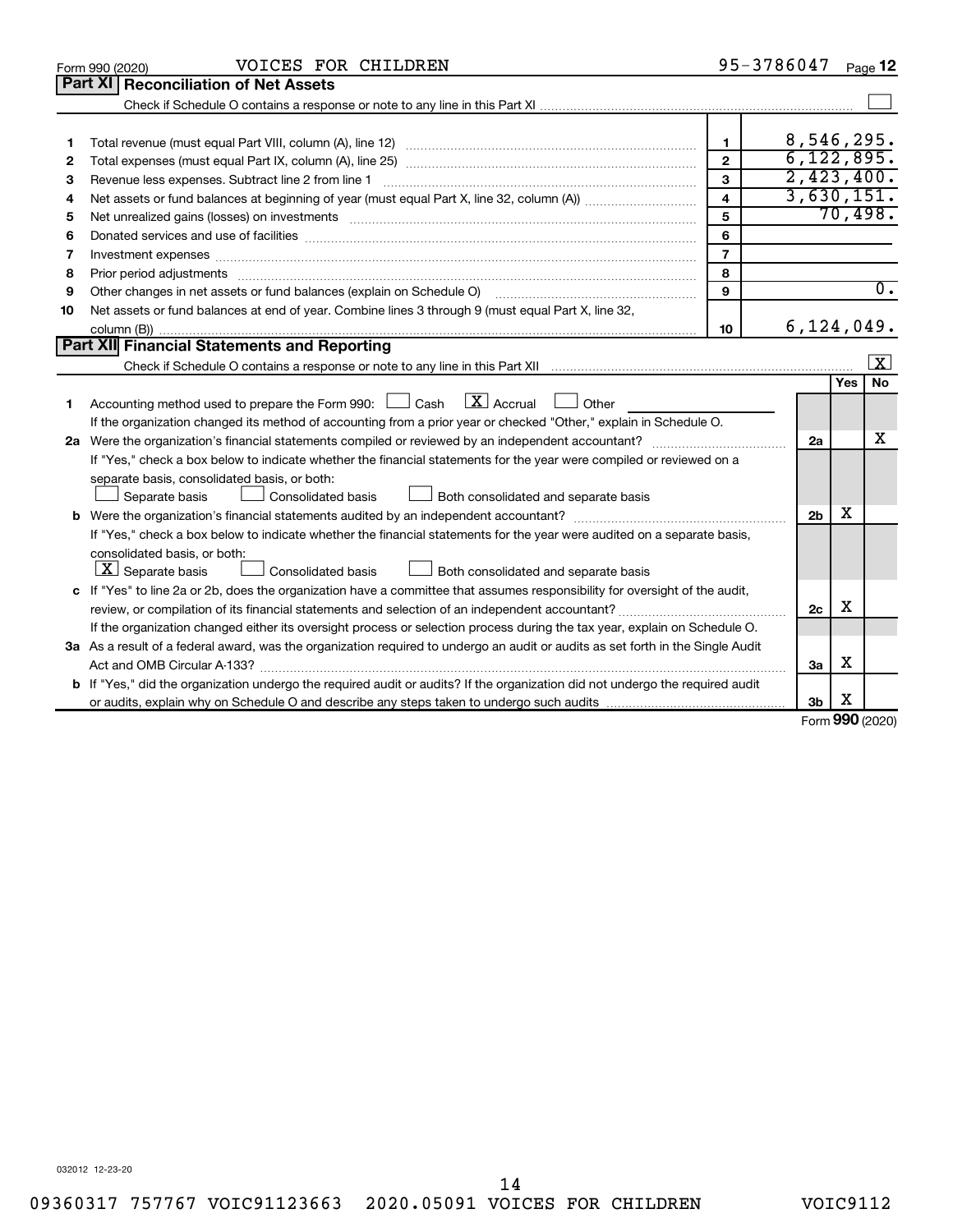Form 990 (2020) VOICES FOR CHILDREN 95-3786047 Page 12

## Part XI Reconciliation of Net Assets

Check if Schedule O contains a response or note to any line in this Part XI ☐

| | | | |
|---|---|---|---|
| 1 | Total revenue (must equal Part VIII, column (A), line 12) | 1 | 8,546,295. |
| 2 | Total expenses (must equal Part IX, column (A), line 25) | 2 | 6,122,895. |
| 3 | Revenue less expenses. Subtract line 2 from line 1 | 3 | 2,423,400. |
| 4 | Net assets or fund balances at beginning of year (must equal Part X, line 32, column (A)) | 4 | 3,630,151. |
| 5 | Net unrealized gains (losses) on investments | 5 | 70,498. |
| 6 | Donated services and use of facilities | 6 | |
| 7 | Investment expenses | 7 | |
| 8 | Prior period adjustments | 8 | |
| 9 | Other changes in net assets or fund balances (explain on Schedule O) | 9 | 0. |
| 10 | Net assets or fund balances at end of year. Combine lines 3 through 9 (must equal Part X, line 32, column (B)) | 10 | 6,124,049. |

## Part XII Financial Statements and Reporting

Check if Schedule O contains a response or note to any line in this Part XII ☒

| | | | Yes | No |
|---|---|---|---|---|
| 1 | Accounting method used to prepare the Form 990: ☐ Cash ☒ Accrual ☐ Other<br>If the organization changed its method of accounting from a prior year or checked "Other," explain in Schedule O. | | | |
| 2a | Were the organization's financial statements compiled or reviewed by an independent accountant?<br>If "Yes," check a box below to indicate whether the financial statements for the year were compiled or reviewed on a separate basis, consolidated basis, or both:<br>☐ Separate basis ☐ Consolidated basis ☐ Both consolidated and separate basis | 2a | | X |
| b | Were the organization's financial statements audited by an independent accountant?<br>If "Yes," check a box below to indicate whether the financial statements for the year were audited on a separate basis, consolidated basis, or both:<br>☒ Separate basis ☐ Consolidated basis ☐ Both consolidated and separate basis | 2b | X | |
| c | If "Yes" to line 2a or 2b, does the organization have a committee that assumes responsibility for oversight of the audit, review, or compilation of its financial statements and selection of an independent accountant?<br>If the organization changed either its oversight process or selection process during the tax year, explain on Schedule O. | 2c | X | |
| 3a | As a result of a federal award, was the organization required to undergo an audit or audits as set forth in the Single Audit Act and OMB Circular A-133? | 3a | X | |
| b | If "Yes," did the organization undergo the required audit or audits? If the organization did not undergo the required audit or audits, explain why on Schedule O and describe any steps taken to undergo such audits | 3b | X | |

Form 990 (2020)

032012 12-23-20

09360317 757767 VOIC91123663 2020.05091 VOICES FOR CHILDREN VOIC9112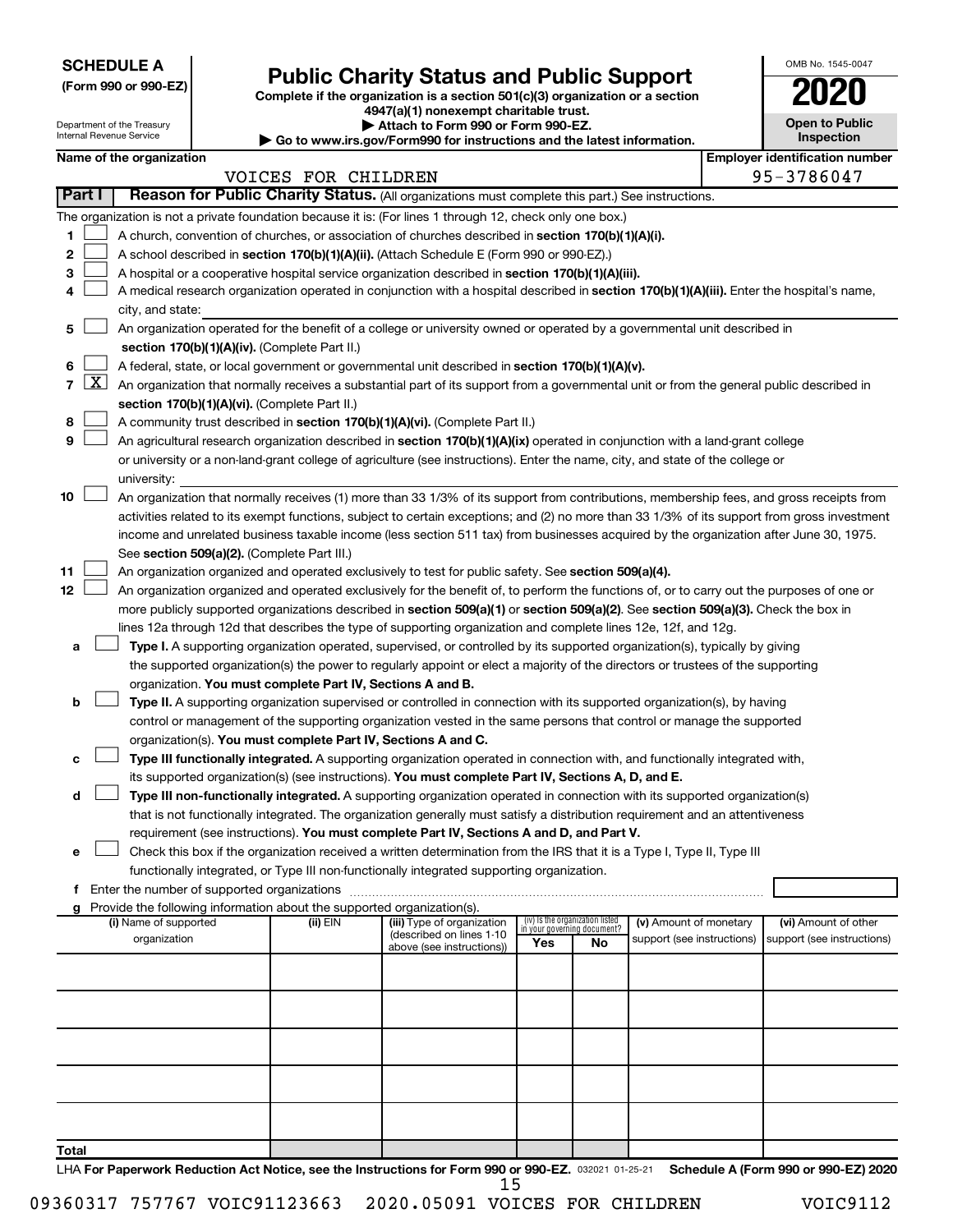**SCHEDULE A**
**(Form 990 or 990-EZ)**

Department of the Treasury
Internal Revenue Service

# Public Charity Status and Public Support

**Complete if the organization is a section 501(c)(3) organization or a section 4947(a)(1) nonexempt charitable trust.**
**▶ Attach to Form 990 or Form 990-EZ.**
**▶ Go to www.irs.gov/Form990 for instructions and the latest information.**

OMB No. 1545-0047
**2020**
**Open to Public Inspection**

**Name of the organization:** VOICES FOR CHILDREN
**Employer identification number:** 95-3786047

## Part I — Reason for Public Charity Status. (All organizations must complete this part.) See instructions.

The organization is not a private foundation because it is: (For lines 1 through 12, check only one box.)

1 ☐ A church, convention of churches, or association of churches described in **section 170(b)(1)(A)(i).**

2 ☐ A school described in **section 170(b)(1)(A)(ii).** (Attach Schedule E (Form 990 or 990-EZ).)

3 ☐ A hospital or a cooperative hospital service organization described in **section 170(b)(1)(A)(iii).**

4 ☐ A medical research organization operated in conjunction with a hospital described in **section 170(b)(1)(A)(iii).** Enter the hospital's name, city, and state:

5 ☐ An organization operated for the benefit of a college or university owned or operated by a governmental unit described in **section 170(b)(1)(A)(iv).** (Complete Part II.)

6 ☐ A federal, state, or local government or governmental unit described in **section 170(b)(1)(A)(v).**

7 ☒ An organization that normally receives a substantial part of its support from a governmental unit or from the general public described in **section 170(b)(1)(A)(vi).** (Complete Part II.)

8 ☐ A community trust described in **section 170(b)(1)(A)(vi).** (Complete Part II.)

9 ☐ An agricultural research organization described in **section 170(b)(1)(A)(ix)** operated in conjunction with a land-grant college or university or a non-land-grant college of agriculture (see instructions). Enter the name, city, and state of the college or university:

10 ☐ An organization that normally receives (1) more than 33 1/3% of its support from contributions, membership fees, and gross receipts from activities related to its exempt functions, subject to certain exceptions; and (2) no more than 33 1/3% of its support from gross investment income and unrelated business taxable income (less section 511 tax) from businesses acquired by the organization after June 30, 1975. See **section 509(a)(2).** (Complete Part III.)

11 ☐ An organization organized and operated exclusively to test for public safety. See **section 509(a)(4).**

12 ☐ An organization organized and operated exclusively for the benefit of, to perform the functions of, or to carry out the purposes of one or more publicly supported organizations described in **section 509(a)(1)** or **section 509(a)(2).** See **section 509(a)(3).** Check the box in lines 12a through 12d that describes the type of supporting organization and complete lines 12e, 12f, and 12g.

a ☐ **Type I.** A supporting organization operated, supervised, or controlled by its supported organization(s), typically by giving the supported organization(s) the power to regularly appoint or elect a majority of the directors or trustees of the supporting organization. **You must complete Part IV, Sections A and B.**

b ☐ **Type II.** A supporting organization supervised or controlled in connection with its supported organization(s), by having control or management of the supporting organization vested in the same persons that control or manage the supported organization(s). **You must complete Part IV, Sections A and C.**

c ☐ **Type III functionally integrated.** A supporting organization operated in connection with, and functionally integrated with, its supported organization(s) (see instructions). **You must complete Part IV, Sections A, D, and E.**

d ☐ **Type III non-functionally integrated.** A supporting organization operated in connection with its supported organization(s) that is not functionally integrated. The organization generally must satisfy a distribution requirement and an attentiveness requirement (see instructions). **You must complete Part IV, Sections A and D, and Part V.**

e ☐ Check this box if the organization received a written determination from the IRS that it is a Type I, Type II, Type III functionally integrated, or Type III non-functionally integrated supporting organization.

f Enter the number of supported organizations

g Provide the following information about the supported organization(s).

| (i) Name of supported organization | (ii) EIN | (iii) Type of organization (described on lines 1-10 above (see instructions)) | (iv) Is the organization listed in your governing document? Yes | No | (v) Amount of monetary support (see instructions) | (vi) Amount of other support (see instructions) |
|---|---|---|---|---|---|---|
| | | | | | | |
| | | | | | | |
| | | | | | | |
| | | | | | | |
| | | | | | | |
| **Total** | | | | | | |

LHA **For Paperwork Reduction Act Notice, see the Instructions for Form 990 or 990-EZ.** 032021 01-25-21 **Schedule A (Form 990 or 990-EZ) 2020**

09360317 757767 VOIC91123663 2020.05091 VOICES FOR CHILDREN VOIC9112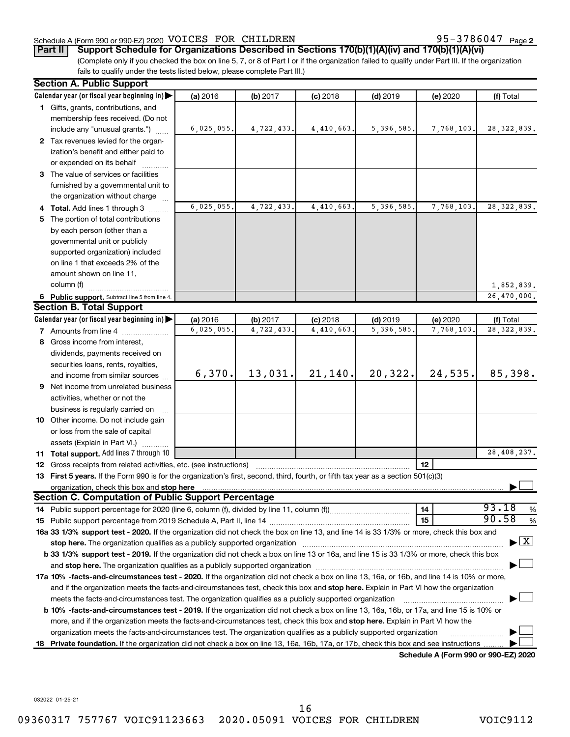Schedule A (Form 990 or 990-EZ) 2020 VOICES FOR CHILDREN 95-3786047 Page 2

**Part II Support Schedule for Organizations Described in Sections 170(b)(1)(A)(iv) and 170(b)(1)(A)(vi)**

(Complete only if you checked the box on line 5, 7, or 8 of Part I or if the organization failed to qualify under Part III. If the organization fails to qualify under the tests listed below, please complete Part III.)

**Section A. Public Support**

| Calendar year (or fiscal year beginning in) ▶ | (a) 2016 | (b) 2017 | (c) 2018 | (d) 2019 | (e) 2020 | (f) Total |
|---|---|---|---|---|---|---|
| 1 Gifts, grants, contributions, and membership fees received. (Do not include any "unusual grants.") | 6,025,055. | 4,722,433. | 4,410,663. | 5,396,585. | 7,768,103. | 28,322,839. |
| 2 Tax revenues levied for the organization's benefit and either paid to or expended on its behalf | | | | | | |
| 3 The value of services or facilities furnished by a governmental unit to the organization without charge | | | | | | |
| 4 **Total.** Add lines 1 through 3 | 6,025,055. | 4,722,433. | 4,410,663. | 5,396,585. | 7,768,103. | 28,322,839. |
| 5 The portion of total contributions by each person (other than a governmental unit or publicly supported organization) included on line 1 that exceeds 2% of the amount shown on line 11, column (f) | | | | | | 1,852,839. |
| 6 **Public support.** Subtract line 5 from line 4. | | | | | | 26,470,000. |

**Section B. Total Support**

| Calendar year (or fiscal year beginning in) ▶ | (a) 2016 | (b) 2017 | (c) 2018 | (d) 2019 | (e) 2020 | (f) Total |
|---|---|---|---|---|---|---|
| 7 Amounts from line 4 | 6,025,055. | 4,722,433. | 4,410,663. | 5,396,585. | 7,768,103. | 28,322,839. |
| 8 Gross income from interest, dividends, payments received on securities loans, rents, royalties, and income from similar sources | 6,370. | 13,031. | 21,140. | 20,322. | 24,535. | 85,398. |
| 9 Net income from unrelated business activities, whether or not the business is regularly carried on | | | | | | |
| 10 Other income. Do not include gain or loss from the sale of capital assets (Explain in Part VI.) | | | | | | |
| 11 **Total support.** Add lines 7 through 10 | | | | | | 28,408,237. |

12 Gross receipts from related activities, etc. (see instructions) | 12 |

13 **First 5 years.** If the Form 990 is for the organization's first, second, third, fourth, or fifth tax year as a section 501(c)(3) organization, check this box and **stop here** ▶ ☐

**Section C. Computation of Public Support Percentage**

14 Public support percentage for 2020 (line 6, column (f), divided by line 11, column (f)) | 14 | 93.18 %

15 Public support percentage from 2019 Schedule A, Part II, line 14 | 15 | 90.58 %

16a **33 1/3% support test - 2020.** If the organization did not check the box on line 13, and line 14 is 33 1/3% or more, check this box and **stop here.** The organization qualifies as a publicly supported organization ▶ ☒

b **33 1/3% support test - 2019.** If the organization did not check a box on line 13 or 16a, and line 15 is 33 1/3% or more, check this box and **stop here.** The organization qualifies as a publicly supported organization ▶ ☐

17a **10% -facts-and-circumstances test - 2020.** If the organization did not check a box on line 13, 16a, or 16b, and line 14 is 10% or more, and if the organization meets the facts-and-circumstances test, check this box and **stop here.** Explain in Part VI how the organization meets the facts-and-circumstances test. The organization qualifies as a publicly supported organization ▶ ☐

b **10% -facts-and-circumstances test - 2019.** If the organization did not check a box on line 13, 16a, 16b, or 17a, and line 15 is 10% or more, and if the organization meets the facts-and-circumstances test, check this box and **stop here.** Explain in Part VI how the organization meets the facts-and-circumstances test. The organization qualifies as a publicly supported organization ▶ ☐

18 **Private foundation.** If the organization did not check a box on line 13, 16a, 16b, 17a, or 17b, check this box and see instructions ▶ ☐

**Schedule A (Form 990 or 990-EZ) 2020**

032022 01-25-21

09360317 757767 VOIC91123663 2020.05091 VOICES FOR CHILDREN VOIC9112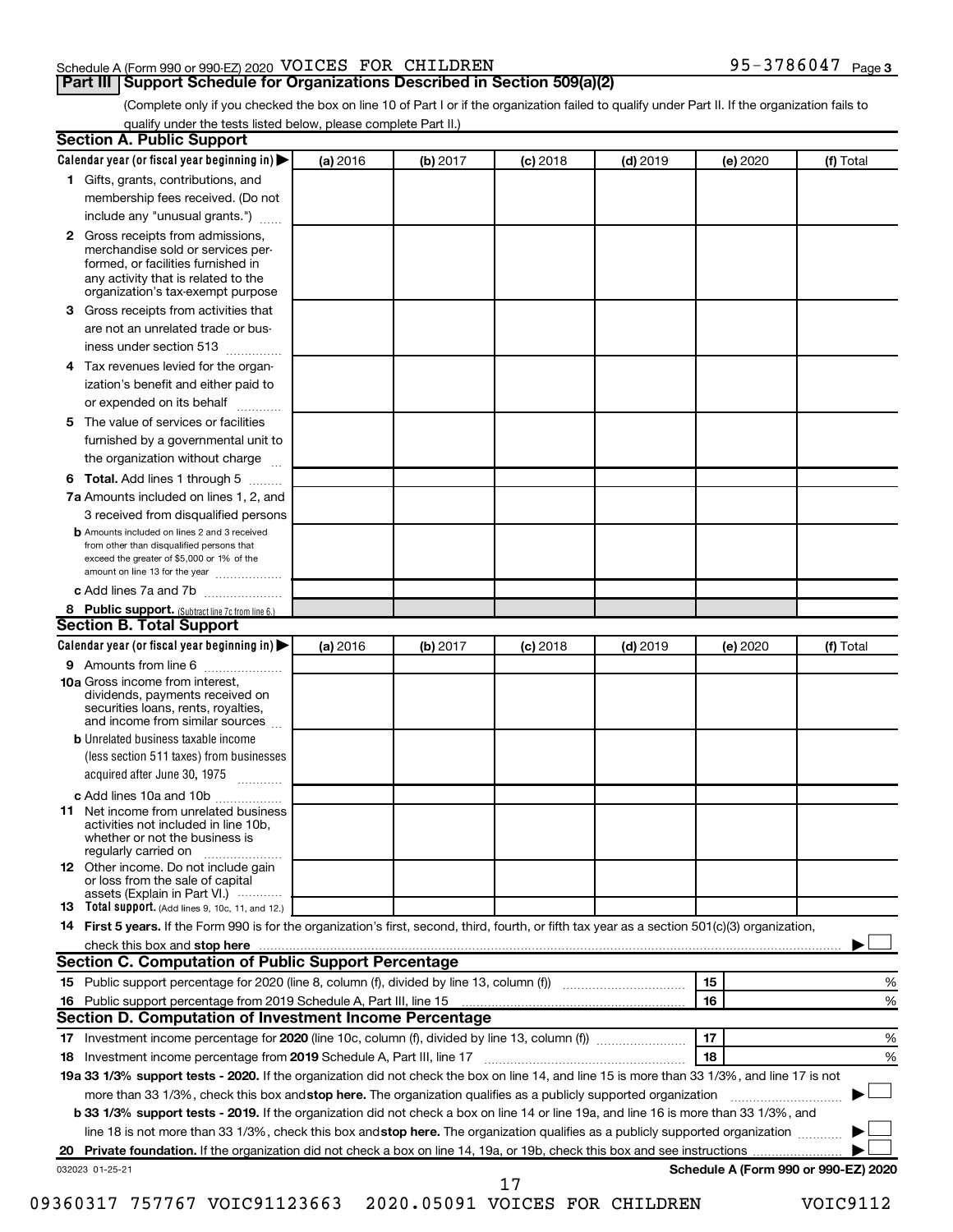Schedule A (Form 990 or 990-EZ) 2020 VOICES FOR CHILDREN 95-3786047

## Part III Support Schedule for Organizations Described in Section 509(a)(2)

(Complete only if you checked the box on line 10 of Part I or if the organization failed to qualify under Part II. If the organization fails to qualify under the tests listed below, please complete Part II.)

### Section A. Public Support

| Calendar year (or fiscal year beginning in) ▶ | (a) 2016 | (b) 2017 | (c) 2018 | (d) 2019 | (e) 2020 | (f) Total |
|---|---|---|---|---|---|---|
| 1 Gifts, grants, contributions, and membership fees received. (Do not include any "unusual grants.") | | | | | | |
| 2 Gross receipts from admissions, merchandise sold or services performed, or facilities furnished in any activity that is related to the organization's tax-exempt purpose | | | | | | |
| 3 Gross receipts from activities that are not an unrelated trade or business under section 513 | | | | | | |
| 4 Tax revenues levied for the organization's benefit and either paid to or expended on its behalf | | | | | | |
| 5 The value of services or facilities furnished by a governmental unit to the organization without charge | | | | | | |
| 6 **Total.** Add lines 1 through 5 | | | | | | |
| 7a Amounts included on lines 1, 2, and 3 received from disqualified persons | | | | | | |
| b Amounts included on lines 2 and 3 received from other than disqualified persons that exceed the greater of $5,000 or 1% of the amount on line 13 for the year | | | | | | |
| c Add lines 7a and 7b | | | | | | |
| 8 **Public support.** (Subtract line 7c from line 6.) | | | | | | |

### Section B. Total Support

| Calendar year (or fiscal year beginning in) ▶ | (a) 2016 | (b) 2017 | (c) 2018 | (d) 2019 | (e) 2020 | (f) Total |
|---|---|---|---|---|---|---|
| 9 Amounts from line 6 | | | | | | |
| 10a Gross income from interest, dividends, payments received on securities loans, rents, royalties, and income from similar sources | | | | | | |
| b Unrelated business taxable income (less section 511 taxes) from businesses acquired after June 30, 1975 | | | | | | |
| c Add lines 10a and 10b | | | | | | |
| 11 Net income from unrelated business activities not included in line 10b, whether or not the business is regularly carried on | | | | | | |
| 12 Other income. Do not include gain or loss from the sale of capital assets (Explain in Part VI.) | | | | | | |
| 13 **Total support.** (Add lines 9, 10c, 11, and 12.) | | | | | | |

14 **First 5 years.** If the Form 990 is for the organization's first, second, third, fourth, or fifth tax year as a section 501(c)(3) organization, check this box and **stop here** ▶ ☐

### Section C. Computation of Public Support Percentage

| | | | |
|---|---|---|---|
| 15 | Public support percentage for 2020 (line 8, column (f), divided by line 13, column (f)) | 15 | % |
| 16 | Public support percentage from 2019 Schedule A, Part III, line 15 | 16 | % |

### Section D. Computation of Investment Income Percentage

| | | | |
|---|---|---|---|
| 17 | Investment income percentage for **2020** (line 10c, column (f), divided by line 13, column (f)) | 17 | % |
| 18 | Investment income percentage from **2019** Schedule A, Part III, line 17 | 18 | % |

**19a 33 1/3% support tests - 2020.** If the organization did not check the box on line 14, and line 15 is more than 33 1/3%, and line 17 is not more than 33 1/3%, check this box and **stop here.** The organization qualifies as a publicly supported organization ▶ ☐

**b 33 1/3% support tests - 2019.** If the organization did not check a box on line 14 or line 19a, and line 16 is more than 33 1/3%, and line 18 is not more than 33 1/3%, check this box and **stop here.** The organization qualifies as a publicly supported organization ▶ ☐

**20 Private foundation.** If the organization did not check a box on line 14, 19a, or 19b, check this box and see instructions ▶ ☐

032023 01-25-21 **Schedule A (Form 990 or 990-EZ) 2020**

09360317 757767 VOIC91123663 2020.05091 VOICES FOR CHILDREN VOIC9112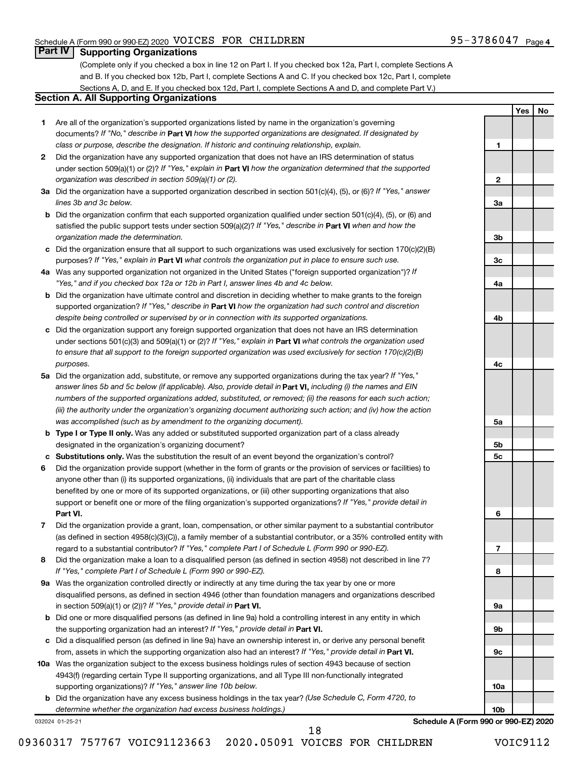Schedule A (Form 990 or 990-EZ) 2020 VOICES FOR CHILDREN 95-3786047 Page 4

## Part IV Supporting Organizations

(Complete only if you checked a box in line 12 on Part I. If you checked box 12a, Part I, complete Sections A and B. If you checked box 12b, Part I, complete Sections A and C. If you checked box 12c, Part I, complete Sections A, D, and E. If you checked box 12d, Part I, complete Sections A and D, and complete Part V.)

### Section A. All Supporting Organizations

| | | | Yes | No |
|---|---|---|---|---|
| **1** | Are all of the organization's supported organizations listed by name in the organization's governing documents? *If "No," describe in* **Part VI** *how the supported organizations are designated. If designated by class or purpose, describe the designation. If historic and continuing relationship, explain.* | 1 | | |
| **2** | Did the organization have any supported organization that does not have an IRS determination of status under section 509(a)(1) or (2)? *If "Yes," explain in* **Part VI** *how the organization determined that the supported organization was described in section 509(a)(1) or (2).* | 2 | | |
| **3a** | Did the organization have a supported organization described in section 501(c)(4), (5), or (6)? *If "Yes," answer lines 3b and 3c below.* | 3a | | |
| **b** | Did the organization confirm that each supported organization qualified under section 501(c)(4), (5), or (6) and satisfied the public support tests under section 509(a)(2)? *If "Yes," describe in* **Part VI** *when and how the organization made the determination.* | 3b | | |
| **c** | Did the organization ensure that all support to such organizations was used exclusively for section 170(c)(2)(B) purposes? *If "Yes," explain in* **Part VI** *what controls the organization put in place to ensure such use.* | 3c | | |
| **4a** | Was any supported organization not organized in the United States ("foreign supported organization")? *If "Yes," and if you checked box 12a or 12b in Part I, answer lines 4b and 4c below.* | 4a | | |
| **b** | Did the organization have ultimate control and discretion in deciding whether to make grants to the foreign supported organization? *If "Yes," describe in* **Part VI** *how the organization had such control and discretion despite being controlled or supervised by or in connection with its supported organizations.* | 4b | | |
| **c** | Did the organization support any foreign supported organization that does not have an IRS determination under sections 501(c)(3) and 509(a)(1) or (2)? *If "Yes," explain in* **Part VI** *what controls the organization used to ensure that all support to the foreign supported organization was used exclusively for section 170(c)(2)(B) purposes.* | 4c | | |
| **5a** | Did the organization add, substitute, or remove any supported organizations during the tax year? *If "Yes," answer lines 5b and 5c below (if applicable). Also, provide detail in* **Part VI,** *including (i) the names and EIN numbers of the supported organizations added, substituted, or removed; (ii) the reasons for each such action; (iii) the authority under the organization's organizing document authorizing such action; and (iv) how the action was accomplished (such as by amendment to the organizing document).* | 5a | | |
| **b** | **Type I or Type II only.** Was any added or substituted supported organization part of a class already designated in the organization's organizing document? | 5b | | |
| **c** | **Substitutions only.** Was the substitution the result of an event beyond the organization's control? | 5c | | |
| **6** | Did the organization provide support (whether in the form of grants or the provision of services or facilities) to anyone other than (i) its supported organizations, (ii) individuals that are part of the charitable class benefited by one or more of its supported organizations, or (iii) other supporting organizations that also support or benefit one or more of the filing organization's supported organizations? *If "Yes," provide detail in* **Part VI.** | 6 | | |
| **7** | Did the organization provide a grant, loan, compensation, or other similar payment to a substantial contributor (as defined in section 4958(c)(3)(C)), a family member of a substantial contributor, or a 35% controlled entity with regard to a substantial contributor? *If "Yes," complete Part I of Schedule L (Form 990 or 990-EZ).* | 7 | | |
| **8** | Did the organization make a loan to a disqualified person (as defined in section 4958) not described in line 7? *If "Yes," complete Part I of Schedule L (Form 990 or 990-EZ).* | 8 | | |
| **9a** | Was the organization controlled directly or indirectly at any time during the tax year by one or more disqualified persons, as defined in section 4946 (other than foundation managers and organizations described in section 509(a)(1) or (2))? *If "Yes," provide detail in* **Part VI.** | 9a | | |
| **b** | Did one or more disqualified persons (as defined in line 9a) hold a controlling interest in any entity in which the supporting organization had an interest? *If "Yes," provide detail in* **Part VI.** | 9b | | |
| **c** | Did a disqualified person (as defined in line 9a) have an ownership interest in, or derive any personal benefit from, assets in which the supporting organization also had an interest? *If "Yes," provide detail in* **Part VI.** | 9c | | |
| **10a** | Was the organization subject to the excess business holdings rules of section 4943 because of section 4943(f) (regarding certain Type II supporting organizations, and all Type III non-functionally integrated supporting organizations)? *If "Yes," answer line 10b below.* | 10a | | |
| **b** | Did the organization have any excess business holdings in the tax year? *(Use Schedule C, Form 4720, to determine whether the organization had excess business holdings.)* | 10b | | |

032024 01-25-21

**Schedule A (Form 990 or 990-EZ) 2020**

09360317 757767 VOIC91123663 2020.05091 VOICES FOR CHILDREN VOIC9112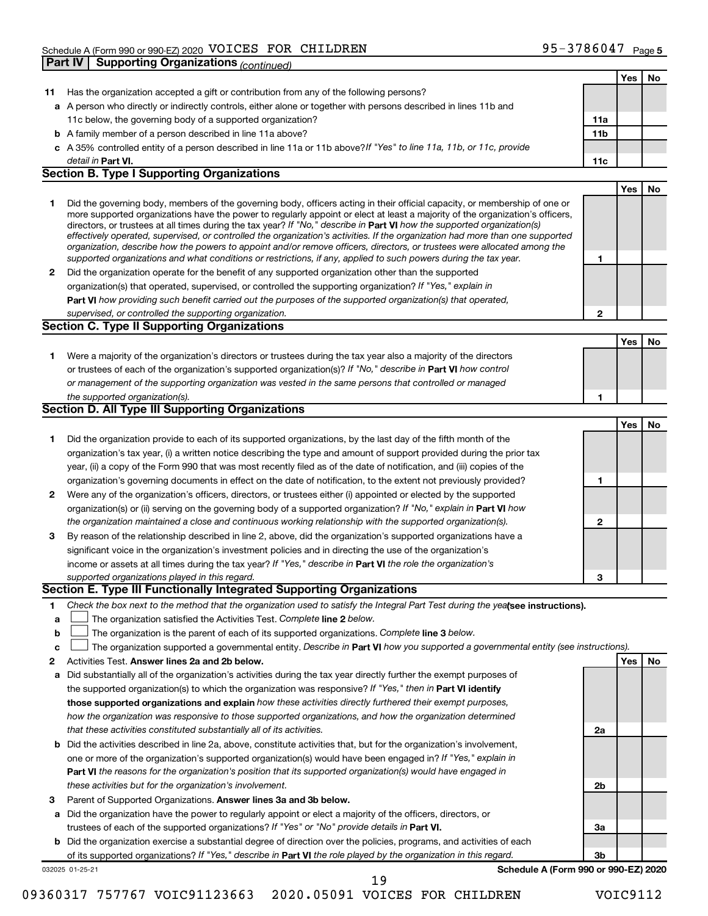Schedule A (Form 990 or 990-EZ) 2020 VOICES FOR CHILDREN 95-3786047 Page 5

## Part IV Supporting Organizations *(continued)*

| | | | Yes | No |
|---|---|---|---|---|
| **11** | Has the organization accepted a gift or contribution from any of the following persons? | | | |
| **a** | A person who directly or indirectly controls, either alone or together with persons described in lines 11b and 11c below, the governing body of a supported organization? | 11a | | |
| **b** | A family member of a person described in line 11a above? | 11b | | |
| **c** | A 35% controlled entity of a person described in line 11a or 11b above? *If "Yes" to line 11a, 11b, or 11c, provide detail in* **Part VI.** | 11c | | |

### Section B. Type I Supporting Organizations

| | | | Yes | No |
|---|---|---|---|---|
| **1** | Did the governing body, members of the governing body, officers acting in their official capacity, or membership of one or more supported organizations have the power to regularly appoint or elect at least a majority of the organization's officers, directors, or trustees at all times during the tax year? *If "No," describe in* **Part VI** *how the supported organization(s) effectively operated, supervised, or controlled the organization's activities. If the organization had more than one supported organization, describe how the powers to appoint and/or remove officers, directors, or trustees were allocated among the supported organizations and what conditions or restrictions, if any, applied to such powers during the tax year.* | 1 | | |
| **2** | Did the organization operate for the benefit of any supported organization other than the supported organization(s) that operated, supervised, or controlled the supporting organization? *If "Yes," explain in* **Part VI** *how providing such benefit carried out the purposes of the supported organization(s) that operated, supervised, or controlled the supporting organization.* | 2 | | |

### Section C. Type II Supporting Organizations

| | | | Yes | No |
|---|---|---|---|---|
| **1** | Were a majority of the organization's directors or trustees during the tax year also a majority of the directors or trustees of each of the organization's supported organization(s)? *If "No," describe in* **Part VI** *how control or management of the supporting organization was vested in the same persons that controlled or managed the supported organization(s).* | 1 | | |

### Section D. All Type III Supporting Organizations

| | | | Yes | No |
|---|---|---|---|---|
| **1** | Did the organization provide to each of its supported organizations, by the last day of the fifth month of the organization's tax year, (i) a written notice describing the type and amount of support provided during the prior tax year, (ii) a copy of the Form 990 that was most recently filed as of the date of notification, and (iii) copies of the organization's governing documents in effect on the date of notification, to the extent not previously provided? | 1 | | |
| **2** | Were any of the organization's officers, directors, or trustees either (i) appointed or elected by the supported organization(s) or (ii) serving on the governing body of a supported organization? *If "No," explain in* **Part VI** *how the organization maintained a close and continuous working relationship with the supported organization(s).* | 2 | | |
| **3** | By reason of the relationship described in line 2, above, did the organization's supported organizations have a significant voice in the organization's investment policies and in directing the use of the organization's income or assets at all times during the tax year? *If "Yes," describe in* **Part VI** *the role the organization's supported organizations played in this regard.* | 3 | | |

### Section E. Type III Functionally Integrated Supporting Organizations

**1** *Check the box next to the method that the organization used to satisfy the Integral Part Test during the year* **(see instructions).**

- **a** ☐ The organization satisfied the Activities Test. *Complete* **line 2** *below.*
- **b** ☐ The organization is the parent of each of its supported organizations. *Complete* **line 3** *below.*
- **c** ☐ The organization supported a governmental entity. *Describe in* **Part VI** *how you supported a governmental entity (see instructions).*

| | | | Yes | No |
|---|---|---|---|---|
| **2** | Activities Test. **Answer lines 2a and 2b below.** | | | |
| **a** | Did substantially all of the organization's activities during the tax year directly further the exempt purposes of the supported organization(s) to which the organization was responsive? *If "Yes," then in* **Part VI identify those supported organizations and explain** *how these activities directly furthered their exempt purposes, how the organization was responsive to those supported organizations, and how the organization determined that these activities constituted substantially all of its activities.* | 2a | | |
| **b** | Did the activities described in line 2a, above, constitute activities that, but for the organization's involvement, one or more of the organization's supported organization(s) would have been engaged in? *If "Yes," explain in* **Part VI** *the reasons for the organization's position that its supported organization(s) would have engaged in these activities but for the organization's involvement.* | 2b | | |
| **3** | Parent of Supported Organizations. **Answer lines 3a and 3b below.** | | | |
| **a** | Did the organization have the power to regularly appoint or elect a majority of the officers, directors, or trustees of each of the supported organizations? *If "Yes" or "No" provide details in* **Part VI.** | 3a | | |
| **b** | Did the organization exercise a substantial degree of direction over the policies, programs, and activities of each of its supported organizations? *If "Yes," describe in* **Part VI** *the role played by the organization in this regard.* | 3b | | |

032025 01-25-21 **Schedule A (Form 990 or 990-EZ) 2020**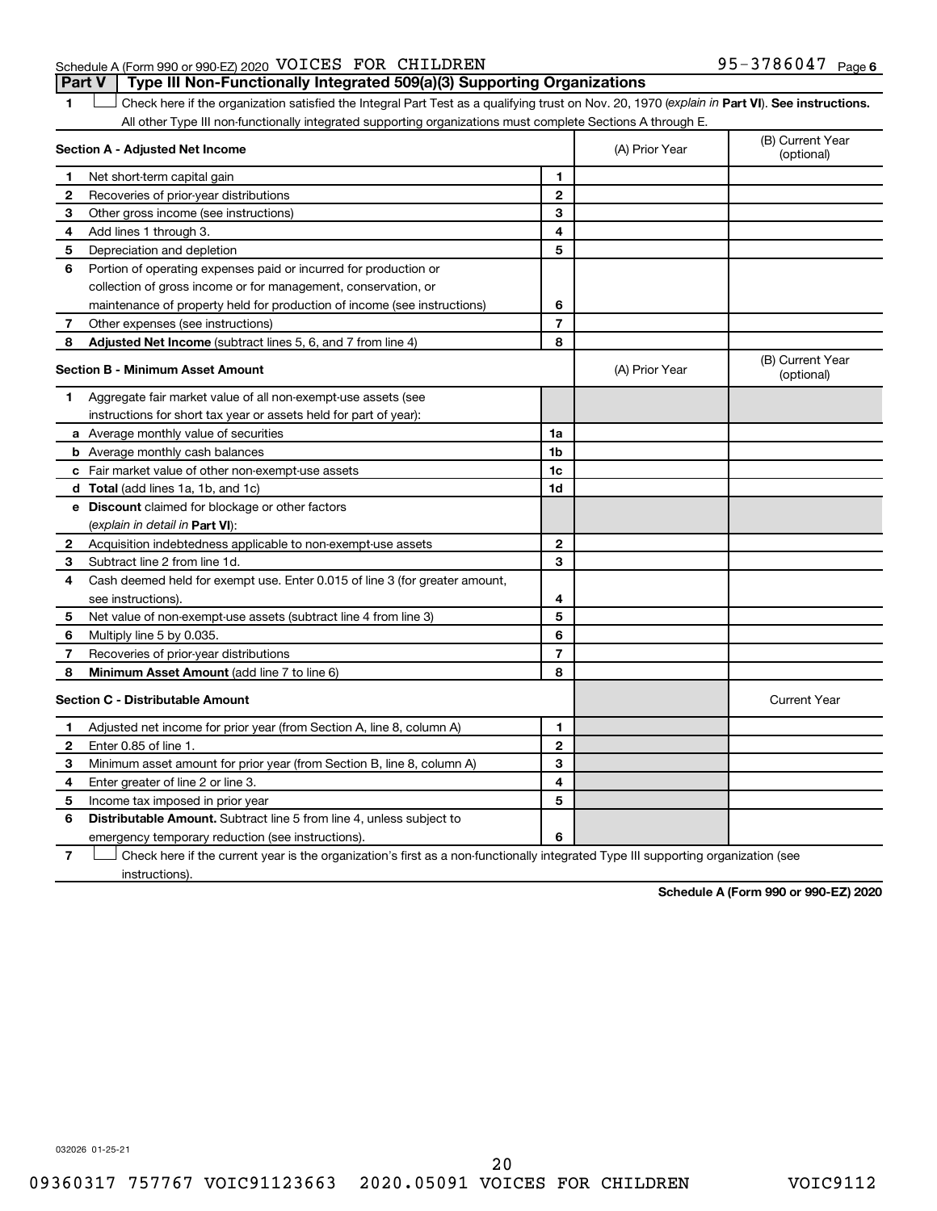Schedule A (Form 990 or 990-EZ) 2020 VOICES FOR CHILDREN 95-3786047 Page 6

**Part V | Type III Non-Functionally Integrated 509(a)(3) Supporting Organizations**

1 ☐ Check here if the organization satisfied the Integral Part Test as a qualifying trust on Nov. 20, 1970 (*explain in* **Part VI**). **See instructions.** All other Type III non-functionally integrated supporting organizations must complete Sections A through E.

| **Section A - Adjusted Net Income** | | | (A) Prior Year | (B) Current Year (optional) |
|---|---|---|---|---|
| **1** | Net short-term capital gain | **1** | | |
| **2** | Recoveries of prior-year distributions | **2** | | |
| **3** | Other gross income (see instructions) | **3** | | |
| **4** | Add lines 1 through 3. | **4** | | |
| **5** | Depreciation and depletion | **5** | | |
| **6** | Portion of operating expenses paid or incurred for production or collection of gross income or for management, conservation, or maintenance of property held for production of income (see instructions) | **6** | | |
| **7** | Other expenses (see instructions) | **7** | | |
| **8** | **Adjusted Net Income** (subtract lines 5, 6, and 7 from line 4) | **8** | | |

| **Section B - Minimum Asset Amount** | | | (A) Prior Year | (B) Current Year (optional) |
|---|---|---|---|---|
| **1** | Aggregate fair market value of all non-exempt-use assets (see instructions for short tax year or assets held for part of year): | | | |
| **a** | Average monthly value of securities | **1a** | | |
| **b** | Average monthly cash balances | **1b** | | |
| **c** | Fair market value of other non-exempt-use assets | **1c** | | |
| **d** | **Total** (add lines 1a, 1b, and 1c) | **1d** | | |
| **e** | **Discount** claimed for blockage or other factors (*explain in detail in* **Part VI**): | | | |
| **2** | Acquisition indebtedness applicable to non-exempt-use assets | **2** | | |
| **3** | Subtract line 2 from line 1d. | **3** | | |
| **4** | Cash deemed held for exempt use. Enter 0.015 of line 3 (for greater amount, see instructions). | **4** | | |
| **5** | Net value of non-exempt-use assets (subtract line 4 from line 3) | **5** | | |
| **6** | Multiply line 5 by 0.035. | **6** | | |
| **7** | Recoveries of prior-year distributions | **7** | | |
| **8** | **Minimum Asset Amount** (add line 7 to line 6) | **8** | | |

| **Section C - Distributable Amount** | | | | Current Year |
|---|---|---|---|---|
| **1** | Adjusted net income for prior year (from Section A, line 8, column A) | **1** | | |
| **2** | Enter 0.85 of line 1. | **2** | | |
| **3** | Minimum asset amount for prior year (from Section B, line 8, column A) | **3** | | |
| **4** | Enter greater of line 2 or line 3. | **4** | | |
| **5** | Income tax imposed in prior year | **5** | | |
| **6** | **Distributable Amount.** Subtract line 5 from line 4, unless subject to emergency temporary reduction (see instructions). | **6** | | |

7 ☐ Check here if the current year is the organization's first as a non-functionally integrated Type III supporting organization (see instructions).

**Schedule A (Form 990 or 990-EZ) 2020**

032026 01-25-21

09360317 757767 VOIC91123663 2020.05091 VOICES FOR CHILDREN VOIC9112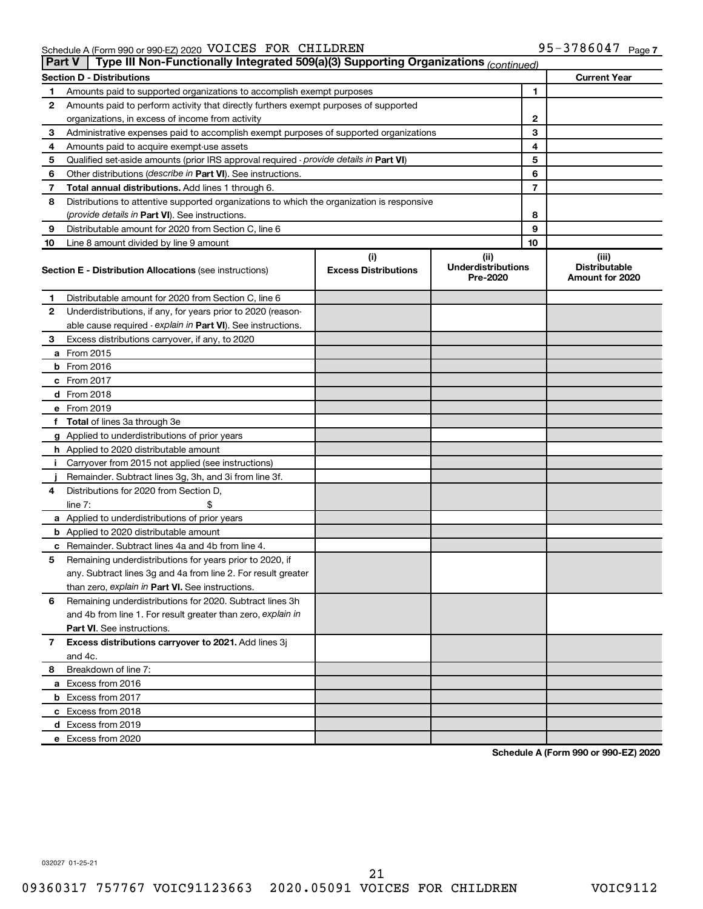Schedule A (Form 990 or 990-EZ) 2020 VOICES FOR CHILDREN 95-3786047 Page 7

**Part V | Type III Non-Functionally Integrated 509(a)(3) Supporting Organizations** *(continued)*

| **Section D - Distributions** | | | **Current Year** |
|---|---|---|---|
| 1 | Amounts paid to supported organizations to accomplish exempt purposes | 1 | |
| 2 | Amounts paid to perform activity that directly furthers exempt purposes of supported organizations, in excess of income from activity | 2 | |
| 3 | Administrative expenses paid to accomplish exempt purposes of supported organizations | 3 | |
| 4 | Amounts paid to acquire exempt-use assets | 4 | |
| 5 | Qualified set-aside amounts (prior IRS approval required - *provide details in* **Part VI**) | 5 | |
| 6 | Other distributions (*describe in* **Part VI**). See instructions. | 6 | |
| 7 | **Total annual distributions.** Add lines 1 through 6. | 7 | |
| 8 | Distributions to attentive supported organizations to which the organization is responsive (*provide details in* **Part VI**). See instructions. | 8 | |
| 9 | Distributable amount for 2020 from Section C, line 6 | 9 | |
| 10 | Line 8 amount divided by line 9 amount | 10 | |

| **Section E - Distribution Allocations** (see instructions) | (i) **Excess Distributions** | (ii) **Underdistributions Pre-2020** | (iii) **Distributable Amount for 2020** |
|---|---|---|---|
| **1** Distributable amount for 2020 from Section C, line 6 | | | |
| **2** Underdistributions, if any, for years prior to 2020 (reasonable cause required - *explain in* **Part VI**). See instructions. | | | |
| **3** Excess distributions carryover, if any, to 2020 | | | |
| **a** From 2015 | | | |
| **b** From 2016 | | | |
| **c** From 2017 | | | |
| **d** From 2018 | | | |
| **e** From 2019 | | | |
| **f Total** of lines 3a through 3e | | | |
| **g** Applied to underdistributions of prior years | | | |
| **h** Applied to 2020 distributable amount | | | |
| **i** Carryover from 2015 not applied (see instructions) | | | |
| **j** Remainder. Subtract lines 3g, 3h, and 3i from line 3f. | | | |
| **4** Distributions for 2020 from Section D, line 7: $ | | | |
| **a** Applied to underdistributions of prior years | | | |
| **b** Applied to 2020 distributable amount | | | |
| **c** Remainder. Subtract lines 4a and 4b from line 4. | | | |
| **5** Remaining underdistributions for years prior to 2020, if any. Subtract lines 3g and 4a from line 2. For result greater than zero, *explain in* **Part VI.** See instructions. | | | |
| **6** Remaining underdistributions for 2020. Subtract lines 3h and 4b from line 1. For result greater than zero, *explain in* **Part VI**. See instructions. | | | |
| **7 Excess distributions carryover to 2021.** Add lines 3j and 4c. | | | |
| **8** Breakdown of line 7: | | | |
| **a** Excess from 2016 | | | |
| **b** Excess from 2017 | | | |
| **c** Excess from 2018 | | | |
| **d** Excess from 2019 | | | |
| **e** Excess from 2020 | | | |

**Schedule A (Form 990 or 990-EZ) 2020**

032027 01-25-21

09360317 757767 VOIC91123663 2020.05091 VOICES FOR CHILDREN VOIC9112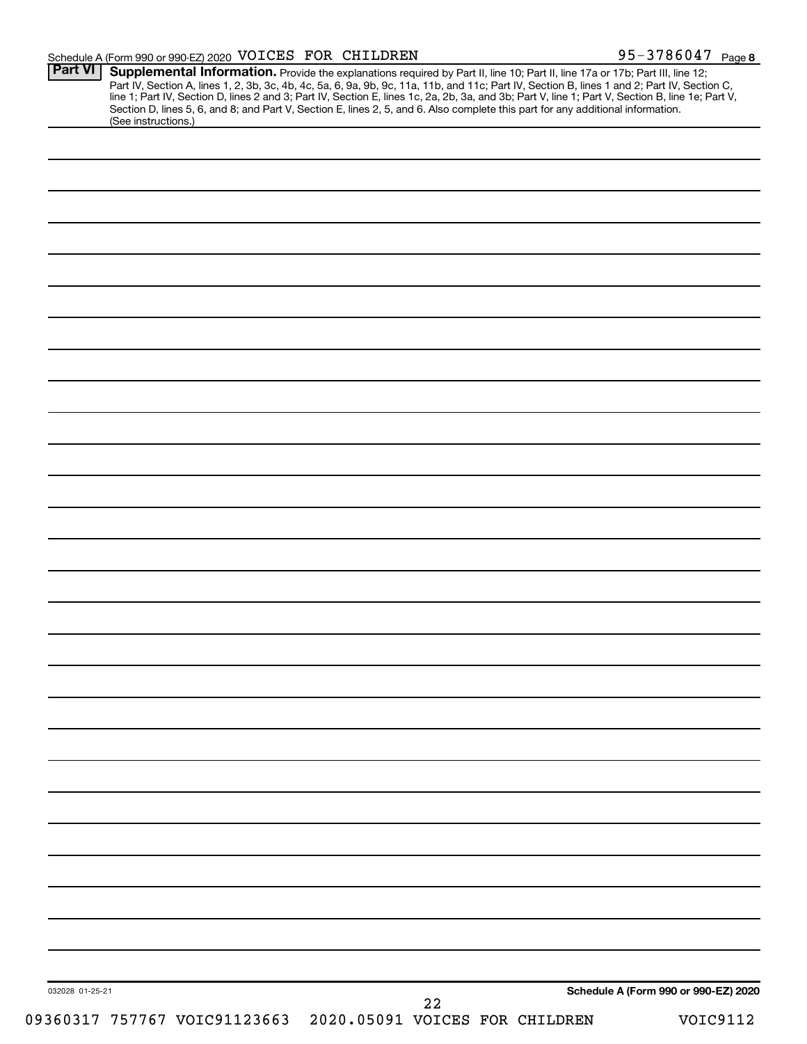Schedule A (Form 990 or 990-EZ) 2020 VOICES FOR CHILDREN 95-3786047 Page 8

**Part VI** **Supplemental Information.** Provide the explanations required by Part II, line 10; Part II, line 17a or 17b; Part III, line 12; Part IV, Section A, lines 1, 2, 3b, 3c, 4b, 4c, 5a, 6, 9a, 9b, 9c, 11a, 11b, and 11c; Part IV, Section B, lines 1 and 2; Part IV, Section C, line 1; Part IV, Section D, lines 2 and 3; Part IV, Section E, lines 1c, 2a, 2b, 3a, and 3b; Part V, line 1; Part V, Section B, line 1e; Part V, Section D, lines 5, 6, and 8; and Part V, Section E, lines 2, 5, and 6. Also complete this part for any additional information. (See instructions.)

032028 01-25-21 **Schedule A (Form 990 or 990-EZ) 2020**

09360317 757767 VOIC91123663 2020.05091 VOICES FOR CHILDREN VOIC9112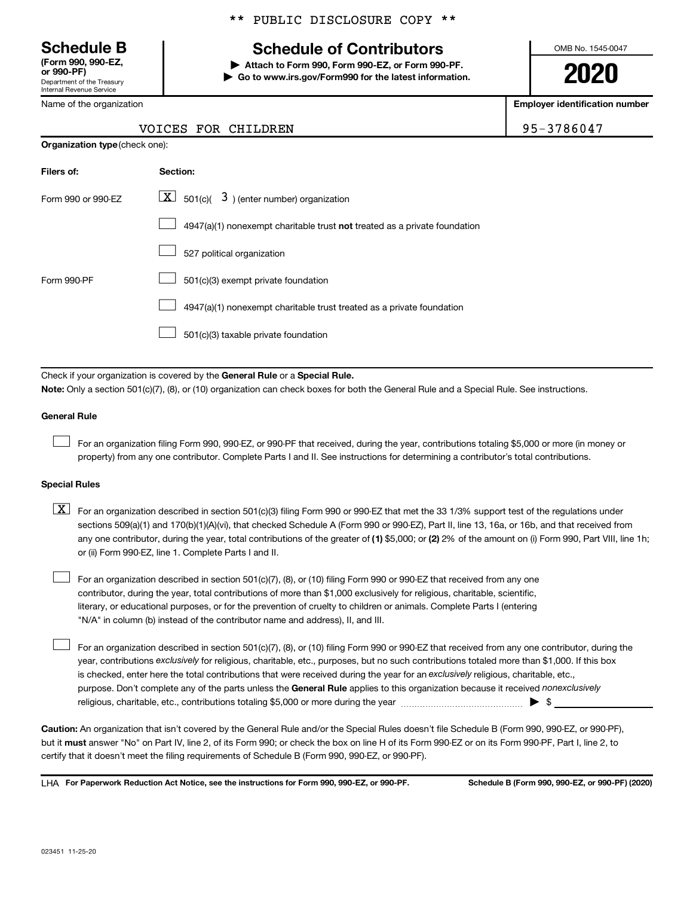\*\* PUBLIC DISCLOSURE COPY \*\*

**Schedule B**
**(Form 990, 990-EZ, or 990-PF)**
Department of the Treasury
Internal Revenue Service

# Schedule of Contributors

▶ **Attach to Form 990, Form 990-EZ, or Form 990-PF.**
▶ **Go to www.irs.gov/Form990 for the latest information.**

OMB No. 1545-0047

**2020**

| Name of the organization | Employer identification number |
|---|---|
| VOICES FOR CHILDREN | 95-3786047 |

**Organization type** (check one):

| Filers of: | Section: |
|---|---|
| Form 990 or 990-EZ | [X] 501(c)( 3 ) (enter number) organization |
| | [ ] 4947(a)(1) nonexempt charitable trust **not** treated as a private foundation |
| | [ ] 527 political organization |
| Form 990-PF | [ ] 501(c)(3) exempt private foundation |
| | [ ] 4947(a)(1) nonexempt charitable trust treated as a private foundation |
| | [ ] 501(c)(3) taxable private foundation |

Check if your organization is covered by the **General Rule** or a **Special Rule.**

**Note:** Only a section 501(c)(7), (8), or (10) organization can check boxes for both the General Rule and a Special Rule. See instructions.

**General Rule**

[ ] For an organization filing Form 990, 990-EZ, or 990-PF that received, during the year, contributions totaling $5,000 or more (in money or property) from any one contributor. Complete Parts I and II. See instructions for determining a contributor's total contributions.

**Special Rules**

[X] For an organization described in section 501(c)(3) filing Form 990 or 990-EZ that met the 33 1/3% support test of the regulations under sections 509(a)(1) and 170(b)(1)(A)(vi), that checked Schedule A (Form 990 or 990-EZ), Part II, line 13, 16a, or 16b, and that received from any one contributor, during the year, total contributions of the greater of **(1)** $5,000; or **(2)** 2% of the amount on (i) Form 990, Part VIII, line 1h; or (ii) Form 990-EZ, line 1. Complete Parts I and II.

[ ] For an organization described in section 501(c)(7), (8), or (10) filing Form 990 or 990-EZ that received from any one contributor, during the year, total contributions of more than $1,000 exclusively for religious, charitable, scientific, literary, or educational purposes, or for the prevention of cruelty to children or animals. Complete Parts I (entering "N/A" in column (b) instead of the contributor name and address), II, and III.

[ ] For an organization described in section 501(c)(7), (8), or (10) filing Form 990 or 990-EZ that received from any one contributor, during the year, contributions *exclusively* for religious, charitable, etc., purposes, but no such contributions totaled more than $1,000. If this box is checked, enter here the total contributions that were received during the year for an *exclusively* religious, charitable, etc., purpose. Don't complete any of the parts unless the **General Rule** applies to this organization because it received *nonexclusively* religious, charitable, etc., contributions totaling $5,000 or more during the year ........ ▶ $ ____________

**Caution:** An organization that isn't covered by the General Rule and/or the Special Rules doesn't file Schedule B (Form 990, 990-EZ, or 990-PF), but it **must** answer "No" on Part IV, line 2, of its Form 990; or check the box on line H of its Form 990-EZ or on its Form 990-PF, Part I, line 2, to certify that it doesn't meet the filing requirements of Schedule B (Form 990, 990-EZ, or 990-PF).

LHA **For Paperwork Reduction Act Notice, see the instructions for Form 990, 990-EZ, or 990-PF.** **Schedule B (Form 990, 990-EZ, or 990-PF) (2020)**

023451 11-25-20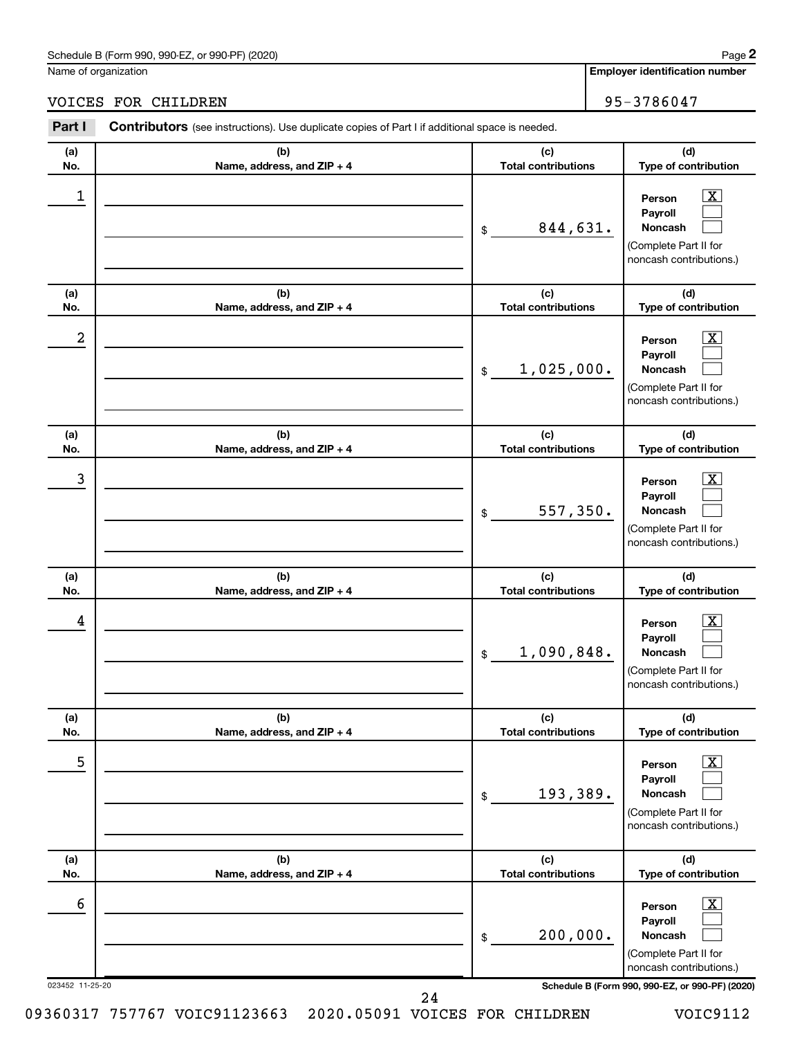Schedule B (Form 990, 990-EZ, or 990-PF) (2020)

Name of organization: VOICES FOR CHILDREN

Employer identification number: 95-3786047

## Part I Contributors (see instructions). Use duplicate copies of Part I if additional space is needed.

| (a) No. | (b) Name, address, and ZIP + 4 | (c) Total contributions | (d) Type of contribution |
|---|---|---|---|
| 1 | | $ 844,631. | Person [X] Payroll [ ] Noncash [ ] (Complete Part II for noncash contributions.) |
| 2 | | $ 1,025,000. | Person [X] Payroll [ ] Noncash [ ] (Complete Part II for noncash contributions.) |
| 3 | | $ 557,350. | Person [X] Payroll [ ] Noncash [ ] (Complete Part II for noncash contributions.) |
| 4 | | $ 1,090,848. | Person [X] Payroll [ ] Noncash [ ] (Complete Part II for noncash contributions.) |
| 5 | | $ 193,389. | Person [X] Payroll [ ] Noncash [ ] (Complete Part II for noncash contributions.) |
| 6 | | $ 200,000. | Person [X] Payroll [ ] Noncash [ ] (Complete Part II for noncash contributions.) |

023452 11-25-20

Schedule B (Form 990, 990-EZ, or 990-PF) (2020)

09360317 757767 VOIC91123663 2020.05091 VOICES FOR CHILDREN VOIC9112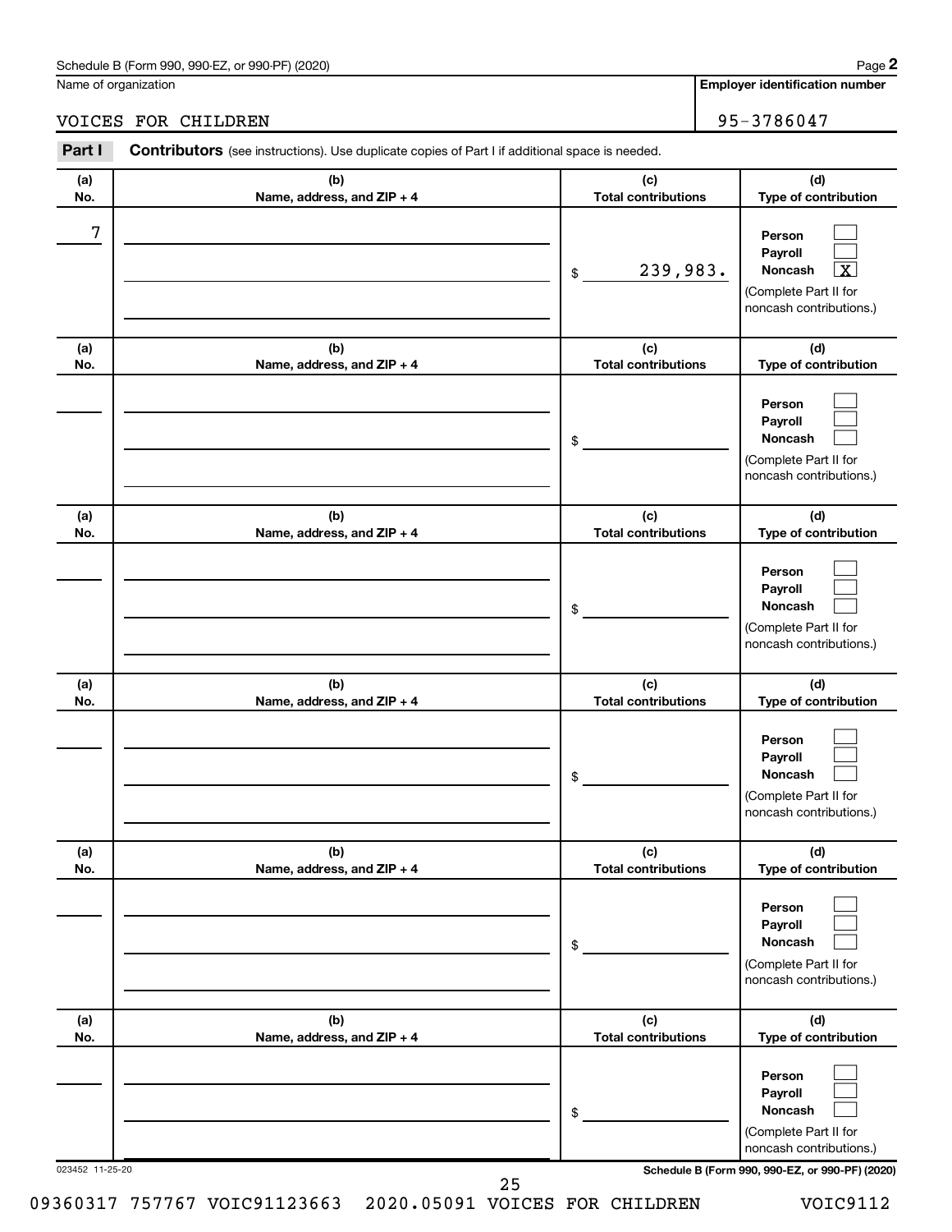Schedule B (Form 990, 990-EZ, or 990-PF) (2020)

Name of organization: VOICES FOR CHILDREN

**Employer identification number:** 95-3786047

**Part I** **Contributors** (see instructions). Use duplicate copies of Part I if additional space is needed.

| (a) No. | (b) Name, address, and ZIP + 4 | (c) Total contributions | (d) Type of contribution |
|---|---|---|---|
| 7 | | $ 239,983. | Person [ ] Payroll [ ] Noncash [X] (Complete Part II for noncash contributions.) |
| | | $ | Person [ ] Payroll [ ] Noncash [ ] (Complete Part II for noncash contributions.) |
| | | $ | Person [ ] Payroll [ ] Noncash [ ] (Complete Part II for noncash contributions.) |
| | | $ | Person [ ] Payroll [ ] Noncash [ ] (Complete Part II for noncash contributions.) |
| | | $ | Person [ ] Payroll [ ] Noncash [ ] (Complete Part II for noncash contributions.) |
| | | $ | Person [ ] Payroll [ ] Noncash [ ] (Complete Part II for noncash contributions.) |

023452 11-25-20

Schedule B (Form 990, 990-EZ, or 990-PF) (2020)

09360317 757767 VOIC91123663 2020.05091 VOICES FOR CHILDREN VOIC9112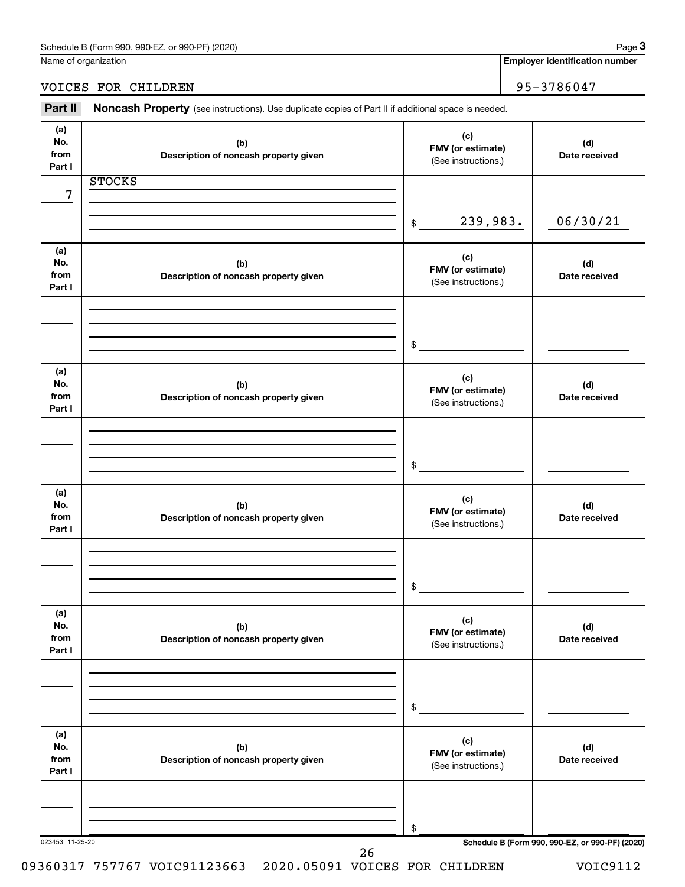Schedule B (Form 990, 990-EZ, or 990-PF) (2020) Page **3**

Name of organization: VOICES FOR CHILDREN

**Employer identification number**: 95-3786047

**Part II** **Noncash Property** (see instructions). Use duplicate copies of Part II if additional space is needed.

| (a) No. from Part I | (b) Description of noncash property given | (c) FMV (or estimate) (See instructions.) | (d) Date received |
|---|---|---|---|
| 7 | STOCKS | $ 239,983. | 06/30/21 |
| | | $ | |
| | | $ | |
| | | $ | |
| | | $ | |
| | | $ | |

023453 11-25-20

**Schedule B (Form 990, 990-EZ, or 990-PF) (2020)**

09360317 757767 VOIC91123663 2020.05091 VOICES FOR CHILDREN VOIC9112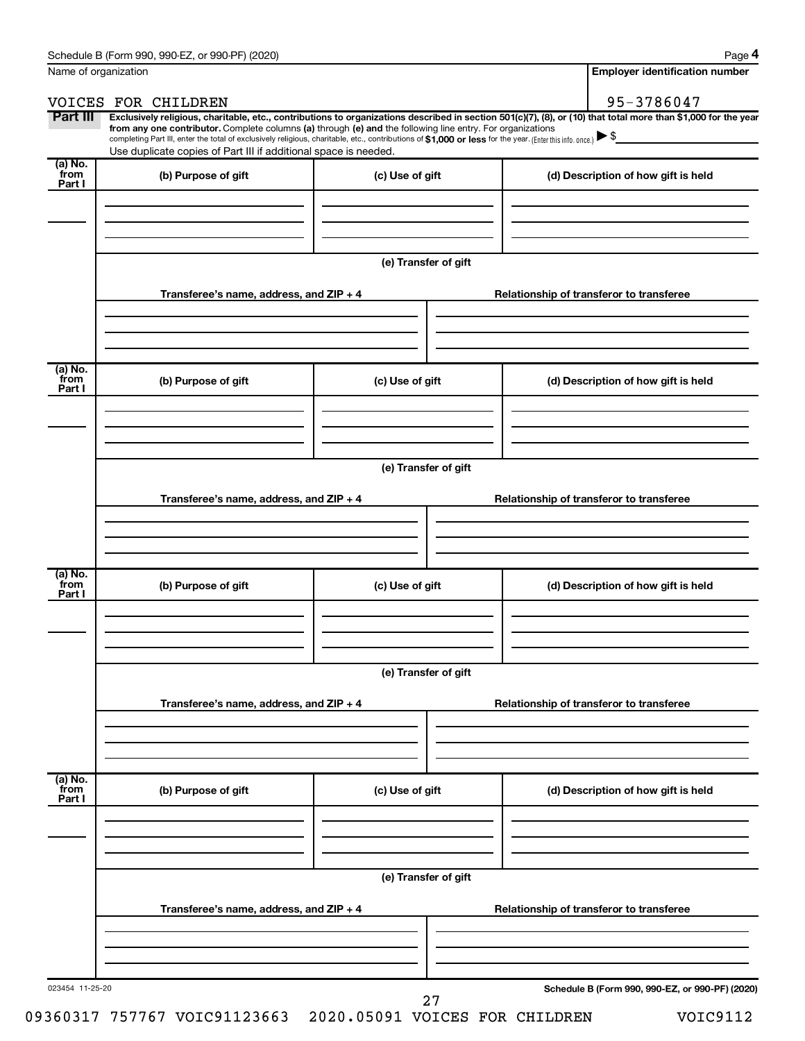Name of organization

VOICES FOR CHILDREN

**Employer identification number**

95-3786047

**Part III** **Exclusively religious, charitable, etc., contributions to organizations described in section 501(c)(7), (8), or (10) that total more than $1,000 for the year from any one contributor.** Complete columns **(a)** through **(e)** and the following line entry. For organizations completing Part III, enter the total of exclusively religious, charitable, etc., contributions of **$1,000 or less** for the year. (Enter this info. once.) ▶ $

Use duplicate copies of Part III if additional space is needed.

| (a) No. from Part I | (b) Purpose of gift | (c) Use of gift | (d) Description of how gift is held |
|---|---|---|---|
| | | | |

**(e) Transfer of gift**

| Transferee's name, address, and ZIP + 4 | Relationship of transferor to transferee |
|---|---|
| | |

| (a) No. from Part I | (b) Purpose of gift | (c) Use of gift | (d) Description of how gift is held |
|---|---|---|---|
| | | | |

**(e) Transfer of gift**

| Transferee's name, address, and ZIP + 4 | Relationship of transferor to transferee |
|---|---|
| | |

| (a) No. from Part I | (b) Purpose of gift | (c) Use of gift | (d) Description of how gift is held |
|---|---|---|---|
| | | | |

**(e) Transfer of gift**

| Transferee's name, address, and ZIP + 4 | Relationship of transferor to transferee |
|---|---|
| | |

| (a) No. from Part I | (b) Purpose of gift | (c) Use of gift | (d) Description of how gift is held |
|---|---|---|---|
| | | | |

**(e) Transfer of gift**

| Transferee's name, address, and ZIP + 4 | Relationship of transferor to transferee |
|---|---|
| | |

023454 11-25-20

**Schedule B (Form 990, 990-EZ, or 990-PF) (2020)**

09360317 757767 VOIC91123663 2020.05091 VOICES FOR CHILDREN VOIC9112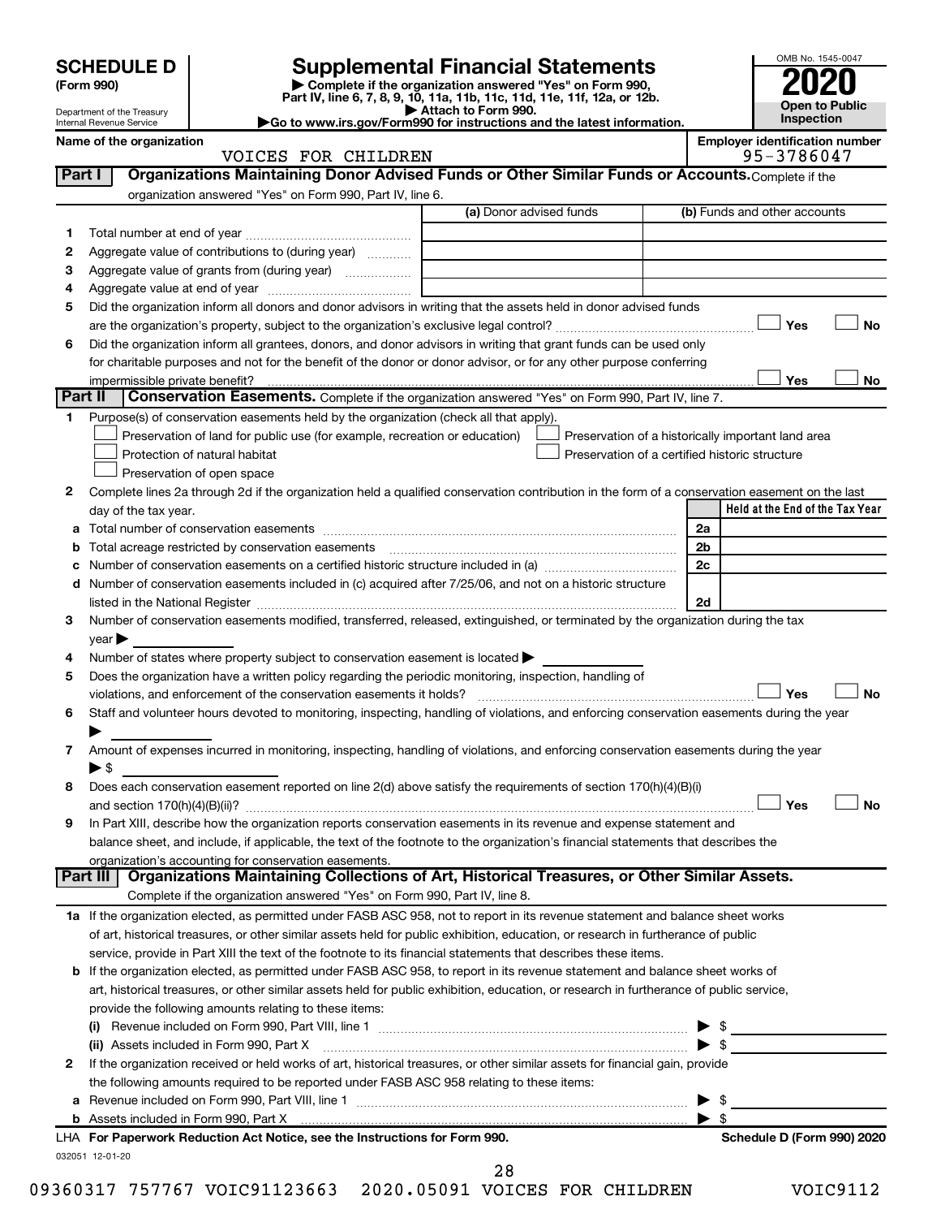**SCHEDULE D**
**(Form 990)**

Department of the Treasury
Internal Revenue Service

# Supplemental Financial Statements

▶ Complete if the organization answered "Yes" on Form 990, Part IV, line 6, 7, 8, 9, 10, 11a, 11b, 11c, 11d, 11e, 11f, 12a, or 12b.
▶ Attach to Form 990.
▶Go to www.irs.gov/Form990 for instructions and the latest information.

OMB No. 1545-0047
**2020**
**Open to Public Inspection**

**Name of the organization**
VOICES FOR CHILDREN

**Employer identification number**
95-3786047

## Part I — Organizations Maintaining Donor Advised Funds or Other Similar Funds or Accounts.

Complete if the organization answered "Yes" on Form 990, Part IV, line 6.

| | | (a) Donor advised funds | (b) Funds and other accounts |
|---|---|---|---|
| 1 | Total number at end of year | | |
| 2 | Aggregate value of contributions to (during year) | | |
| 3 | Aggregate value of grants from (during year) | | |
| 4 | Aggregate value at end of year | | |

5 Did the organization inform all donors and donor advisors in writing that the assets held in donor advised funds are the organization's property, subject to the organization's exclusive legal control? ☐ Yes ☐ No

6 Did the organization inform all grantees, donors, and donor advisors in writing that grant funds can be used only for charitable purposes and not for the benefit of the donor or donor advisor, or for any other purpose conferring impermissible private benefit? ☐ Yes ☐ No

## Part II — Conservation Easements.

Complete if the organization answered "Yes" on Form 990, Part IV, line 7.

1 Purpose(s) of conservation easements held by the organization (check all that apply).

- ☐ Preservation of land for public use (for example, recreation or education)
- ☐ Protection of natural habitat
- ☐ Preservation of open space
- ☐ Preservation of a historically important land area
- ☐ Preservation of a certified historic structure

2 Complete lines 2a through 2d if the organization held a qualified conservation contribution in the form of a conservation easement on the last day of the tax year.

| | | | Held at the End of the Tax Year |
|---|---|---|---|
| a | Total number of conservation easements | 2a | |
| b | Total acreage restricted by conservation easements | 2b | |
| c | Number of conservation easements on a certified historic structure included in (a) | 2c | |
| d | Number of conservation easements included in (c) acquired after 7/25/06, and not on a historic structure listed in the National Register | 2d | |

3 Number of conservation easements modified, transferred, released, extinguished, or terminated by the organization during the tax year ▶

4 Number of states where property subject to conservation easement is located ▶

5 Does the organization have a written policy regarding the periodic monitoring, inspection, handling of violations, and enforcement of the conservation easements it holds? ☐ Yes ☐ No

6 Staff and volunteer hours devoted to monitoring, inspecting, handling of violations, and enforcing conservation easements during the year ▶

7 Amount of expenses incurred in monitoring, inspecting, handling of violations, and enforcing conservation easements during the year ▶ $

8 Does each conservation easement reported on line 2(d) above satisfy the requirements of section 170(h)(4)(B)(i) and section 170(h)(4)(B)(ii)? ☐ Yes ☐ No

9 In Part XIII, describe how the organization reports conservation easements in its revenue and expense statement and balance sheet, and include, if applicable, the text of the footnote to the organization's financial statements that describes the organization's accounting for conservation easements.

## Part III — Organizations Maintaining Collections of Art, Historical Treasures, or Other Similar Assets.

Complete if the organization answered "Yes" on Form 990, Part IV, line 8.

1a If the organization elected, as permitted under FASB ASC 958, not to report in its revenue statement and balance sheet works of art, historical treasures, or other similar assets held for public exhibition, education, or research in furtherance of public service, provide in Part XIII the text of the footnote to its financial statements that describes these items.

b If the organization elected, as permitted under FASB ASC 958, to report in its revenue statement and balance sheet works of art, historical treasures, or other similar assets held for public exhibition, education, or research in furtherance of public service, provide the following amounts relating to these items:

(i) Revenue included on Form 990, Part VIII, line 1 ▶ $

(ii) Assets included in Form 990, Part X ▶ $

2 If the organization received or held works of art, historical treasures, or other similar assets for financial gain, provide the following amounts required to be reported under FASB ASC 958 relating to these items:

a Revenue included on Form 990, Part VIII, line 1 ▶ $

b Assets included in Form 990, Part X ▶ $

LHA For Paperwork Reduction Act Notice, see the Instructions for Form 990. **Schedule D (Form 990) 2020**

032051 12-01-20

09360317 757767 VOIC91123663 2020.05091 VOICES FOR CHILDREN VOIC9112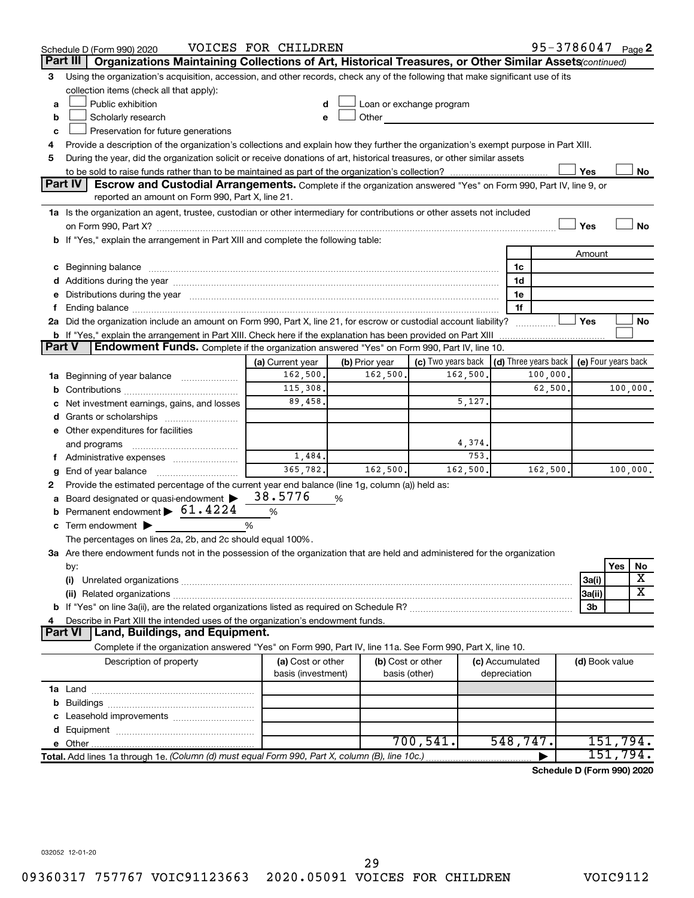Schedule D (Form 990) 2020 VOICES FOR CHILDREN 95-3786047 Page 2

## Part III Organizations Maintaining Collections of Art, Historical Treasures, or Other Similar Assets *(continued)*

3 Using the organization's acquisition, accession, and other records, check any of the following that make significant use of its collection items (check all that apply):

- a ☐ Public exhibition
- b ☐ Scholarly research
- c ☐ Preservation for future generations
- d ☐ Loan or exchange program
- e ☐ Other

4 Provide a description of the organization's collections and explain how they further the organization's exempt purpose in Part XIII.

5 During the year, did the organization solicit or receive donations of art, historical treasures, or other similar assets to be sold to raise funds rather than to be maintained as part of the organization's collection? ☐ Yes ☐ No

## Part IV Escrow and Custodial Arrangements.

Complete if the organization answered "Yes" on Form 990, Part IV, line 9, or reported an amount on Form 990, Part X, line 21.

1a Is the organization an agent, trustee, custodian or other intermediary for contributions or other assets not included on Form 990, Part X? ☐ Yes ☐ No

b If "Yes," explain the arrangement in Part XIII and complete the following table:

| | | Amount |
|---|---|---|
| c Beginning balance | 1c | |
| d Additions during the year | 1d | |
| e Distributions during the year | 1e | |
| f Ending balance | 1f | |

2a Did the organization include an amount on Form 990, Part X, line 21, for escrow or custodial account liability? ☐ Yes ☐ No

b If "Yes," explain the arrangement in Part XIII. Check here if the explanation has been provided on Part XIII ☐

## Part V Endowment Funds.

Complete if the organization answered "Yes" on Form 990, Part IV, line 10.

| | (a) Current year | (b) Prior year | (c) Two years back | (d) Three years back | (e) Four years back |
|---|---|---|---|---|---|
| 1a Beginning of year balance | 162,500. | 162,500. | 162,500. | 100,000. | |
| b Contributions | 115,308. | | | 62,500. | 100,000. |
| c Net investment earnings, gains, and losses | 89,458. | | 5,127. | | |
| d Grants or scholarships | | | | | |
| e Other expenditures for facilities and programs | | | 4,374. | | |
| f Administrative expenses | 1,484. | | 753. | | |
| g End of year balance | 365,782. | 162,500. | 162,500. | 162,500. | 100,000. |

2 Provide the estimated percentage of the current year end balance (line 1g, column (a)) held as:

a Board designated or quasi-endowment ▶ 38.5776 %

b Permanent endowment ▶ 61.4224 %

c Term endowment ▶ %

The percentages on lines 2a, 2b, and 2c should equal 100%.

3a Are there endowment funds not in the possession of the organization that are held and administered for the organization by:

| | | Yes | No |
|---|---|---|---|
| (i) Unrelated organizations | 3a(i) | | X |
| (ii) Related organizations | 3a(ii) | | X |
| b If "Yes" on line 3a(ii), are the related organizations listed as required on Schedule R? | 3b | | |

4 Describe in Part XIII the intended uses of the organization's endowment funds.

## Part VI Land, Buildings, and Equipment.

Complete if the organization answered "Yes" on Form 990, Part IV, line 11a. See Form 990, Part X, line 10.

| Description of property | (a) Cost or other basis (investment) | (b) Cost or other basis (other) | (c) Accumulated depreciation | (d) Book value |
|---|---|---|---|---|
| 1a Land | | | | |
| b Buildings | | | | |
| c Leasehold improvements | | | | |
| d Equipment | | | | |
| e Other | | 700,541. | 548,747. | 151,794. |
| **Total.** Add lines 1a through 1e. *(Column (d) must equal Form 990, Part X, column (B), line 10c.)* | | | ▶ | 151,794. |

**Schedule D (Form 990) 2020**

032052 12-01-20

09360317 757767 VOIC91123663 2020.05091 VOICES FOR CHILDREN VOIC9112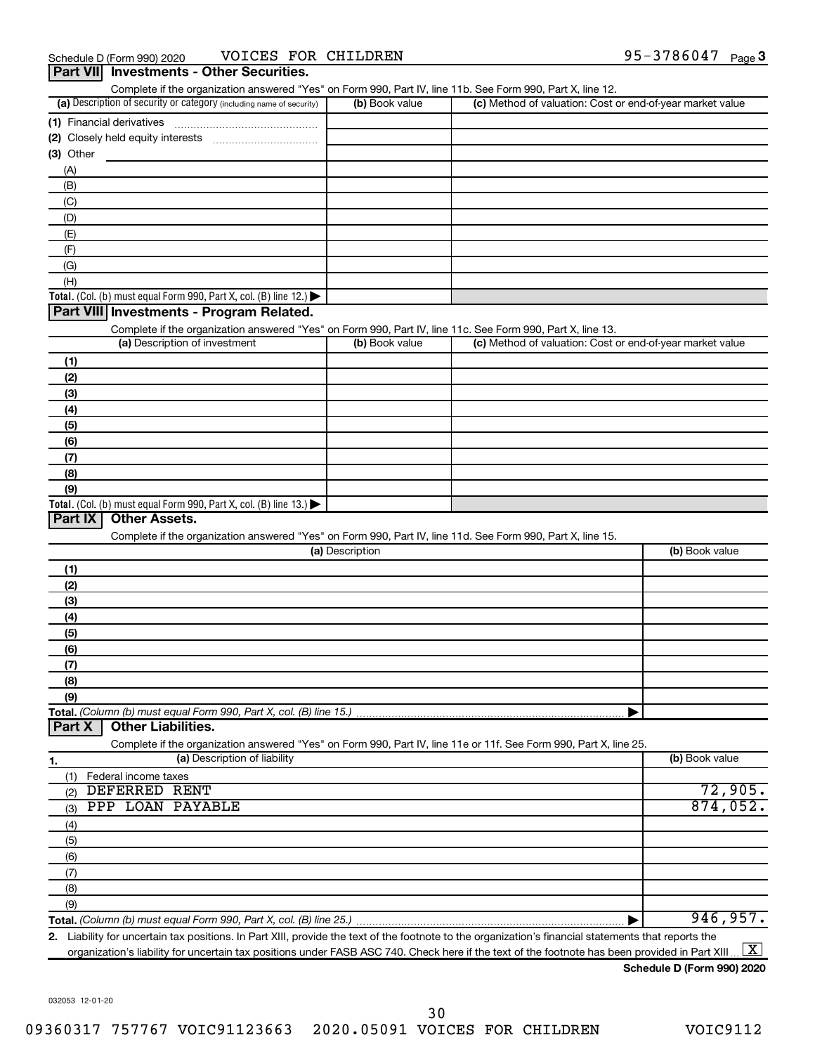Schedule D (Form 990) 2020 VOICES FOR CHILDREN 95-3786047 Page 3

## Part VII Investments - Other Securities.

Complete if the organization answered "Yes" on Form 990, Part IV, line 11b. See Form 990, Part X, line 12.

| (a) Description of security or category (including name of security) | (b) Book value | (c) Method of valuation: Cost or end-of-year market value |
|---|---|---|
| (1) Financial derivatives | | |
| (2) Closely held equity interests | | |
| (3) Other | | |
| (A) | | |
| (B) | | |
| (C) | | |
| (D) | | |
| (E) | | |
| (F) | | |
| (G) | | |
| (H) | | |
| **Total.** (Col. (b) must equal Form 990, Part X, col. (B) line 12.) | | |

## Part VIII Investments - Program Related.

Complete if the organization answered "Yes" on Form 990, Part IV, line 11c. See Form 990, Part X, line 13.

| (a) Description of investment | (b) Book value | (c) Method of valuation: Cost or end-of-year market value |
|---|---|---|
| (1) | | |
| (2) | | |
| (3) | | |
| (4) | | |
| (5) | | |
| (6) | | |
| (7) | | |
| (8) | | |
| (9) | | |
| **Total.** (Col. (b) must equal Form 990, Part X, col. (B) line 13.) | | |

## Part IX Other Assets.

Complete if the organization answered "Yes" on Form 990, Part IV, line 11d. See Form 990, Part X, line 15.

| (a) Description | (b) Book value |
|---|---|
| (1) | |
| (2) | |
| (3) | |
| (4) | |
| (5) | |
| (6) | |
| (7) | |
| (8) | |
| (9) | |
| **Total.** *(Column (b) must equal Form 990, Part X, col. (B) line 15.)* | |

## Part X Other Liabilities.

Complete if the organization answered "Yes" on Form 990, Part IV, line 11e or 11f. See Form 990, Part X, line 25.

| 1. (a) Description of liability | (b) Book value |
|---|---|
| (1) Federal income taxes | |
| (2) DEFERRED RENT | 72,905. |
| (3) PPP LOAN PAYABLE | 874,052. |
| (4) | |
| (5) | |
| (6) | |
| (7) | |
| (8) | |
| (9) | |
| **Total.** *(Column (b) must equal Form 990, Part X, col. (B) line 25.)* | 946,957. |

**2.** Liability for uncertain tax positions. In Part XIII, provide the text of the footnote to the organization's financial statements that reports the organization's liability for uncertain tax positions under FASB ASC 740. Check here if the text of the footnote has been provided in Part XIII [X]

**Schedule D (Form 990) 2020**

032053 12-01-20

09360317 757767 VOIC91123663 2020.05091 VOICES FOR CHILDREN VOIC9112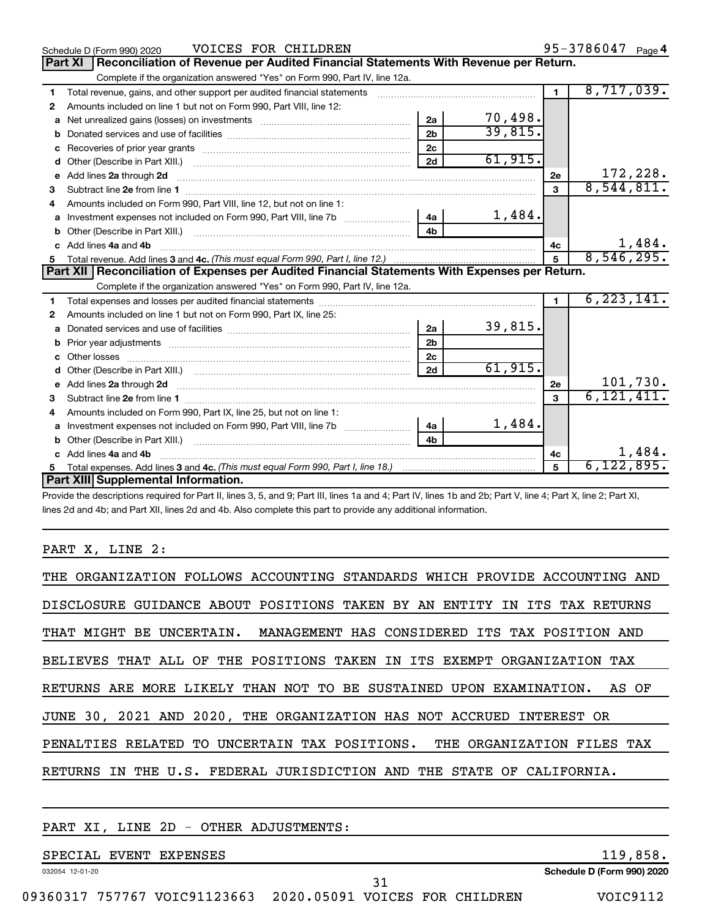Schedule D (Form 990) 2020 VOICES FOR CHILDREN 95-3786047 Page 4

## Part XI Reconciliation of Revenue per Audited Financial Statements With Revenue per Return.

Complete if the organization answered "Yes" on Form 990, Part IV, line 12a.

| | | | | | |
|---|---|---|---|---|---|
| 1 | Total revenue, gains, and other support per audited financial statements | | | 1 | 8,717,039. |
| 2 | Amounts included on line 1 but not on Form 990, Part VIII, line 12: | | | | |
| a | Net unrealized gains (losses) on investments | 2a | 70,498. | | |
| b | Donated services and use of facilities | 2b | 39,815. | | |
| c | Recoveries of prior year grants | 2c | | | |
| d | Other (Describe in Part XIII.) | 2d | 61,915. | | |
| e | Add lines 2a through 2d | | | 2e | 172,228. |
| 3 | Subtract line 2e from line 1 | | | 3 | 8,544,811. |
| 4 | Amounts included on Form 990, Part VIII, line 12, but not on line 1: | | | | |
| a | Investment expenses not included on Form 990, Part VIII, line 7b | 4a | 1,484. | | |
| b | Other (Describe in Part XIII.) | 4b | | | |
| c | Add lines 4a and 4b | | | 4c | 1,484. |
| 5 | Total revenue. Add lines 3 and 4c. *(This must equal Form 990, Part I, line 12.)* | | | 5 | 8,546,295. |

## Part XII Reconciliation of Expenses per Audited Financial Statements With Expenses per Return.

Complete if the organization answered "Yes" on Form 990, Part IV, line 12a.

| | | | | | |
|---|---|---|---|---|---|
| 1 | Total expenses and losses per audited financial statements | | | 1 | 6,223,141. |
| 2 | Amounts included on line 1 but not on Form 990, Part IX, line 25: | | | | |
| a | Donated services and use of facilities | 2a | 39,815. | | |
| b | Prior year adjustments | 2b | | | |
| c | Other losses | 2c | | | |
| d | Other (Describe in Part XIII.) | 2d | 61,915. | | |
| e | Add lines 2a through 2d | | | 2e | 101,730. |
| 3 | Subtract line 2e from line 1 | | | 3 | 6,121,411. |
| 4 | Amounts included on Form 990, Part IX, line 25, but not on line 1: | | | | |
| a | Investment expenses not included on Form 990, Part VIII, line 7b | 4a | 1,484. | | |
| b | Other (Describe in Part XIII.) | 4b | | | |
| c | Add lines 4a and 4b | | | 4c | 1,484. |
| 5 | Total expenses. Add lines 3 and 4c. *(This must equal Form 990, Part I, line 18.)* | | | 5 | 6,122,895. |

## Part XIII Supplemental Information.

Provide the descriptions required for Part II, lines 3, 5, and 9; Part III, lines 1a and 4; Part IV, lines 1b and 2b; Part V, line 4; Part X, line 2; Part XI, lines 2d and 4b; and Part XII, lines 2d and 4b. Also complete this part to provide any additional information.

PART X, LINE 2:

THE ORGANIZATION FOLLOWS ACCOUNTING STANDARDS WHICH PROVIDE ACCOUNTING AND DISCLOSURE GUIDANCE ABOUT POSITIONS TAKEN BY AN ENTITY IN ITS TAX RETURNS THAT MIGHT BE UNCERTAIN. MANAGEMENT HAS CONSIDERED ITS TAX POSITION AND BELIEVES THAT ALL OF THE POSITIONS TAKEN IN ITS EXEMPT ORGANIZATION TAX RETURNS ARE MORE LIKELY THAN NOT TO BE SUSTAINED UPON EXAMINATION. AS OF JUNE 30, 2021 AND 2020, THE ORGANIZATION HAS NOT ACCRUED INTEREST OR PENALTIES RELATED TO UNCERTAIN TAX POSITIONS. THE ORGANIZATION FILES TAX RETURNS IN THE U.S. FEDERAL JURISDICTION AND THE STATE OF CALIFORNIA.

PART XI, LINE 2D - OTHER ADJUSTMENTS:

SPECIAL EVENT EXPENSES 119,858.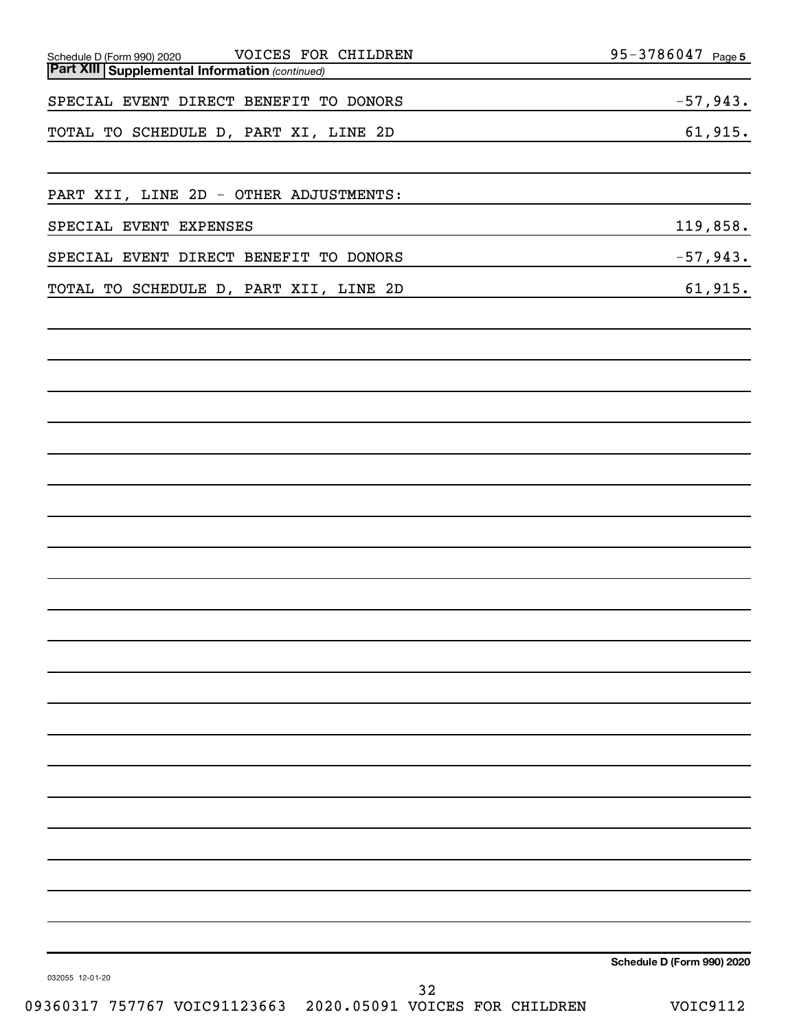Schedule D (Form 990) 2020 VOICES FOR CHILDREN 95-3786047 Page 5

**Part XIII Supplemental Information** *(continued)*

| | |
|---|---|
| SPECIAL EVENT DIRECT BENEFIT TO DONORS | -57,943. |
| TOTAL TO SCHEDULE D, PART XI, LINE 2D | 61,915. |
| | |
| PART XII, LINE 2D - OTHER ADJUSTMENTS: | |
| SPECIAL EVENT EXPENSES | 119,858. |
| SPECIAL EVENT DIRECT BENEFIT TO DONORS | -57,943. |
| TOTAL TO SCHEDULE D, PART XII, LINE 2D | 61,915. |

**Schedule D (Form 990) 2020**

032055 12-01-20

09360317 757767 VOIC91123663 2020.05091 VOICES FOR CHILDREN VOIC9112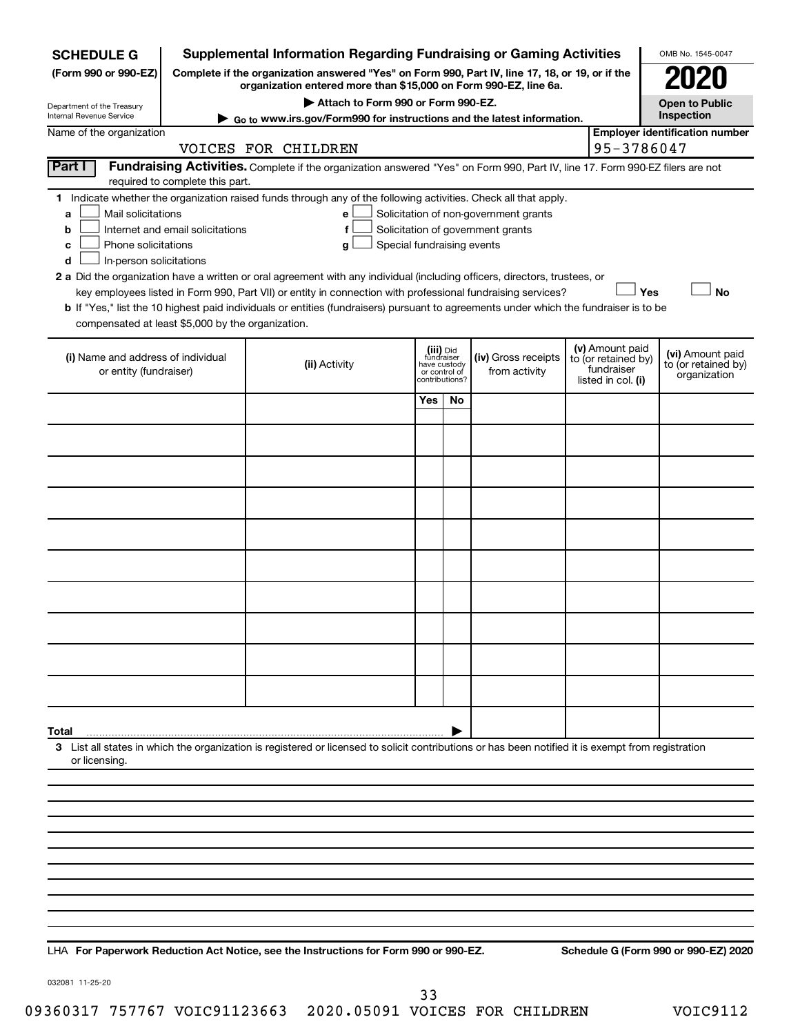**SCHEDULE G** (Form 990 or 990-EZ)

Department of the Treasury
Internal Revenue Service

# Supplemental Information Regarding Fundraising or Gaming Activities

**Complete if the organization answered "Yes" on Form 990, Part IV, line 17, 18, or 19, or if the organization entered more than $15,000 on Form 990-EZ, line 6a.**

**▶ Attach to Form 990 or Form 990-EZ.**

**▶ Go to www.irs.gov/Form990 for instructions and the latest information.**

OMB No. 1545-0047

**2020**

**Open to Public Inspection**

Name of the organization: VOICES FOR CHILDREN

**Employer identification number:** 95-3786047

**Part I** **Fundraising Activities.** Complete if the organization answered "Yes" on Form 990, Part IV, line 17. Form 990-EZ filers are not required to complete this part.

**1** Indicate whether the organization raised funds through any of the following activities. Check all that apply.

- **a** ☐ Mail solicitations
- **b** ☐ Internet and email solicitations
- **c** ☐ Phone solicitations
- **d** ☐ In-person solicitations
- **e** ☐ Solicitation of non-government grants
- **f** ☐ Solicitation of government grants
- **g** ☐ Special fundraising events

**2 a** Did the organization have a written or oral agreement with any individual (including officers, directors, trustees, or key employees listed in Form 990, Part VII) or entity in connection with professional fundraising services? ☐ **Yes** ☐ **No**

**b** If "Yes," list the 10 highest paid individuals or entities (fundraisers) pursuant to agreements under which the fundraiser is to be compensated at least $5,000 by the organization.

| (i) Name and address of individual or entity (fundraiser) | (ii) Activity | (iii) Did fundraiser have custody or control of contributions? Yes | No | (iv) Gross receipts from activity | (v) Amount paid to (or retained by) fundraiser listed in col. (i) | (vi) Amount paid to (or retained by) organization |
|---|---|---|---|---|---|---|
| | | | | | | |
| | | | | | | |
| | | | | | | |
| | | | | | | |
| | | | | | | |
| | | | | | | |
| | | | | | | |
| | | | | | | |
| | | | | | | |
| | | | | | | |
| **Total** ▶ | | | | | | |

**3** List all states in which the organization is registered or licensed to solicit contributions or has been notified it is exempt from registration or licensing.

LHA **For Paperwork Reduction Act Notice, see the Instructions for Form 990 or 990-EZ.** **Schedule G (Form 990 or 990-EZ) 2020**

032081 11-25-20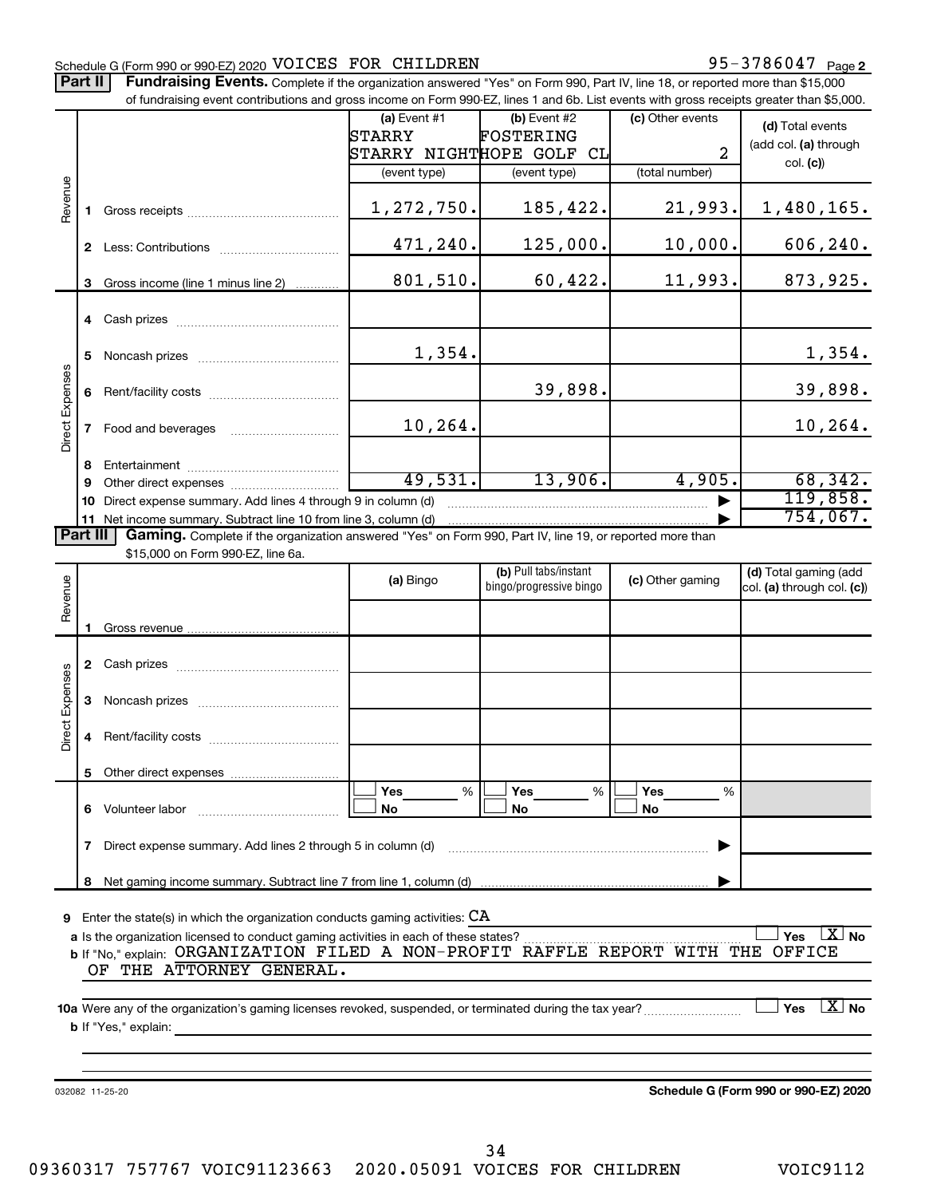Schedule G (Form 990 or 990-EZ) 2020 VOICES FOR CHILDREN 95-3786047 Page 2

**Part II** **Fundraising Events.** Complete if the organization answered "Yes" on Form 990, Part IV, line 18, or reported more than $15,000 of fundraising event contributions and gross income on Form 990-EZ, lines 1 and 6b. List events with gross receipts greater than $5,000.

| | | (a) Event #1 STARRY STARRY NIGHT (event type) | (b) Event #2 FOSTERING HOPE GOLF CL (event type) | (c) Other events 2 (total number) | (d) Total events (add col. (a) through col. (c)) |
|---|---|---|---|---|---|
| Revenue | 1 Gross receipts | 1,272,750. | 185,422. | 21,993. | 1,480,165. |
| | 2 Less: Contributions | 471,240. | 125,000. | 10,000. | 606,240. |
| | 3 Gross income (line 1 minus line 2) | 801,510. | 60,422. | 11,993. | 873,925. |
| Direct Expenses | 4 Cash prizes | | | | |
| | 5 Noncash prizes | 1,354. | | | 1,354. |
| | 6 Rent/facility costs | | 39,898. | | 39,898. |
| | 7 Food and beverages | 10,264. | | | 10,264. |
| | 8 Entertainment | | | | |
| | 9 Other direct expenses | 49,531. | 13,906. | 4,905. | 68,342. |
| | 10 Direct expense summary. Add lines 4 through 9 in column (d) | | | | 119,858. |
| | 11 Net income summary. Subtract line 10 from line 3, column (d) | | | | 754,067. |

**Part III** **Gaming.** Complete if the organization answered "Yes" on Form 990, Part IV, line 19, or reported more than $15,000 on Form 990-EZ, line 6a.

| | | (a) Bingo | (b) Pull tabs/instant bingo/progressive bingo | (c) Other gaming | (d) Total gaming (add col. (a) through col. (c)) |
|---|---|---|---|---|---|
| Revenue | 1 Gross revenue | | | | |
| Direct Expenses | 2 Cash prizes | | | | |
| | 3 Noncash prizes | | | | |
| | 4 Rent/facility costs | | | | |
| | 5 Other direct expenses | | | | |
| | 6 Volunteer labor | ☐ Yes ___% ☐ No | ☐ Yes ___% ☐ No | ☐ Yes ___% ☐ No | |
| | 7 Direct expense summary. Add lines 2 through 5 in column (d) | | | | |
| | 8 Net gaming income summary. Subtract line 7 from line 1, column (d) | | | | |

**9** Enter the state(s) in which the organization conducts gaming activities: CA

**a** Is the organization licensed to conduct gaming activities in each of these states? ☐ Yes ☒ No

**b** If "No," explain: ORGANIZATION FILED A NON-PROFIT RAFFLE REPORT WITH THE OFFICE OF THE ATTORNEY GENERAL.

**10a** Were any of the organization's gaming licenses revoked, suspended, or terminated during the tax year? ☐ Yes ☒ No

**b** If "Yes," explain:

032082 11-25-20 **Schedule G (Form 990 or 990-EZ) 2020**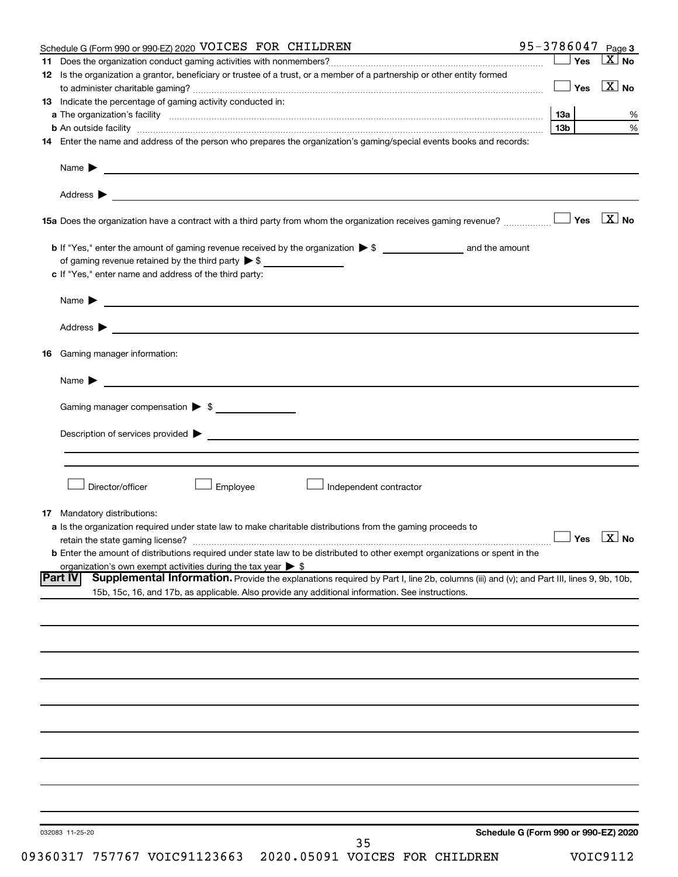Schedule G (Form 990 or 990-EZ) 2020 VOICES FOR CHILDREN 95-3786047 Page 3

**11** Does the organization conduct gaming activities with nonmembers? ☐ Yes ☒ No

**12** Is the organization a grantor, beneficiary or trustee of a trust, or a member of a partnership or other entity formed to administer charitable gaming? ☐ Yes ☒ No

**13** Indicate the percentage of gaming activity conducted in:

**a** The organization's facility — 13a ____ %

**b** An outside facility — 13b ____ %

**14** Enter the name and address of the person who prepares the organization's gaming/special events books and records:

Name ▶

Address ▶

**15a** Does the organization have a contract with a third party from whom the organization receives gaming revenue? ☐ Yes ☒ No

**b** If "Yes," enter the amount of gaming revenue received by the organization ▶ $ ____ and the amount of gaming revenue retained by the third party ▶ $ ____

**c** If "Yes," enter name and address of the third party:

Name ▶

Address ▶

**16** Gaming manager information:

Name ▶

Gaming manager compensation ▶ $

Description of services provided ▶

☐ Director/officer ☐ Employee ☐ Independent contractor

**17** Mandatory distributions:

**a** Is the organization required under state law to make charitable distributions from the gaming proceeds to retain the state gaming license? ☐ Yes ☒ No

**b** Enter the amount of distributions required under state law to be distributed to other exempt organizations or spent in the organization's own exempt activities during the tax year ▶ $

## Part IV Supplemental Information.

Provide the explanations required by Part I, line 2b, columns (iii) and (v); and Part III, lines 9, 9b, 10b, 15b, 15c, 16, and 17b, as applicable. Also provide any additional information. See instructions.

032083 11-25-20

Schedule G (Form 990 or 990-EZ) 2020

09360317 757767 VOIC91123663 2020.05091 VOICES FOR CHILDREN VOIC9112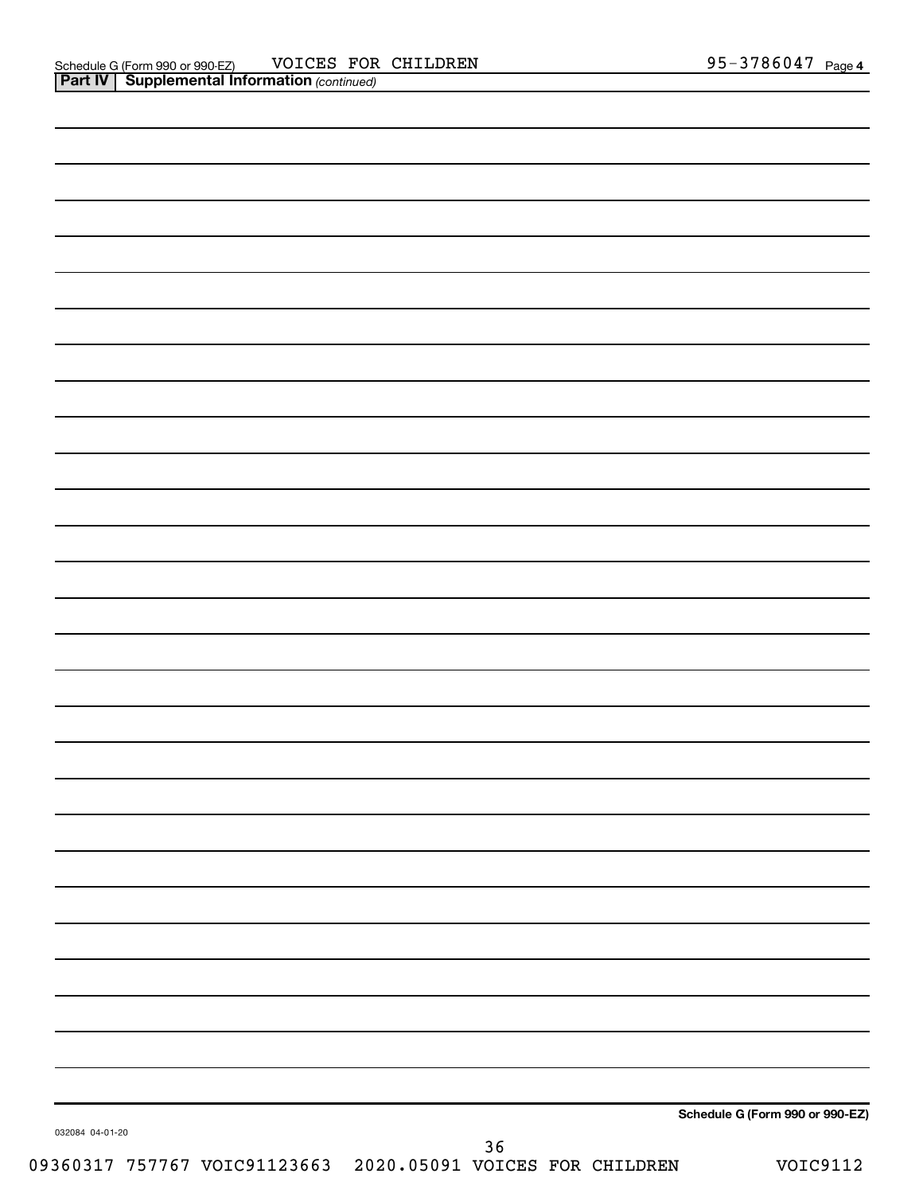Schedule G (Form 990 or 990-EZ) VOICES FOR CHILDREN 95-3786047 Page 4

**Part IV | Supplemental Information** *(continued)*

**Schedule G (Form 990 or 990-EZ)**

032084 04-01-20

09360317 757767 VOIC91123663 2020.05091 VOICES FOR CHILDREN VOIC9112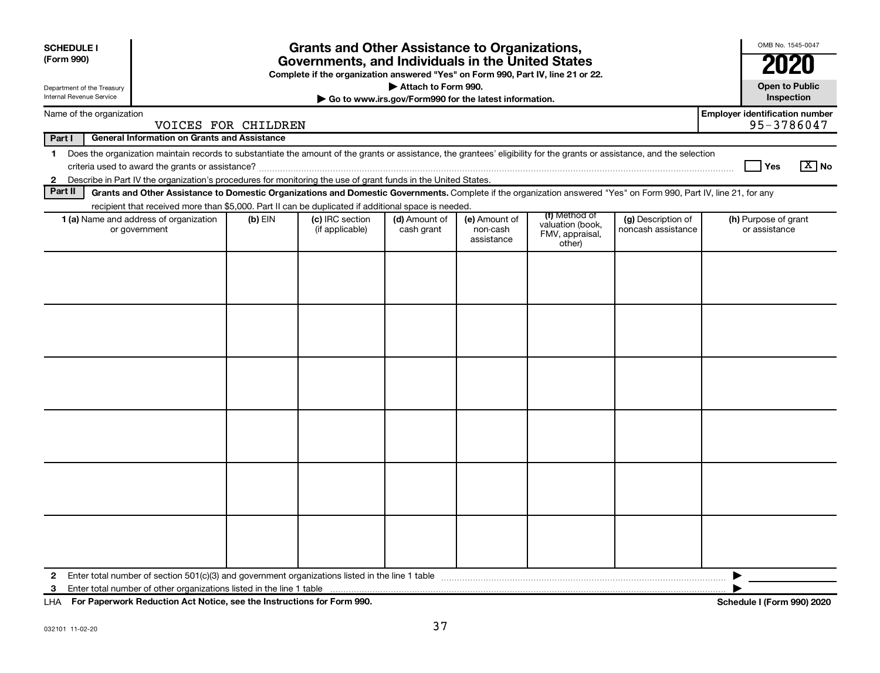**SCHEDULE I**
**(Form 990)**

Department of the Treasury
Internal Revenue Service

# Grants and Other Assistance to Organizations, Governments, and Individuals in the United States

**Complete if the organization answered "Yes" on Form 990, Part IV, line 21 or 22.**

**▶ Attach to Form 990.**

**▶ Go to www.irs.gov/Form990 for the latest information.**

OMB No. 1545-0047

**2020**

**Open to Public Inspection**

Name of the organization: VOICES FOR CHILDREN

**Employer identification number** 95-3786047

**Part I — General Information on Grants and Assistance**

1. Does the organization maintain records to substantiate the amount of the grants or assistance, the grantees' eligibility for the grants or assistance, and the selection criteria used to award the grants or assistance? Yes [ ] No [X]
2. Describe in Part IV the organization's procedures for monitoring the use of grant funds in the United States.

**Part II — Grants and Other Assistance to Domestic Organizations and Domestic Governments.** Complete if the organization answered "Yes" on Form 990, Part IV, line 21, for any recipient that received more than $5,000. Part II can be duplicated if additional space is needed.

| 1 (a) Name and address of organization or government | (b) EIN | (c) IRC section (if applicable) | (d) Amount of cash grant | (e) Amount of non-cash assistance | (f) Method of valuation (book, FMV, appraisal, other) | (g) Description of noncash assistance | (h) Purpose of grant or assistance |
|---|---|---|---|---|---|---|---|
| | | | | | | | |
| | | | | | | | |
| | | | | | | | |
| | | | | | | | |
| | | | | | | | |
| | | | | | | | |

2. Enter total number of section 501(c)(3) and government organizations listed in the line 1 table ▶
3. Enter total number of other organizations listed in the line 1 table ▶

LHA **For Paperwork Reduction Act Notice, see the Instructions for Form 990.** **Schedule I (Form 990) 2020**

032101 11-02-20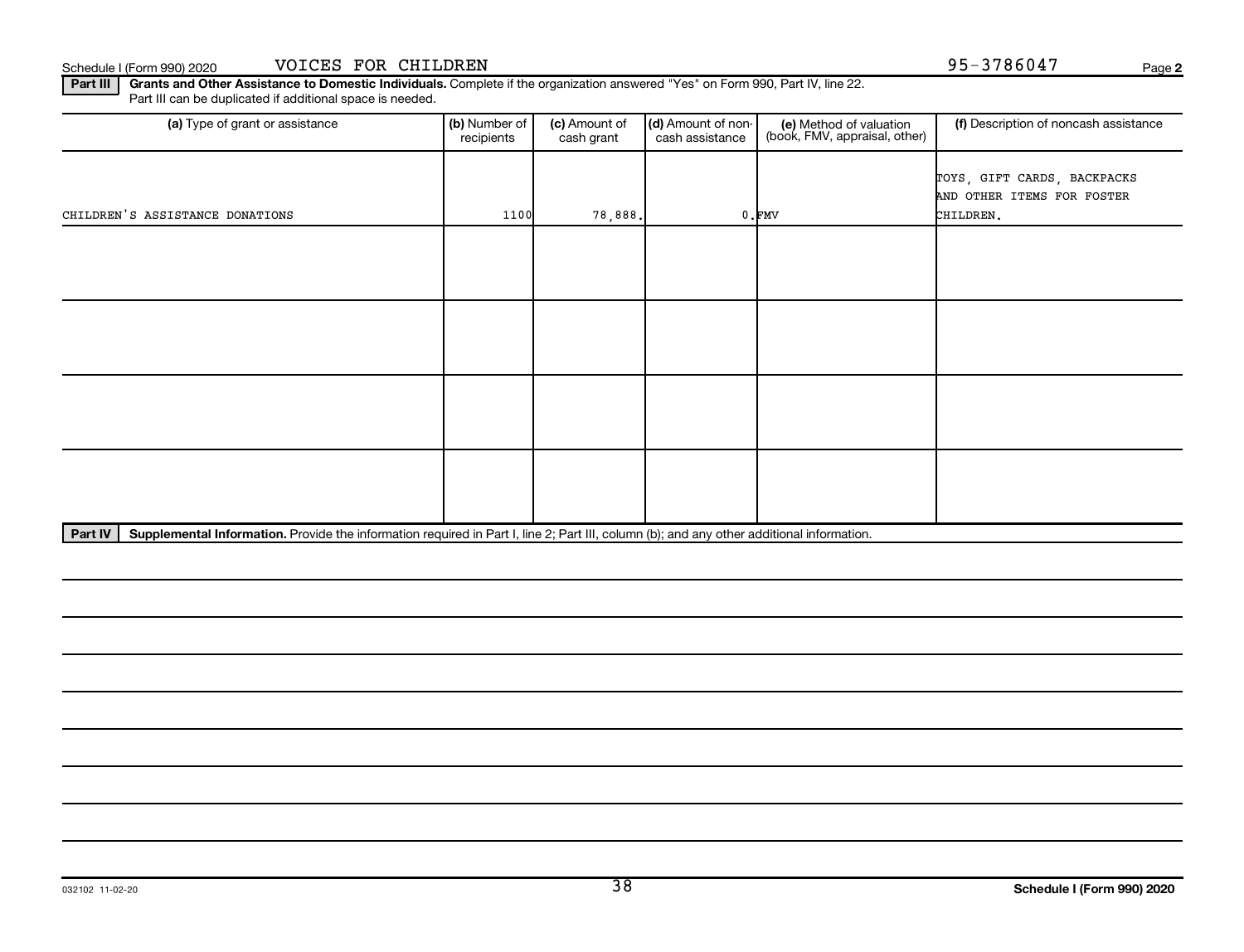Schedule I (Form 990) 2020 VOICES FOR CHILDREN 95-3786047

**Part III** **Grants and Other Assistance to Domestic Individuals.** Complete if the organization answered "Yes" on Form 990, Part IV, line 22. Part III can be duplicated if additional space is needed.

| (a) Type of grant or assistance | (b) Number of recipients | (c) Amount of cash grant | (d) Amount of non-cash assistance | (e) Method of valuation (book, FMV, appraisal, other) | (f) Description of noncash assistance |
|---|---|---|---|---|---|
| CHILDREN'S ASSISTANCE DONATIONS | 1100 | 78,888. | 0. | FMV | TOYS, GIFT CARDS, BACKPACKS AND OTHER ITEMS FOR FOSTER CHILDREN. |
| | | | | | |
| | | | | | |
| | | | | | |
| | | | | | |

**Part IV** **Supplemental Information.** Provide the information required in Part I, line 2; Part III, column (b); and any other additional information.

032102 11-02-20 **Schedule I (Form 990) 2020**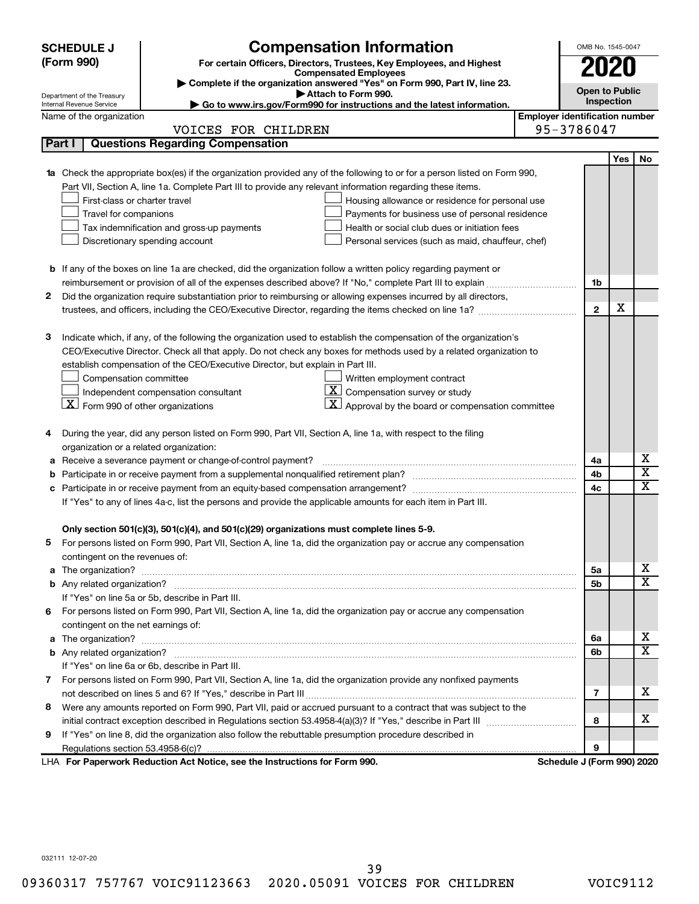# SCHEDULE J (Form 990)

Department of the Treasury
Internal Revenue Service

## Compensation Information

**For certain Officers, Directors, Trustees, Key Employees, and Highest Compensated Employees**

▶ Complete if the organization answered "Yes" on Form 990, Part IV, line 23.

▶ Attach to Form 990.

▶ Go to www.irs.gov/Form990 for instructions and the latest information.

OMB No. 1545-0047

**2020**

**Open to Public Inspection**

Name of the organization: VOICES FOR CHILDREN

Employer identification number: 95-3786047

## Part I Questions Regarding Compensation

| | | | Yes | No |
|---|---|---|---|---|
| **1a** | Check the appropriate box(es) if the organization provided any of the following to or for a person listed on Form 990, Part VII, Section A, line 1a. Complete Part III to provide any relevant information regarding these items.<br>☐ First-class or charter travel ☐ Housing allowance or residence for personal use<br>☐ Travel for companions ☐ Payments for business use of personal residence<br>☐ Tax indemnification and gross-up payments ☐ Health or social club dues or initiation fees<br>☐ Discretionary spending account ☐ Personal services (such as maid, chauffeur, chef) | | | |
| **b** | If any of the boxes on line 1a are checked, did the organization follow a written policy regarding payment or reimbursement or provision of all of the expenses described above? If "No," complete Part III to explain | 1b | | |
| **2** | Did the organization require substantiation prior to reimbursing or allowing expenses incurred by all directors, trustees, and officers, including the CEO/Executive Director, regarding the items checked on line 1a? | 2 | X | |
| **3** | Indicate which, if any, of the following the organization used to establish the compensation of the organization's CEO/Executive Director. Check all that apply. Do not check any boxes for methods used by a related organization to establish compensation of the CEO/Executive Director, but explain in Part III.<br>☐ Compensation committee ☐ Written employment contract<br>☐ Independent compensation consultant ☒ Compensation survey or study<br>☒ Form 990 of other organizations ☒ Approval by the board or compensation committee | | | |
| **4** | During the year, did any person listed on Form 990, Part VII, Section A, line 1a, with respect to the filing organization or a related organization: | | | |
| **a** | Receive a severance payment or change-of-control payment? | 4a | | X |
| **b** | Participate in or receive payment from a supplemental nonqualified retirement plan? | 4b | | X |
| **c** | Participate in or receive payment from an equity-based compensation arrangement? | 4c | | X |
| | If "Yes" to any of lines 4a-c, list the persons and provide the applicable amounts for each item in Part III. | | | |
| | **Only section 501(c)(3), 501(c)(4), and 501(c)(29) organizations must complete lines 5-9.** | | | |
| **5** | For persons listed on Form 990, Part VII, Section A, line 1a, did the organization pay or accrue any compensation contingent on the revenues of: | | | |
| **a** | The organization? | 5a | | X |
| **b** | Any related organization? | 5b | | X |
| | If "Yes" on line 5a or 5b, describe in Part III. | | | |
| **6** | For persons listed on Form 990, Part VII, Section A, line 1a, did the organization pay or accrue any compensation contingent on the net earnings of: | | | |
| **a** | The organization? | 6a | | X |
| **b** | Any related organization? | 6b | | X |
| | If "Yes" on line 6a or 6b, describe in Part III. | | | |
| **7** | For persons listed on Form 990, Part VII, Section A, line 1a, did the organization provide any nonfixed payments not described on lines 5 and 6? If "Yes," describe in Part III | 7 | | X |
| **8** | Were any amounts reported on Form 990, Part VII, paid or accrued pursuant to a contract that was subject to the initial contract exception described in Regulations section 53.4958-4(a)(3)? If "Yes," describe in Part III | 8 | | X |
| **9** | If "Yes" on line 8, did the organization also follow the rebuttable presumption procedure described in Regulations section 53.4958-6(c)? | 9 | | |

LHA **For Paperwork Reduction Act Notice, see the Instructions for Form 990.** **Schedule J (Form 990) 2020**

032111 12-07-20

09360317 757767 VOIC91123663 2020.05091 VOICES FOR CHILDREN VOIC9112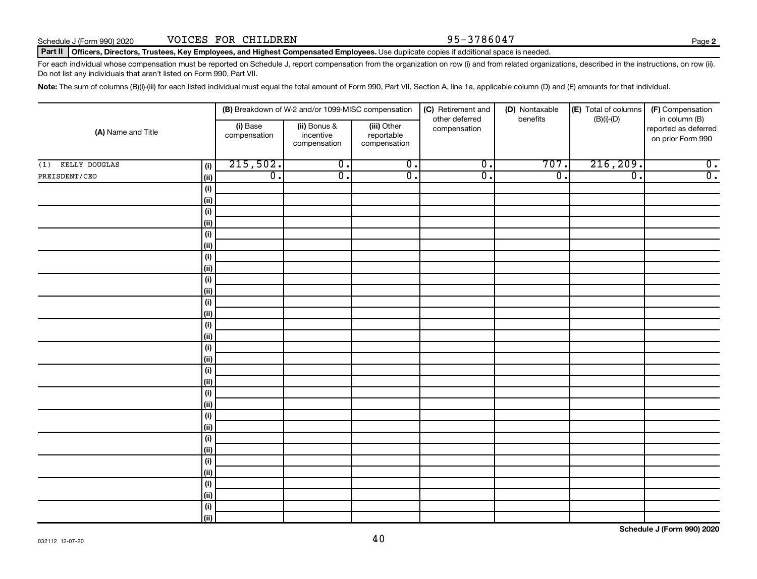Schedule J (Form 990) 2020 VOICES FOR CHILDREN 95-3786047

**Part II Officers, Directors, Trustees, Key Employees, and Highest Compensated Employees.** Use duplicate copies if additional space is needed.

For each individual whose compensation must be reported on Schedule J, report compensation from the organization on row (i) and from related organizations, described in the instructions, on row (ii). Do not list any individuals that aren't listed on Form 990, Part VII.

**Note:** The sum of columns (B)(i)-(iii) for each listed individual must equal the total amount of Form 990, Part VII, Section A, line 1a, applicable column (D) and (E) amounts for that individual.

| (A) Name and Title | | (B) Breakdown of W-2 and/or 1099-MISC compensation | | | (C) Retirement and other deferred compensation | (D) Nontaxable benefits | (E) Total of columns (B)(i)-(D) | (F) Compensation in column (B) reported as deferred on prior Form 990 |
|---|---|---|---|---|---|---|---|---|
| | | (i) Base compensation | (ii) Bonus & incentive compensation | (iii) Other reportable compensation | | | | |
| (1) KELLY DOUGLAS | (i) | 215,502. | 0. | 0. | 0. | 707. | 216,209. | 0. |
| PREISDENT/CEO | (ii) | 0. | 0. | 0. | 0. | 0. | 0. | 0. |

Schedule J (Form 990) 2020

032112 12-07-20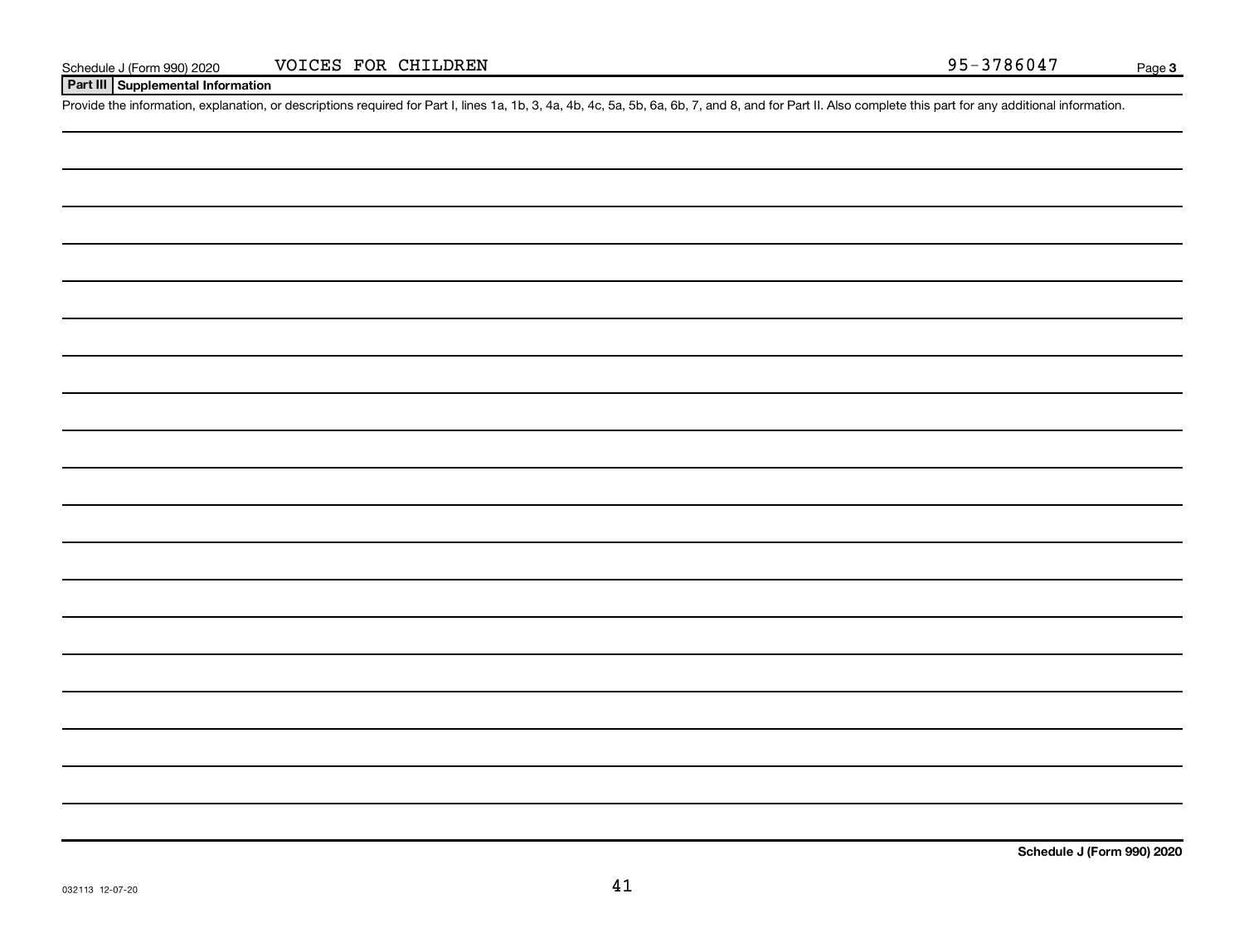Schedule J (Form 990) 2020 VOICES FOR CHILDREN 95-3786047

## Part III Supplemental Information

Provide the information, explanation, or descriptions required for Part I, lines 1a, 1b, 3, 4a, 4b, 4c, 5a, 5b, 6a, 6b, 7, and 8, and for Part II. Also complete this part for any additional information.

**Schedule J (Form 990) 2020**

032113 12-07-20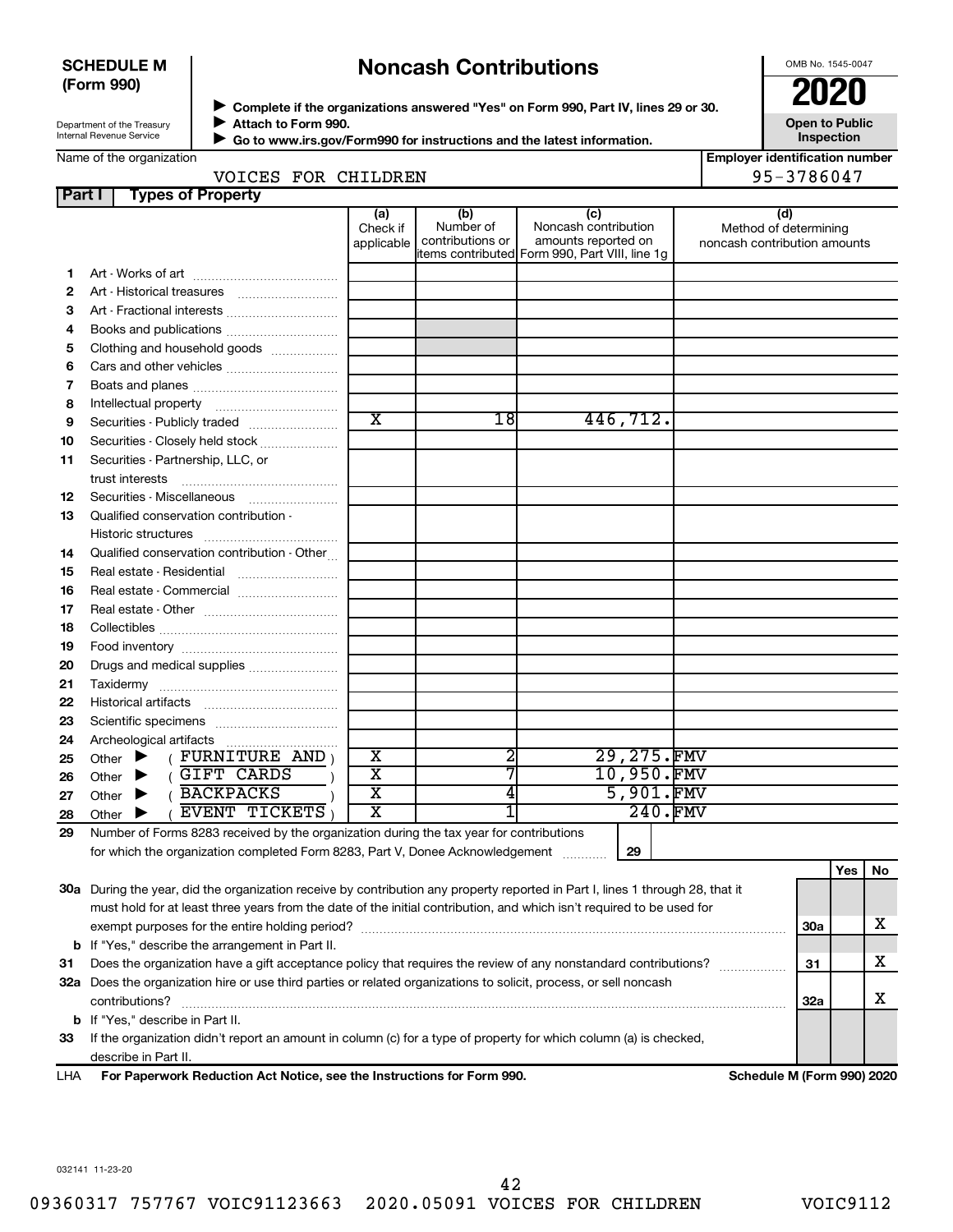**SCHEDULE M (Form 990)**

Department of the Treasury
Internal Revenue Service

# Noncash Contributions

▶ **Complete if the organizations answered "Yes" on Form 990, Part IV, lines 29 or 30.**
▶ **Attach to Form 990.**
▶ **Go to www.irs.gov/Form990 for instructions and the latest information.**

OMB No. 1545-0047

**2020**

**Open to Public Inspection**

Name of the organization: VOICES FOR CHILDREN

**Employer identification number:** 95-3786047

## Part I — Types of Property

| | | (a) Check if applicable | (b) Number of contributions or items contributed | (c) Noncash contribution amounts reported on Form 990, Part VIII, line 1g | (d) Method of determining noncash contribution amounts |
|---|---|---|---|---|---|
| 1 | Art - Works of art | | | | |
| 2 | Art - Historical treasures | | | | |
| 3 | Art - Fractional interests | | | | |
| 4 | Books and publications | | | | |
| 5 | Clothing and household goods | | | | |
| 6 | Cars and other vehicles | | | | |
| 7 | Boats and planes | | | | |
| 8 | Intellectual property | | | | |
| 9 | Securities - Publicly traded | X | 18 | 446,712. | |
| 10 | Securities - Closely held stock | | | | |
| 11 | Securities - Partnership, LLC, or trust interests | | | | |
| 12 | Securities - Miscellaneous | | | | |
| 13 | Qualified conservation contribution - Historic structures | | | | |
| 14 | Qualified conservation contribution - Other | | | | |
| 15 | Real estate - Residential | | | | |
| 16 | Real estate - Commercial | | | | |
| 17 | Real estate - Other | | | | |
| 18 | Collectibles | | | | |
| 19 | Food inventory | | | | |
| 20 | Drugs and medical supplies | | | | |
| 21 | Taxidermy | | | | |
| 22 | Historical artifacts | | | | |
| 23 | Scientific specimens | | | | |
| 24 | Archeological artifacts | | | | |
| 25 | Other ▶ ( FURNITURE AND ) | X | 2 | 29,275. | FMV |
| 26 | Other ▶ ( GIFT CARDS ) | X | 7 | 10,950. | FMV |
| 27 | Other ▶ ( BACKPACKS ) | X | 4 | 5,901. | FMV |
| 28 | Other ▶ ( EVENT TICKETS ) | X | 1 | 240. | FMV |

**29** Number of Forms 8283 received by the organization during the tax year for contributions for which the organization completed Form 8283, Part V, Donee Acknowledgement ..... **29**

| | | | Yes | No |
|---|---|---|---|---|
| **30a** | During the year, did the organization receive by contribution any property reported in Part I, lines 1 through 28, that it must hold for at least three years from the date of the initial contribution, and which isn't required to be used for exempt purposes for the entire holding period? | 30a | | X |
| **b** | If "Yes," describe the arrangement in Part II. | | | |
| **31** | Does the organization have a gift acceptance policy that requires the review of any nonstandard contributions? | 31 | | X |
| **32a** | Does the organization hire or use third parties or related organizations to solicit, process, or sell noncash contributions? | 32a | | X |
| **b** | If "Yes," describe in Part II. | | | |
| **33** | If the organization didn't report an amount in column (c) for a type of property for which column (a) is checked, describe in Part II. | | | |

LHA **For Paperwork Reduction Act Notice, see the Instructions for Form 990.** **Schedule M (Form 990) 2020**

032141 11-23-20

09360317 757767 VOIC91123663 2020.05091 VOICES FOR CHILDREN VOIC9112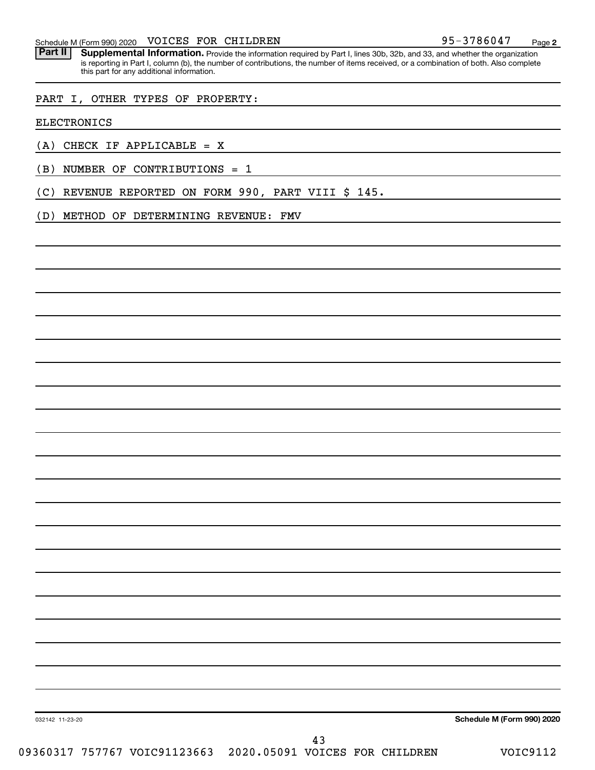Schedule M (Form 990) 2020 VOICES FOR CHILDREN 95-3786047 Page 2

**Part II** **Supplemental Information.** Provide the information required by Part I, lines 30b, 32b, and 33, and whether the organization is reporting in Part I, column (b), the number of contributions, the number of items received, or a combination of both. Also complete this part for any additional information.

PART I, OTHER TYPES OF PROPERTY:

ELECTRONICS

(A) CHECK IF APPLICABLE = X

(B) NUMBER OF CONTRIBUTIONS = 1

(C) REVENUE REPORTED ON FORM 990, PART VIII $ 145.

(D) METHOD OF DETERMINING REVENUE: FMV

032142 11-23-20 **Schedule M (Form 990) 2020**

09360317 757767 VOIC91123663 2020.05091 VOICES FOR CHILDREN VOIC9112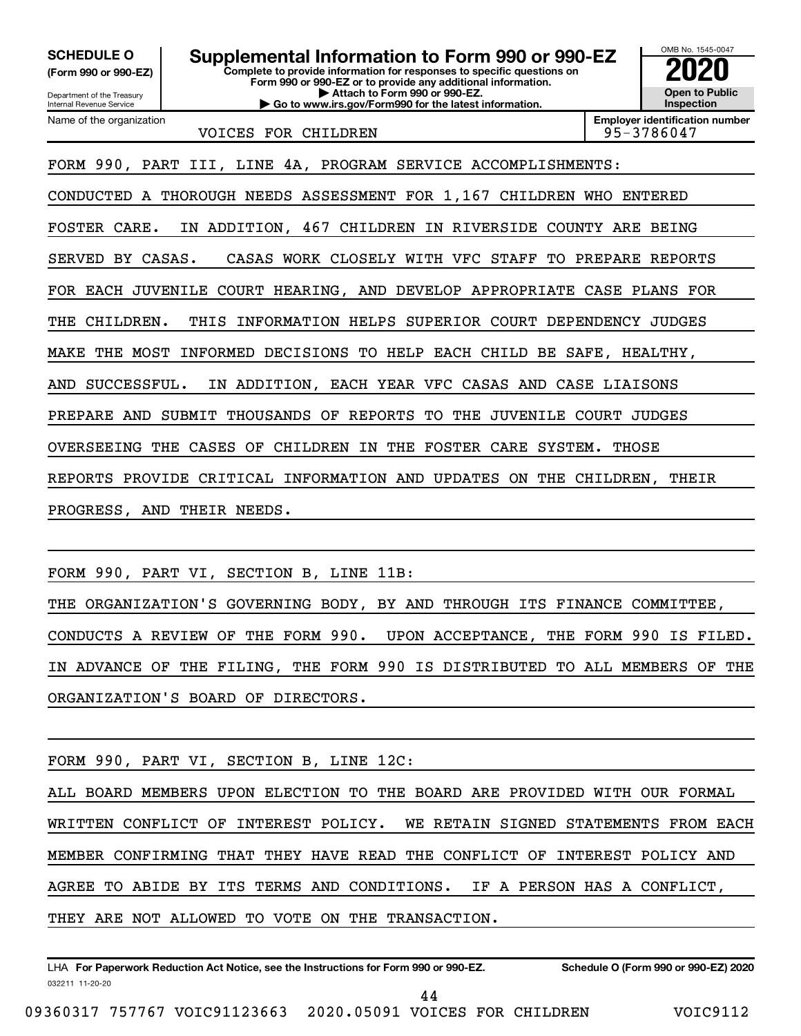**SCHEDULE O (Form 990 or 990-EZ)**

Department of the Treasury
Internal Revenue Service

# Supplemental Information to Form 990 or 990-EZ

**Complete to provide information for responses to specific questions on Form 990 or 990-EZ or to provide any additional information.**
**▶ Attach to Form 990 or 990-EZ.**
**▶ Go to www.irs.gov/Form990 for the latest information.**

OMB No. 1545-0047

**2020**

**Open to Public Inspection**

Name of the organization: VOICES FOR CHILDREN

**Employer identification number:** 95-3786047

FORM 990, PART III, LINE 4A, PROGRAM SERVICE ACCOMPLISHMENTS:

CONDUCTED A THOROUGH NEEDS ASSESSMENT FOR 1,167 CHILDREN WHO ENTERED FOSTER CARE. IN ADDITION, 467 CHILDREN IN RIVERSIDE COUNTY ARE BEING SERVED BY CASAS. CASAS WORK CLOSELY WITH VFC STAFF TO PREPARE REPORTS FOR EACH JUVENILE COURT HEARING, AND DEVELOP APPROPRIATE CASE PLANS FOR THE CHILDREN. THIS INFORMATION HELPS SUPERIOR COURT DEPENDENCY JUDGES MAKE THE MOST INFORMED DECISIONS TO HELP EACH CHILD BE SAFE, HEALTHY, AND SUCCESSFUL. IN ADDITION, EACH YEAR VFC CASAS AND CASE LIAISONS PREPARE AND SUBMIT THOUSANDS OF REPORTS TO THE JUVENILE COURT JUDGES OVERSEEING THE CASES OF CHILDREN IN THE FOSTER CARE SYSTEM. THOSE REPORTS PROVIDE CRITICAL INFORMATION AND UPDATES ON THE CHILDREN, THEIR PROGRESS, AND THEIR NEEDS.

FORM 990, PART VI, SECTION B, LINE 11B:

THE ORGANIZATION'S GOVERNING BODY, BY AND THROUGH ITS FINANCE COMMITTEE, CONDUCTS A REVIEW OF THE FORM 990. UPON ACCEPTANCE, THE FORM 990 IS FILED. IN ADVANCE OF THE FILING, THE FORM 990 IS DISTRIBUTED TO ALL MEMBERS OF THE ORGANIZATION'S BOARD OF DIRECTORS.

FORM 990, PART VI, SECTION B, LINE 12C:

ALL BOARD MEMBERS UPON ELECTION TO THE BOARD ARE PROVIDED WITH OUR FORMAL WRITTEN CONFLICT OF INTEREST POLICY. WE RETAIN SIGNED STATEMENTS FROM EACH MEMBER CONFIRMING THAT THEY HAVE READ THE CONFLICT OF INTEREST POLICY AND AGREE TO ABIDE BY ITS TERMS AND CONDITIONS. IF A PERSON HAS A CONFLICT, THEY ARE NOT ALLOWED TO VOTE ON THE TRANSACTION.

LHA **For Paperwork Reduction Act Notice, see the Instructions for Form 990 or 990-EZ.** **Schedule O (Form 990 or 990-EZ) 2020**

032211 11-20-20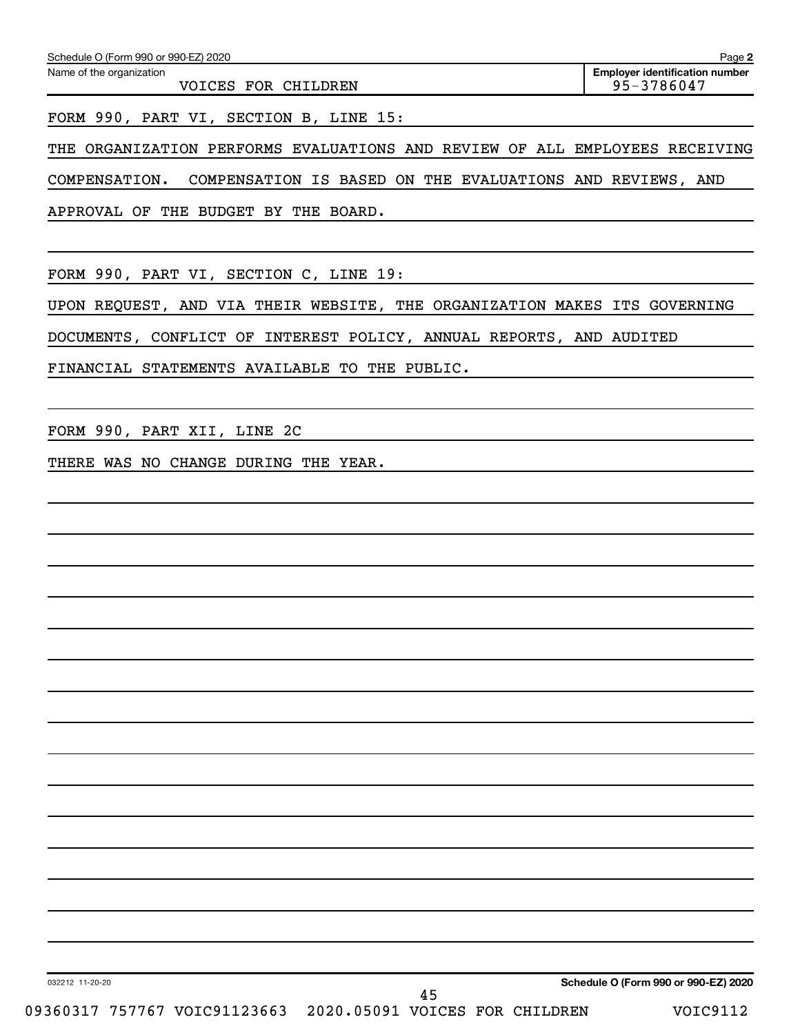Name of the organization: VOICES FOR CHILDREN

**Employer identification number:** 95-3786047

FORM 990, PART VI, SECTION B, LINE 15:

THE ORGANIZATION PERFORMS EVALUATIONS AND REVIEW OF ALL EMPLOYEES RECEIVING COMPENSATION. COMPENSATION IS BASED ON THE EVALUATIONS AND REVIEWS, AND APPROVAL OF THE BUDGET BY THE BOARD.

FORM 990, PART VI, SECTION C, LINE 19:

UPON REQUEST, AND VIA THEIR WEBSITE, THE ORGANIZATION MAKES ITS GOVERNING DOCUMENTS, CONFLICT OF INTEREST POLICY, ANNUAL REPORTS, AND AUDITED FINANCIAL STATEMENTS AVAILABLE TO THE PUBLIC.

FORM 990, PART XII, LINE 2C

THERE WAS NO CHANGE DURING THE YEAR.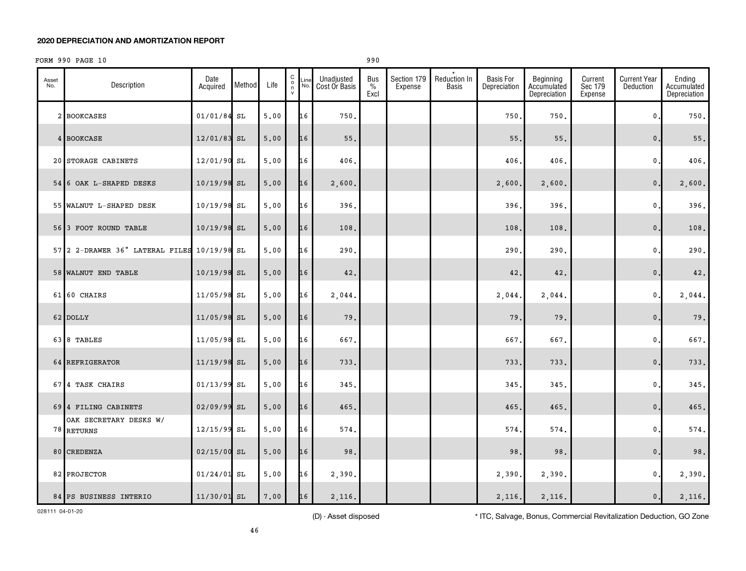## 2020 DEPRECIATION AND AMORTIZATION REPORT

FORM 990 PAGE 10 990

| Asset No. | Description | Date Acquired | Method | Life | C o n v | Line No. | Unadjusted Cost Or Basis | Bus % Excl | Section 179 Expense | * Reduction In Basis | Basis For Depreciation | Beginning Accumulated Depreciation | Current Sec 179 Expense | Current Year Deduction | Ending Accumulated Depreciation |
|---|---|---|---|---|---|---|---|---|---|---|---|---|---|---|---|
| 2 | BOOKCASES | 01/01/84 | SL | 5.00 | | 16 | 750. | | | | 750. | 750. | | 0. | 750. |
| 4 | BOOKCASE | 12/01/83 | SL | 5.00 | | 16 | 55. | | | | 55. | 55. | | 0. | 55. |
| 20 | STORAGE CABINETS | 12/01/90 | SL | 5.00 | | 16 | 406. | | | | 406. | 406. | | 0. | 406. |
| 54 | 6 OAK L-SHAPED DESKS | 10/19/98 | SL | 5.00 | | 16 | 2,600. | | | | 2,600. | 2,600. | | 0. | 2,600. |
| 55 | WALNUT L-SHAPED DESK | 10/19/98 | SL | 5.00 | | 16 | 396. | | | | 396. | 396. | | 0. | 396. |
| 56 | 3 FOOT ROUND TABLE | 10/19/98 | SL | 5.00 | | 16 | 108. | | | | 108. | 108. | | 0. | 108. |
| 57 | 2 2-DRAWER 36" LATERAL FILES | 10/19/98 | SL | 5.00 | | 16 | 290. | | | | 290. | 290. | | 0. | 290. |
| 58 | WALNUT END TABLE | 10/19/98 | SL | 5.00 | | 16 | 42. | | | | 42. | 42. | | 0. | 42. |
| 61 | 60 CHAIRS | 11/05/98 | SL | 5.00 | | 16 | 2,044. | | | | 2,044. | 2,044. | | 0. | 2,044. |
| 62 | DOLLY | 11/05/98 | SL | 5.00 | | 16 | 79. | | | | 79. | 79. | | 0. | 79. |
| 63 | 8 TABLES | 11/05/98 | SL | 5.00 | | 16 | 667. | | | | 667. | 667. | | 0. | 667. |
| 64 | REFRIGERATOR | 11/19/98 | SL | 5.00 | | 16 | 733. | | | | 733. | 733. | | 0. | 733. |
| 67 | 4 TASK CHAIRS | 01/13/99 | SL | 5.00 | | 16 | 345. | | | | 345. | 345. | | 0. | 345. |
| 69 | 4 FILING CABINETS | 02/09/99 | SL | 5.00 | | 16 | 465. | | | | 465. | 465. | | 0. | 465. |
| 78 | OAK SECRETARY DESKS W/ RETURNS | 12/15/99 | SL | 5.00 | | 16 | 574. | | | | 574. | 574. | | 0. | 574. |
| 80 | CREDENZA | 02/15/00 | SL | 5.00 | | 16 | 98. | | | | 98. | 98. | | 0. | 98. |
| 82 | PROJECTOR | 01/24/01 | SL | 5.00 | | 16 | 2,390. | | | | 2,390. | 2,390. | | 0. | 2,390. |
| 84 | PS BUSINESS INTERIO | 11/30/01 | SL | 7.00 | | 16 | 2,116. | | | | 2,116. | 2,116. | | 0. | 2,116. |

028111 04-01-20

(D) - Asset disposed

* ITC, Salvage, Bonus, Commercial Revitalization Deduction, GO Zone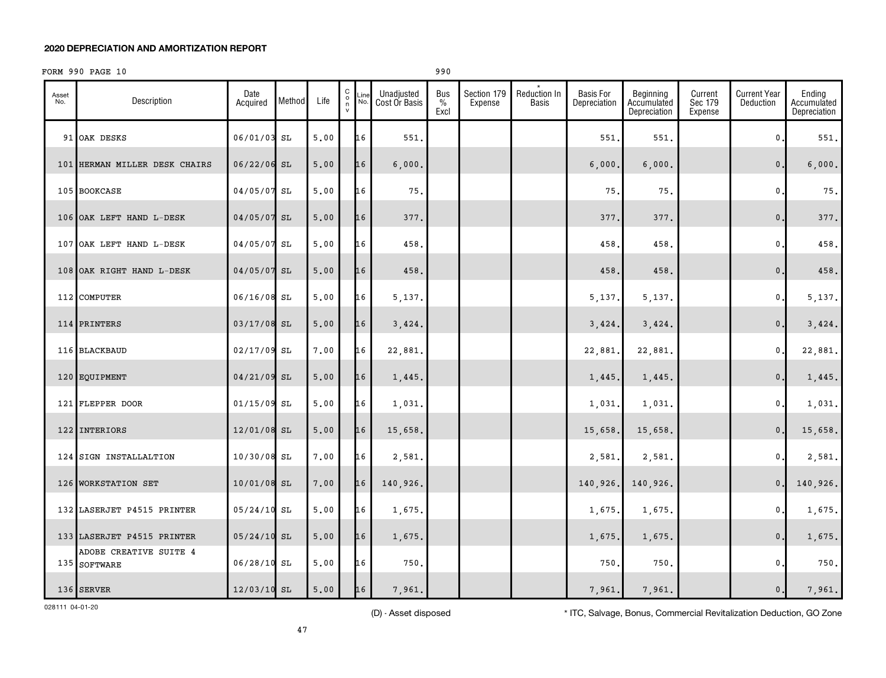## 2020 DEPRECIATION AND AMORTIZATION REPORT

FORM 990 PAGE 10 990

| Asset No. | Description | Date Acquired | Method | Life | Conv | Line No. | Unadjusted Cost Or Basis | Bus % Excl | Section 179 Expense | * Reduction In Basis | Basis For Depreciation | Beginning Accumulated Depreciation | Current Sec 179 Expense | Current Year Deduction | Ending Accumulated Depreciation |
|---|---|---|---|---|---|---|---|---|---|---|---|---|---|---|---|
| 91 | OAK DESKS | 06/01/03 | SL | 5.00 | | 16 | 551. | | | | 551. | 551. | | 0. | 551. |
| 101 | HERMAN MILLER DESK CHAIRS | 06/22/06 | SL | 5.00 | | 16 | 6,000. | | | | 6,000. | 6,000. | | 0. | 6,000. |
| 105 | BOOKCASE | 04/05/07 | SL | 5.00 | | 16 | 75. | | | | 75. | 75. | | 0. | 75. |
| 106 | OAK LEFT HAND L-DESK | 04/05/07 | SL | 5.00 | | 16 | 377. | | | | 377. | 377. | | 0. | 377. |
| 107 | OAK LEFT HAND L-DESK | 04/05/07 | SL | 5.00 | | 16 | 458. | | | | 458. | 458. | | 0. | 458. |
| 108 | OAK RIGHT HAND L-DESK | 04/05/07 | SL | 5.00 | | 16 | 458. | | | | 458. | 458. | | 0. | 458. |
| 112 | COMPUTER | 06/16/08 | SL | 5.00 | | 16 | 5,137. | | | | 5,137. | 5,137. | | 0. | 5,137. |
| 114 | PRINTERS | 03/17/08 | SL | 5.00 | | 16 | 3,424. | | | | 3,424. | 3,424. | | 0. | 3,424. |
| 116 | BLACKBAUD | 02/17/09 | SL | 7.00 | | 16 | 22,881. | | | | 22,881. | 22,881. | | 0. | 22,881. |
| 120 | EQUIPMENT | 04/21/09 | SL | 5.00 | | 16 | 1,445. | | | | 1,445. | 1,445. | | 0. | 1,445. |
| 121 | FLEPPER DOOR | 01/15/09 | SL | 5.00 | | 16 | 1,031. | | | | 1,031. | 1,031. | | 0. | 1,031. |
| 122 | INTERIORS | 12/01/08 | SL | 5.00 | | 16 | 15,658. | | | | 15,658. | 15,658. | | 0. | 15,658. |
| 124 | SIGN INSTALLALTION | 10/30/08 | SL | 7.00 | | 16 | 2,581. | | | | 2,581. | 2,581. | | 0. | 2,581. |
| 126 | WORKSTATION SET | 10/01/08 | SL | 7.00 | | 16 | 140,926. | | | | 140,926. | 140,926. | | 0. | 140,926. |
| 132 | LASERJET P4515 PRINTER | 05/24/10 | SL | 5.00 | | 16 | 1,675. | | | | 1,675. | 1,675. | | 0. | 1,675. |
| 133 | LASERJET P4515 PRINTER | 05/24/10 | SL | 5.00 | | 16 | 1,675. | | | | 1,675. | 1,675. | | 0. | 1,675. |
| 135 | ADOBE CREATIVE SUITE 4 SOFTWARE | 06/28/10 | SL | 5.00 | | 16 | 750. | | | | 750. | 750. | | 0. | 750. |
| 136 | SERVER | 12/03/10 | SL | 5.00 | | 16 | 7,961. | | | | 7,961. | 7,961. | | 0. | 7,961. |

028111 04-01-20

(D) - Asset disposed

* ITC, Salvage, Bonus, Commercial Revitalization Deduction, GO Zone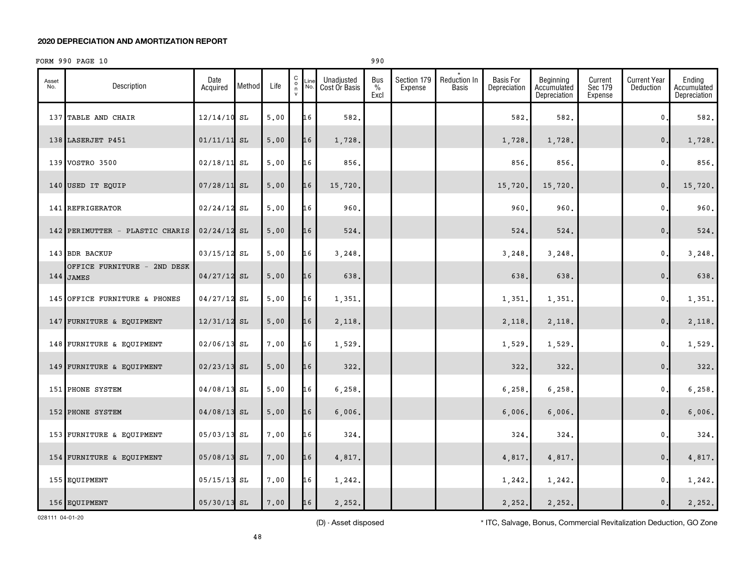## 2020 DEPRECIATION AND AMORTIZATION REPORT

FORM 990 PAGE 10 990

| Asset No. | Description | Date Acquired | Method | Life | Conv | Line No. | Unadjusted Cost Or Basis | Bus % Excl | Section 179 Expense | * Reduction In Basis | Basis For Depreciation | Beginning Accumulated Depreciation | Current Sec 179 Expense | Current Year Deduction | Ending Accumulated Depreciation |
|---|---|---|---|---|---|---|---|---|---|---|---|---|---|---|---|
| 137 | TABLE AND CHAIR | 12/14/10 | SL | 5.00 | | 16 | 582. | | | | 582. | 582. | | 0. | 582. |
| 138 | LASERJET P451 | 01/11/11 | SL | 5.00 | | 16 | 1,728. | | | | 1,728. | 1,728. | | 0. | 1,728. |
| 139 | VOSTRO 3500 | 02/18/11 | SL | 5.00 | | 16 | 856. | | | | 856. | 856. | | 0. | 856. |
| 140 | USED IT EQUIP | 07/28/11 | SL | 5.00 | | 16 | 15,720. | | | | 15,720. | 15,720. | | 0. | 15,720. |
| 141 | REFRIGERATOR | 02/24/12 | SL | 5.00 | | 16 | 960. | | | | 960. | 960. | | 0. | 960. |
| 142 | PERIMUTTER - PLASTIC CHARIS | 02/24/12 | SL | 5.00 | | 16 | 524. | | | | 524. | 524. | | 0. | 524. |
| 143 | BDR BACKUP | 03/15/12 | SL | 5.00 | | 16 | 3,248. | | | | 3,248. | 3,248. | | 0. | 3,248. |
| 144 | OFFICE FURNITURE - 2ND DESK JAMES | 04/27/12 | SL | 5.00 | | 16 | 638. | | | | 638. | 638. | | 0. | 638. |
| 145 | OFFICE FURNITURE & PHONES | 04/27/12 | SL | 5.00 | | 16 | 1,351. | | | | 1,351. | 1,351. | | 0. | 1,351. |
| 147 | FURNITURE & EQUIPMENT | 12/31/12 | SL | 5.00 | | 16 | 2,118. | | | | 2,118. | 2,118. | | 0. | 2,118. |
| 148 | FURNITURE & EQUIPMENT | 02/06/13 | SL | 7.00 | | 16 | 1,529. | | | | 1,529. | 1,529. | | 0. | 1,529. |
| 149 | FURNITURE & EQUIPMENT | 02/23/13 | SL | 5.00 | | 16 | 322. | | | | 322. | 322. | | 0. | 322. |
| 151 | PHONE SYSTEM | 04/08/13 | SL | 5.00 | | 16 | 6,258. | | | | 6,258. | 6,258. | | 0. | 6,258. |
| 152 | PHONE SYSTEM | 04/08/13 | SL | 5.00 | | 16 | 6,006. | | | | 6,006. | 6,006. | | 0. | 6,006. |
| 153 | FURNITURE & EQUIPMENT | 05/03/13 | SL | 7.00 | | 16 | 324. | | | | 324. | 324. | | 0. | 324. |
| 154 | FURNITURE & EQUIPMENT | 05/08/13 | SL | 7.00 | | 16 | 4,817. | | | | 4,817. | 4,817. | | 0. | 4,817. |
| 155 | EQUIPMENT | 05/15/13 | SL | 7.00 | | 16 | 1,242. | | | | 1,242. | 1,242. | | 0. | 1,242. |
| 156 | EQUIPMENT | 05/30/13 | SL | 7.00 | | 16 | 2,252. | | | | 2,252. | 2,252. | | 0. | 2,252. |

028111 04-01-20

(D) - Asset disposed

* ITC, Salvage, Bonus, Commercial Revitalization Deduction, GO Zone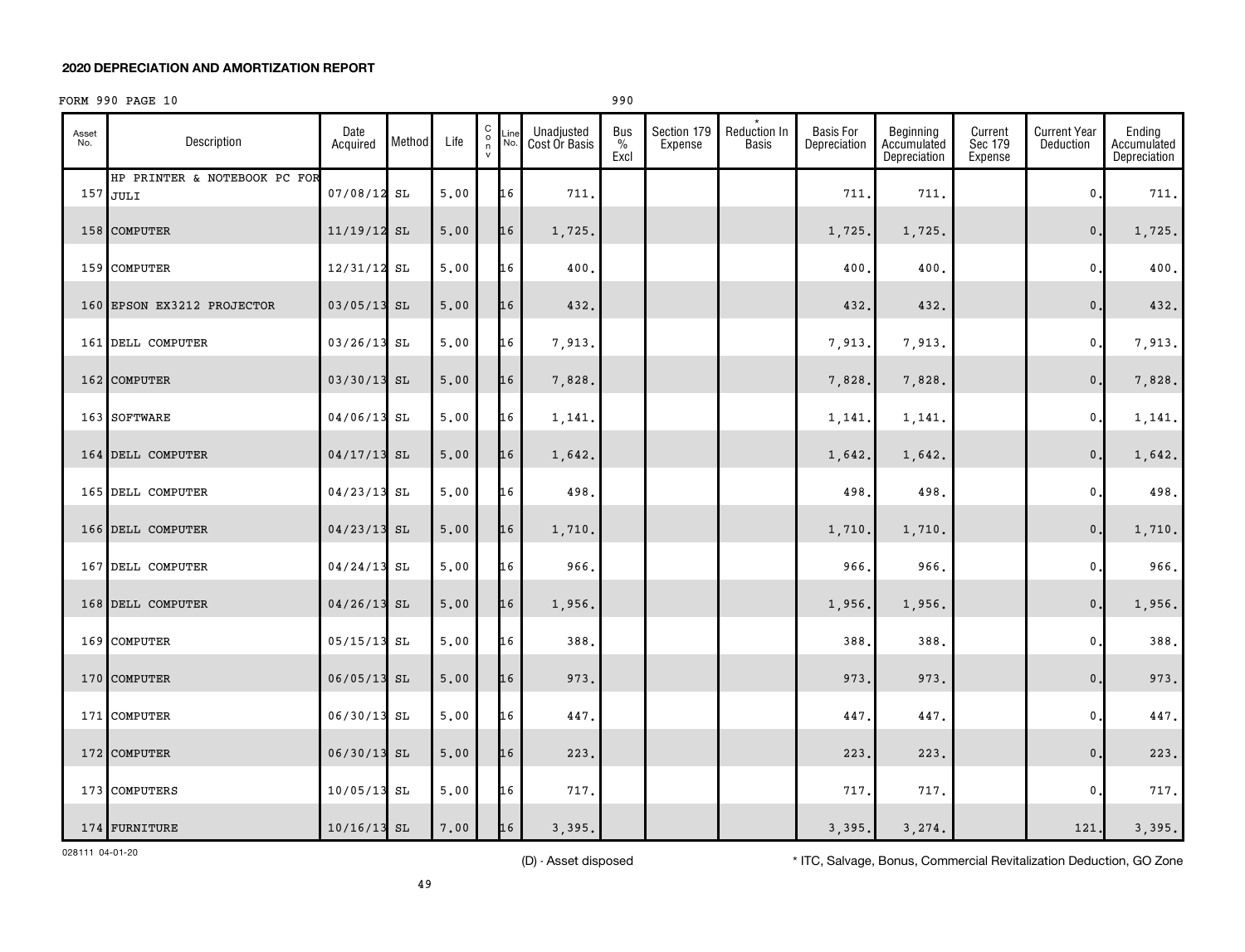## 2020 DEPRECIATION AND AMORTIZATION REPORT

FORM 990 PAGE 10 990

| Asset No. | Description | Date Acquired | Method | Life | C o n v | Line No. | Unadjusted Cost Or Basis | Bus % Excl | Section 179 Expense | * Reduction In Basis | Basis For Depreciation | Beginning Accumulated Depreciation | Current Sec 179 Expense | Current Year Deduction | Ending Accumulated Depreciation |
|---|---|---|---|---|---|---|---|---|---|---|---|---|---|---|---|
| 157 | HP PRINTER & NOTEBOOK PC FOR JULI | 07/08/12 | SL | 5.00 | | 16 | 711. | | | | 711. | 711. | | 0. | 711. |
| 158 | COMPUTER | 11/19/12 | SL | 5.00 | | 16 | 1,725. | | | | 1,725. | 1,725. | | 0. | 1,725. |
| 159 | COMPUTER | 12/31/12 | SL | 5.00 | | 16 | 400. | | | | 400. | 400. | | 0. | 400. |
| 160 | EPSON EX3212 PROJECTOR | 03/05/13 | SL | 5.00 | | 16 | 432. | | | | 432. | 432. | | 0. | 432. |
| 161 | DELL COMPUTER | 03/26/13 | SL | 5.00 | | 16 | 7,913. | | | | 7,913. | 7,913. | | 0. | 7,913. |
| 162 | COMPUTER | 03/30/13 | SL | 5.00 | | 16 | 7,828. | | | | 7,828. | 7,828. | | 0. | 7,828. |
| 163 | SOFTWARE | 04/06/13 | SL | 5.00 | | 16 | 1,141. | | | | 1,141. | 1,141. | | 0. | 1,141. |
| 164 | DELL COMPUTER | 04/17/13 | SL | 5.00 | | 16 | 1,642. | | | | 1,642. | 1,642. | | 0. | 1,642. |
| 165 | DELL COMPUTER | 04/23/13 | SL | 5.00 | | 16 | 498. | | | | 498. | 498. | | 0. | 498. |
| 166 | DELL COMPUTER | 04/23/13 | SL | 5.00 | | 16 | 1,710. | | | | 1,710. | 1,710. | | 0. | 1,710. |
| 167 | DELL COMPUTER | 04/24/13 | SL | 5.00 | | 16 | 966. | | | | 966. | 966. | | 0. | 966. |
| 168 | DELL COMPUTER | 04/26/13 | SL | 5.00 | | 16 | 1,956. | | | | 1,956. | 1,956. | | 0. | 1,956. |
| 169 | COMPUTER | 05/15/13 | SL | 5.00 | | 16 | 388. | | | | 388. | 388. | | 0. | 388. |
| 170 | COMPUTER | 06/05/13 | SL | 5.00 | | 16 | 973. | | | | 973. | 973. | | 0. | 973. |
| 171 | COMPUTER | 06/30/13 | SL | 5.00 | | 16 | 447. | | | | 447. | 447. | | 0. | 447. |
| 172 | COMPUTER | 06/30/13 | SL | 5.00 | | 16 | 223. | | | | 223. | 223. | | 0. | 223. |
| 173 | COMPUTERS | 10/05/13 | SL | 5.00 | | 16 | 717. | | | | 717. | 717. | | 0. | 717. |
| 174 | FURNITURE | 10/16/13 | SL | 7.00 | | 16 | 3,395. | | | | 3,395. | 3,274. | | 121. | 3,395. |

028111 04-01-20

(D) - Asset disposed

* ITC, Salvage, Bonus, Commercial Revitalization Deduction, GO Zone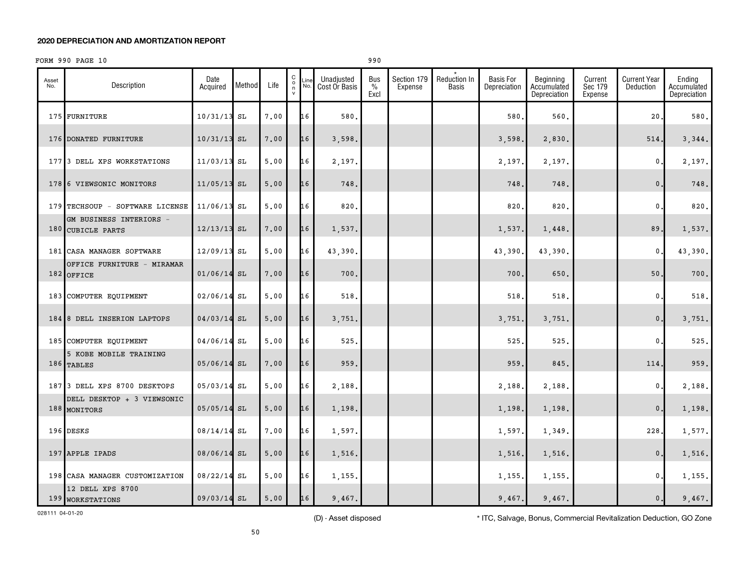**2020 DEPRECIATION AND AMORTIZATION REPORT**

FORM 990 PAGE 10 990

| Asset No. | Description | Date Acquired | Method | Life | C o n v | Line No. | Unadjusted Cost Or Basis | Bus % Excl | Section 179 Expense | * Reduction In Basis | Basis For Depreciation | Beginning Accumulated Depreciation | Current Sec 179 Expense | Current Year Deduction | Ending Accumulated Depreciation |
|---|---|---|---|---|---|---|---|---|---|---|---|---|---|---|---|
| 175 | FURNITURE | 10/31/13 | SL | 7.00 | | 16 | 580. | | | | 580. | 560. | | 20. | 580. |
| 176 | DONATED FURNITURE | 10/31/13 | SL | 7.00 | | 16 | 3,598. | | | | 3,598. | 2,830. | | 514. | 3,344. |
| 177 | 3 DELL XPS WORKSTATIONS | 11/03/13 | SL | 5.00 | | 16 | 2,197. | | | | 2,197. | 2,197. | | 0. | 2,197. |
| 178 | 6 VIEWSONIC MONITORS | 11/05/13 | SL | 5.00 | | 16 | 748. | | | | 748. | 748. | | 0. | 748. |
| 179 | TECHSOUP - SOFTWARE LICENSE | 11/06/13 | SL | 5.00 | | 16 | 820. | | | | 820. | 820. | | 0. | 820. |
| 180 | GM BUSINESS INTERIORS - CUBICLE PARTS | 12/13/13 | SL | 7.00 | | 16 | 1,537. | | | | 1,537. | 1,448. | | 89. | 1,537. |
| 181 | CASA MANAGER SOFTWARE | 12/09/13 | SL | 5.00 | | 16 | 43,390. | | | | 43,390. | 43,390. | | 0. | 43,390. |
| 182 | OFFICE FURNITURE - MIRAMAR OFFICE | 01/06/14 | SL | 7.00 | | 16 | 700. | | | | 700. | 650. | | 50. | 700. |
| 183 | COMPUTER EQUIPMENT | 02/06/14 | SL | 5.00 | | 16 | 518. | | | | 518. | 518. | | 0. | 518. |
| 184 | 8 DELL INSERION LAPTOPS | 04/03/14 | SL | 5.00 | | 16 | 3,751. | | | | 3,751. | 3,751. | | 0. | 3,751. |
| 185 | COMPUTER EQUIPMENT | 04/06/14 | SL | 5.00 | | 16 | 525. | | | | 525. | 525. | | 0. | 525. |
| 186 | 5 KOBE MOBILE TRAINING TABLES | 05/06/14 | SL | 7.00 | | 16 | 959. | | | | 959. | 845. | | 114. | 959. |
| 187 | 3 DELL XPS 8700 DESKTOPS | 05/03/14 | SL | 5.00 | | 16 | 2,188. | | | | 2,188. | 2,188. | | 0. | 2,188. |
| 188 | DELL DESKTOP + 3 VIEWSONIC MONITORS | 05/05/14 | SL | 5.00 | | 16 | 1,198. | | | | 1,198. | 1,198. | | 0. | 1,198. |
| 196 | DESKS | 08/14/14 | SL | 7.00 | | 16 | 1,597. | | | | 1,597. | 1,349. | | 228. | 1,577. |
| 197 | APPLE IPADS | 08/06/14 | SL | 5.00 | | 16 | 1,516. | | | | 1,516. | 1,516. | | 0. | 1,516. |
| 198 | CASA MANAGER CUSTOMIZATION | 08/22/14 | SL | 5.00 | | 16 | 1,155. | | | | 1,155. | 1,155. | | 0. | 1,155. |
| 199 | 12 DELL XPS 8700 WORKSTATIONS | 09/03/14 | SL | 5.00 | | 16 | 9,467. | | | | 9,467. | 9,467. | | 0. | 9,467. |

028111 04-01-20

(D) - Asset disposed

* ITC, Salvage, Bonus, Commercial Revitalization Deduction, GO Zone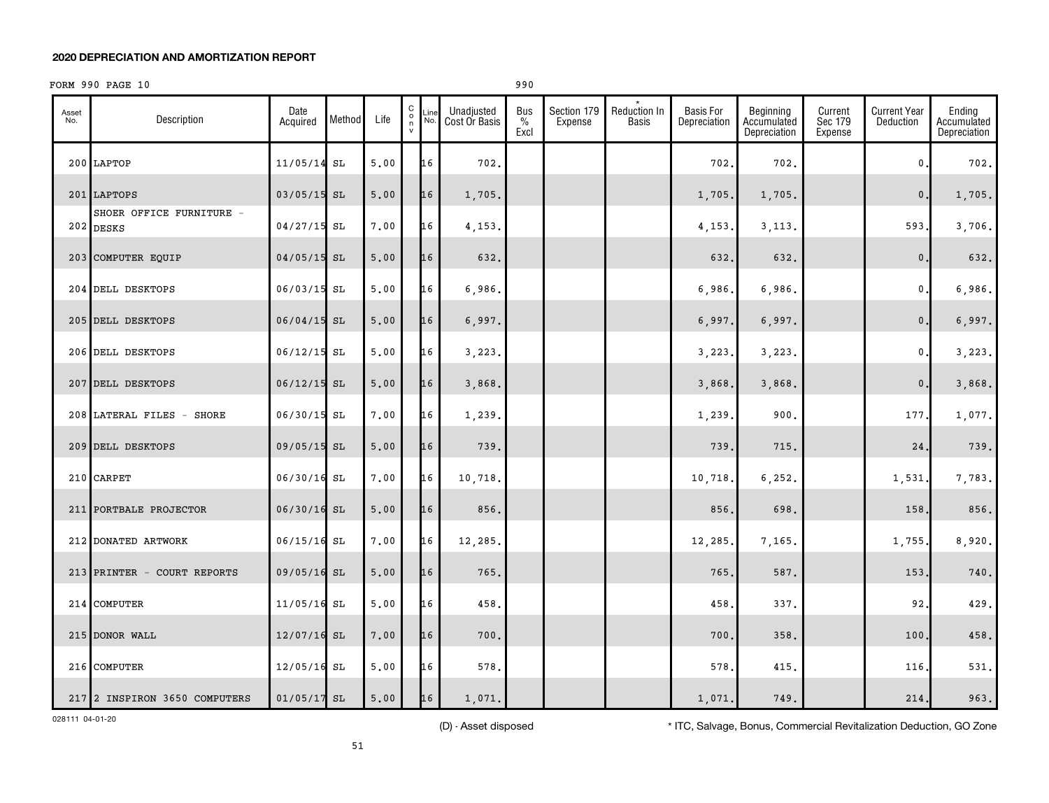**2020 DEPRECIATION AND AMORTIZATION REPORT**

FORM 990 PAGE 10 990

| Asset No. | Description | Date Acquired | Method | Life | C o n v | Line No. | Unadjusted Cost Or Basis | Bus % Excl | Section 179 Expense | * Reduction In Basis | Basis For Depreciation | Beginning Accumulated Depreciation | Current Sec 179 Expense | Current Year Deduction | Ending Accumulated Depreciation |
|---|---|---|---|---|---|---|---|---|---|---|---|---|---|---|---|
| 200 | LAPTOP | 11/05/14 | SL | 5.00 | | 16 | 702. | | | | 702. | 702. | | 0. | 702. |
| 201 | LAPTOPS | 03/05/15 | SL | 5.00 | | 16 | 1,705. | | | | 1,705. | 1,705. | | 0. | 1,705. |
| 202 | SHOER OFFICE FURNITURE - DESKS | 04/27/15 | SL | 7.00 | | 16 | 4,153. | | | | 4,153. | 3,113. | | 593. | 3,706. |
| 203 | COMPUTER EQUIP | 04/05/15 | SL | 5.00 | | 16 | 632. | | | | 632. | 632. | | 0. | 632. |
| 204 | DELL DESKTOPS | 06/03/15 | SL | 5.00 | | 16 | 6,986. | | | | 6,986. | 6,986. | | 0. | 6,986. |
| 205 | DELL DESKTOPS | 06/04/15 | SL | 5.00 | | 16 | 6,997. | | | | 6,997. | 6,997. | | 0. | 6,997. |
| 206 | DELL DESKTOPS | 06/12/15 | SL | 5.00 | | 16 | 3,223. | | | | 3,223. | 3,223. | | 0. | 3,223. |
| 207 | DELL DESKTOPS | 06/12/15 | SL | 5.00 | | 16 | 3,868. | | | | 3,868. | 3,868. | | 0. | 3,868. |
| 208 | LATERAL FILES - SHORE | 06/30/15 | SL | 7.00 | | 16 | 1,239. | | | | 1,239. | 900. | | 177. | 1,077. |
| 209 | DELL DESKTOPS | 09/05/15 | SL | 5.00 | | 16 | 739. | | | | 739. | 715. | | 24. | 739. |
| 210 | CARPET | 06/30/16 | SL | 7.00 | | 16 | 10,718. | | | | 10,718. | 6,252. | | 1,531. | 7,783. |
| 211 | PORTBALE PROJECTOR | 06/30/16 | SL | 5.00 | | 16 | 856. | | | | 856. | 698. | | 158. | 856. |
| 212 | DONATED ARTWORK | 06/15/16 | SL | 7.00 | | 16 | 12,285. | | | | 12,285. | 7,165. | | 1,755. | 8,920. |
| 213 | PRINTER - COURT REPORTS | 09/05/16 | SL | 5.00 | | 16 | 765. | | | | 765. | 587. | | 153. | 740. |
| 214 | COMPUTER | 11/05/16 | SL | 5.00 | | 16 | 458. | | | | 458. | 337. | | 92. | 429. |
| 215 | DONOR WALL | 12/07/16 | SL | 7.00 | | 16 | 700. | | | | 700. | 358. | | 100. | 458. |
| 216 | COMPUTER | 12/05/16 | SL | 5.00 | | 16 | 578. | | | | 578. | 415. | | 116. | 531. |
| 217 | 2 INSPIRON 3650 COMPUTERS | 01/05/17 | SL | 5.00 | | 16 | 1,071. | | | | 1,071. | 749. | | 214. | 963. |

028111 04-01-20

(D) - Asset disposed

* ITC, Salvage, Bonus, Commercial Revitalization Deduction, GO Zone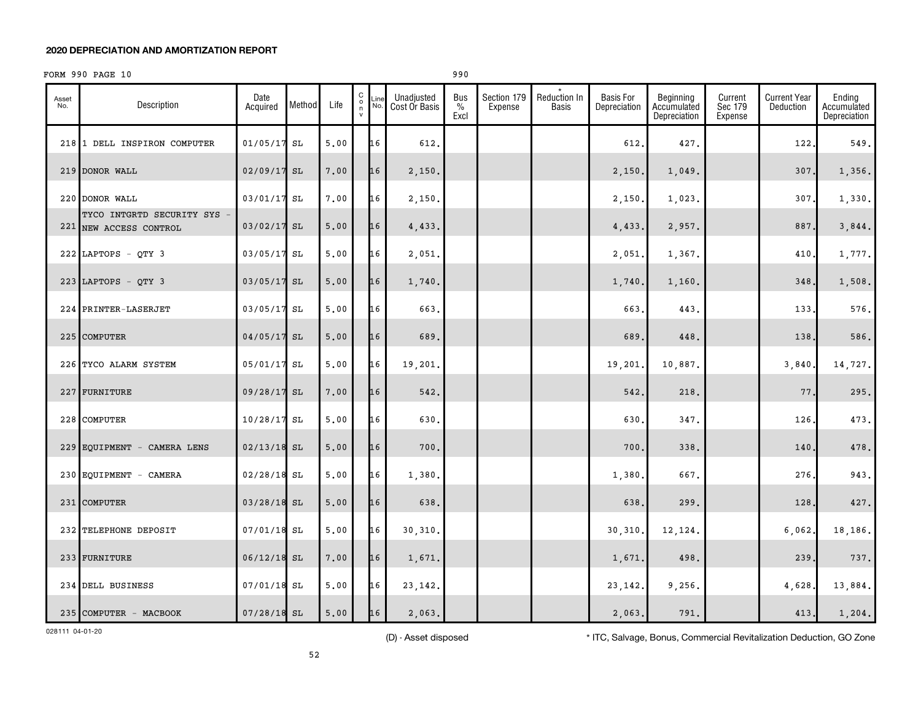**2020 DEPRECIATION AND AMORTIZATION REPORT**

FORM 990 PAGE 10 990

| Asset No. | Description | Date Acquired | Method | Life | C o n v | Line No. | Unadjusted Cost Or Basis | Bus % Excl | Section 179 Expense | * Reduction In Basis | Basis For Depreciation | Beginning Accumulated Depreciation | Current Sec 179 Expense | Current Year Deduction | Ending Accumulated Depreciation |
|---|---|---|---|---|---|---|---|---|---|---|---|---|---|---|---|
| 218 | 1 DELL INSPIRON COMPUTER | 01/05/17 | SL | 5.00 | | 16 | 612. | | | | 612. | 427. | | 122. | 549. |
| 219 | DONOR WALL | 02/09/17 | SL | 7.00 | | 16 | 2,150. | | | | 2,150. | 1,049. | | 307. | 1,356. |
| 220 | DONOR WALL | 03/01/17 | SL | 7.00 | | 16 | 2,150. | | | | 2,150. | 1,023. | | 307. | 1,330. |
| 221 | TYCO INTGRTD SECURITY SYS - NEW ACCESS CONTROL | 03/02/17 | SL | 5.00 | | 16 | 4,433. | | | | 4,433. | 2,957. | | 887. | 3,844. |
| 222 | LAPTOPS - QTY 3 | 03/05/17 | SL | 5.00 | | 16 | 2,051. | | | | 2,051. | 1,367. | | 410. | 1,777. |
| 223 | LAPTOPS - QTY 3 | 03/05/17 | SL | 5.00 | | 16 | 1,740. | | | | 1,740. | 1,160. | | 348. | 1,508. |
| 224 | PRINTER-LASERJET | 03/05/17 | SL | 5.00 | | 16 | 663. | | | | 663. | 443. | | 133. | 576. |
| 225 | COMPUTER | 04/05/17 | SL | 5.00 | | 16 | 689. | | | | 689. | 448. | | 138. | 586. |
| 226 | TYCO ALARM SYSTEM | 05/01/17 | SL | 5.00 | | 16 | 19,201. | | | | 19,201. | 10,887. | | 3,840. | 14,727. |
| 227 | FURNITURE | 09/28/17 | SL | 7.00 | | 16 | 542. | | | | 542. | 218. | | 77. | 295. |
| 228 | COMPUTER | 10/28/17 | SL | 5.00 | | 16 | 630. | | | | 630. | 347. | | 126. | 473. |
| 229 | EQUIPMENT - CAMERA LENS | 02/13/18 | SL | 5.00 | | 16 | 700. | | | | 700. | 338. | | 140. | 478. |
| 230 | EQUIPMENT - CAMERA | 02/28/18 | SL | 5.00 | | 16 | 1,380. | | | | 1,380. | 667. | | 276. | 943. |
| 231 | COMPUTER | 03/28/18 | SL | 5.00 | | 16 | 638. | | | | 638. | 299. | | 128. | 427. |
| 232 | TELEPHONE DEPOSIT | 07/01/18 | SL | 5.00 | | 16 | 30,310. | | | | 30,310. | 12,124. | | 6,062. | 18,186. |
| 233 | FURNITURE | 06/12/18 | SL | 7.00 | | 16 | 1,671. | | | | 1,671. | 498. | | 239. | 737. |
| 234 | DELL BUSINESS | 07/01/18 | SL | 5.00 | | 16 | 23,142. | | | | 23,142. | 9,256. | | 4,628. | 13,884. |
| 235 | COMPUTER - MACBOOK | 07/28/18 | SL | 5.00 | | 16 | 2,063. | | | | 2,063. | 791. | | 413. | 1,204. |

028111 04-01-20

(D) - Asset disposed

* ITC, Salvage, Bonus, Commercial Revitalization Deduction, GO Zone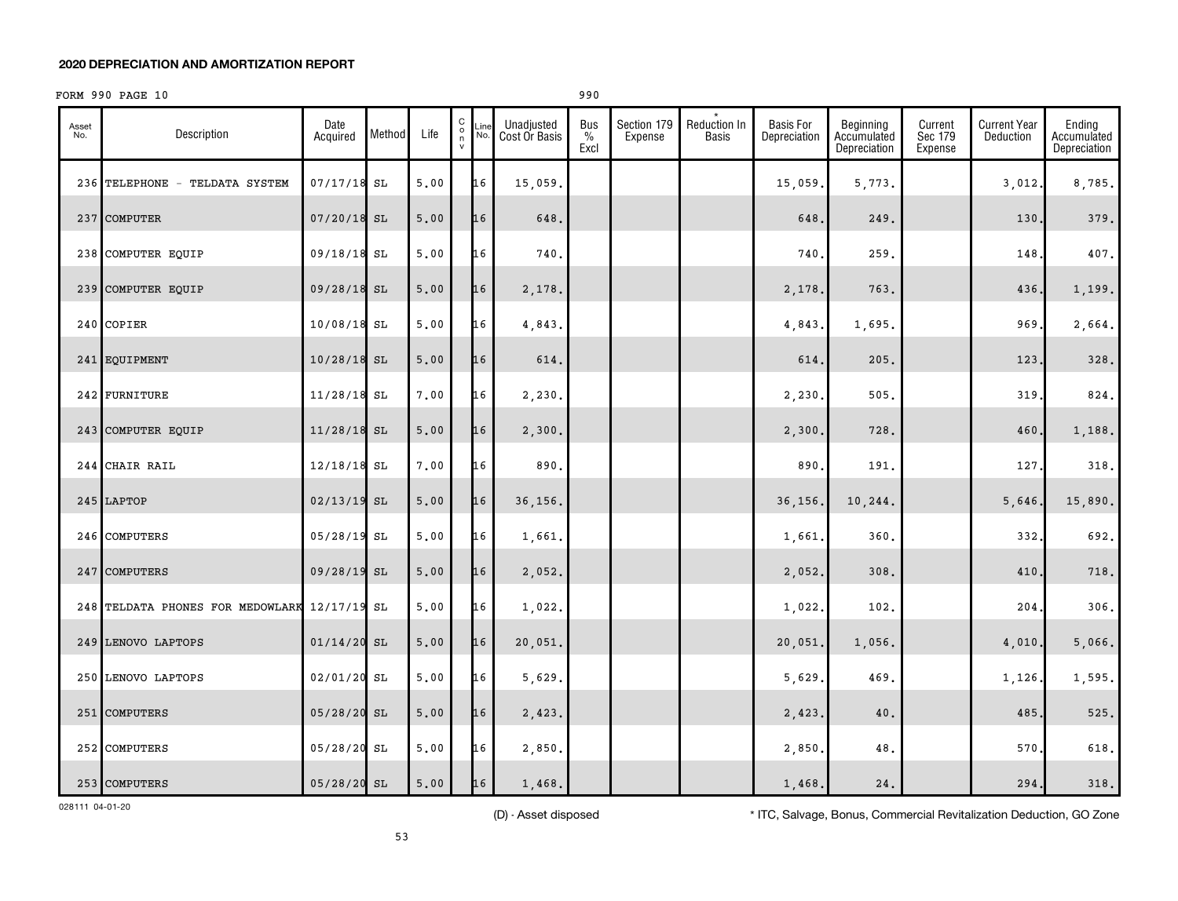## 2020 DEPRECIATION AND AMORTIZATION REPORT

FORM 990 PAGE 10 990

| Asset No. | Description | Date Acquired | Method | Life | C o n v | Line No. | Unadjusted Cost Or Basis | Bus % Excl | Section 179 Expense | * Reduction In Basis | Basis For Depreciation | Beginning Accumulated Depreciation | Current Sec 179 Expense | Current Year Deduction | Ending Accumulated Depreciation |
|---|---|---|---|---|---|---|---|---|---|---|---|---|---|---|---|
| 236 | TELEPHONE - TELDATA SYSTEM | 07/17/18 | SL | 5.00 | | 16 | 15,059. | | | | 15,059. | 5,773. | | 3,012. | 8,785. |
| 237 | COMPUTER | 07/20/18 | SL | 5.00 | | 16 | 648. | | | | 648. | 249. | | 130. | 379. |
| 238 | COMPUTER EQUIP | 09/18/18 | SL | 5.00 | | 16 | 740. | | | | 740. | 259. | | 148. | 407. |
| 239 | COMPUTER EQUIP | 09/28/18 | SL | 5.00 | | 16 | 2,178. | | | | 2,178. | 763. | | 436. | 1,199. |
| 240 | COPIER | 10/08/18 | SL | 5.00 | | 16 | 4,843. | | | | 4,843. | 1,695. | | 969. | 2,664. |
| 241 | EQUIPMENT | 10/28/18 | SL | 5.00 | | 16 | 614. | | | | 614. | 205. | | 123. | 328. |
| 242 | FURNITURE | 11/28/18 | SL | 7.00 | | 16 | 2,230. | | | | 2,230. | 505. | | 319. | 824. |
| 243 | COMPUTER EQUIP | 11/28/18 | SL | 5.00 | | 16 | 2,300. | | | | 2,300. | 728. | | 460. | 1,188. |
| 244 | CHAIR RAIL | 12/18/18 | SL | 7.00 | | 16 | 890. | | | | 890. | 191. | | 127. | 318. |
| 245 | LAPTOP | 02/13/19 | SL | 5.00 | | 16 | 36,156. | | | | 36,156. | 10,244. | | 5,646. | 15,890. |
| 246 | COMPUTERS | 05/28/19 | SL | 5.00 | | 16 | 1,661. | | | | 1,661. | 360. | | 332. | 692. |
| 247 | COMPUTERS | 09/28/19 | SL | 5.00 | | 16 | 2,052. | | | | 2,052. | 308. | | 410. | 718. |
| 248 | TELDATA PHONES FOR MEDOWLARK | 12/17/19 | SL | 5.00 | | 16 | 1,022. | | | | 1,022. | 102. | | 204. | 306. |
| 249 | LENOVO LAPTOPS | 01/14/20 | SL | 5.00 | | 16 | 20,051. | | | | 20,051. | 1,056. | | 4,010. | 5,066. |
| 250 | LENOVO LAPTOPS | 02/01/20 | SL | 5.00 | | 16 | 5,629. | | | | 5,629. | 469. | | 1,126. | 1,595. |
| 251 | COMPUTERS | 05/28/20 | SL | 5.00 | | 16 | 2,423. | | | | 2,423. | 40. | | 485. | 525. |
| 252 | COMPUTERS | 05/28/20 | SL | 5.00 | | 16 | 2,850. | | | | 2,850. | 48. | | 570. | 618. |
| 253 | COMPUTERS | 05/28/20 | SL | 5.00 | | 16 | 1,468. | | | | 1,468. | 24. | | 294. | 318. |

028111 04-01-20

(D) - Asset disposed

* ITC, Salvage, Bonus, Commercial Revitalization Deduction, GO Zone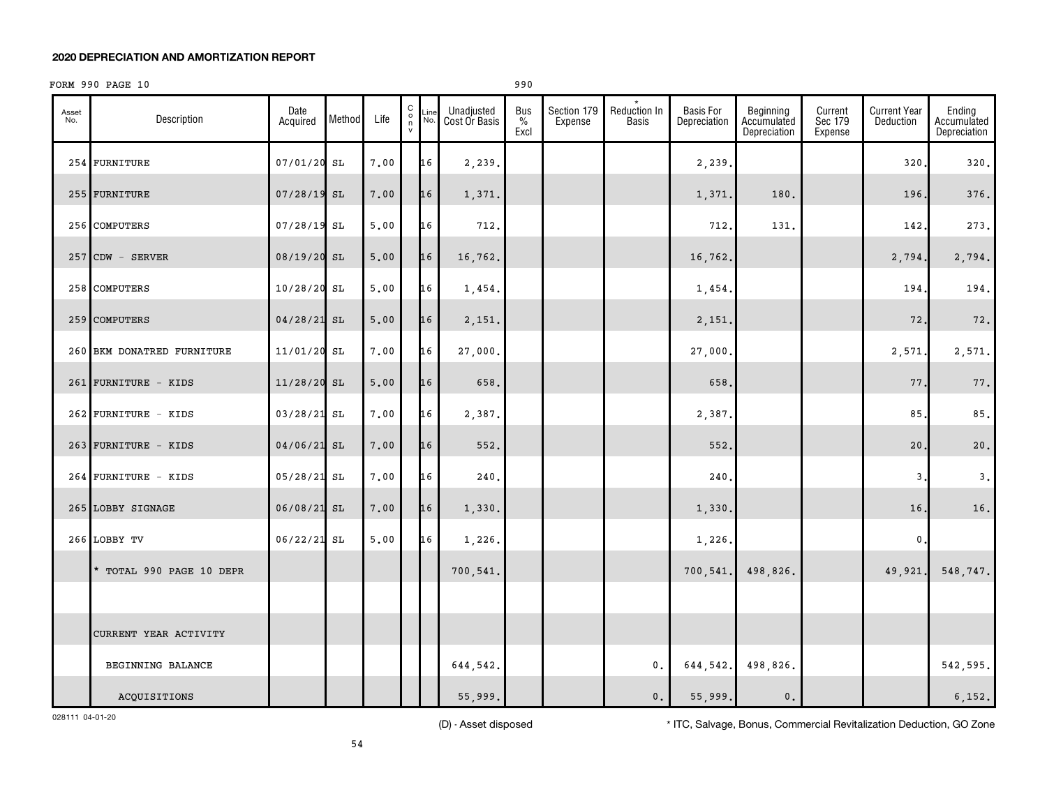**2020 DEPRECIATION AND AMORTIZATION REPORT**

FORM 990 PAGE 10 990

| Asset No. | Description | Date Acquired | Method | Life | C o n v | Line No. | Unadjusted Cost Or Basis | Bus % Excl | Section 179 Expense | * Reduction In Basis | Basis For Depreciation | Beginning Accumulated Depreciation | Current Sec 179 Expense | Current Year Deduction | Ending Accumulated Depreciation |
|---|---|---|---|---|---|---|---|---|---|---|---|---|---|---|---|
| 254 | FURNITURE | 07/01/20 | SL | 7.00 | | 16 | 2,239. | | | | 2,239. | | | 320. | 320. |
| 255 | FURNITURE | 07/28/19 | SL | 7.00 | | 16 | 1,371. | | | | 1,371. | 180. | | 196. | 376. |
| 256 | COMPUTERS | 07/28/19 | SL | 5.00 | | 16 | 712. | | | | 712. | 131. | | 142. | 273. |
| 257 | CDW - SERVER | 08/19/20 | SL | 5.00 | | 16 | 16,762. | | | | 16,762. | | | 2,794. | 2,794. |
| 258 | COMPUTERS | 10/28/20 | SL | 5.00 | | 16 | 1,454. | | | | 1,454. | | | 194. | 194. |
| 259 | COMPUTERS | 04/28/21 | SL | 5.00 | | 16 | 2,151. | | | | 2,151. | | | 72. | 72. |
| 260 | BKM DONATRED FURNITURE | 11/01/20 | SL | 7.00 | | 16 | 27,000. | | | | 27,000. | | | 2,571. | 2,571. |
| 261 | FURNITURE - KIDS | 11/28/20 | SL | 5.00 | | 16 | 658. | | | | 658. | | | 77. | 77. |
| 262 | FURNITURE - KIDS | 03/28/21 | SL | 7.00 | | 16 | 2,387. | | | | 2,387. | | | 85. | 85. |
| 263 | FURNITURE - KIDS | 04/06/21 | SL | 7.00 | | 16 | 552. | | | | 552. | | | 20. | 20. |
| 264 | FURNITURE - KIDS | 05/28/21 | SL | 7.00 | | 16 | 240. | | | | 240. | | | 3. | 3. |
| 265 | LOBBY SIGNAGE | 06/08/21 | SL | 7.00 | | 16 | 1,330. | | | | 1,330. | | | 16. | 16. |
| 266 | LOBBY TV | 06/22/21 | SL | 5.00 | | 16 | 1,226. | | | | 1,226. | | | 0. | |
| | * TOTAL 990 PAGE 10 DEPR | | | | | | 700,541. | | | | 700,541. | 498,826. | | 49,921. | 548,747. |
| | | | | | | | | | | | | | | | |
| | CURRENT YEAR ACTIVITY | | | | | | | | | | | | | | |
| | BEGINNING BALANCE | | | | | | 644,542. | | | 0. | 644,542. | 498,826. | | | 542,595. |
| | ACQUISITIONS | | | | | | 55,999. | | | 0. | 55,999. | 0. | | | 6,152. |

028111 04-01-20

(D) - Asset disposed

* ITC, Salvage, Bonus, Commercial Revitalization Deduction, GO Zone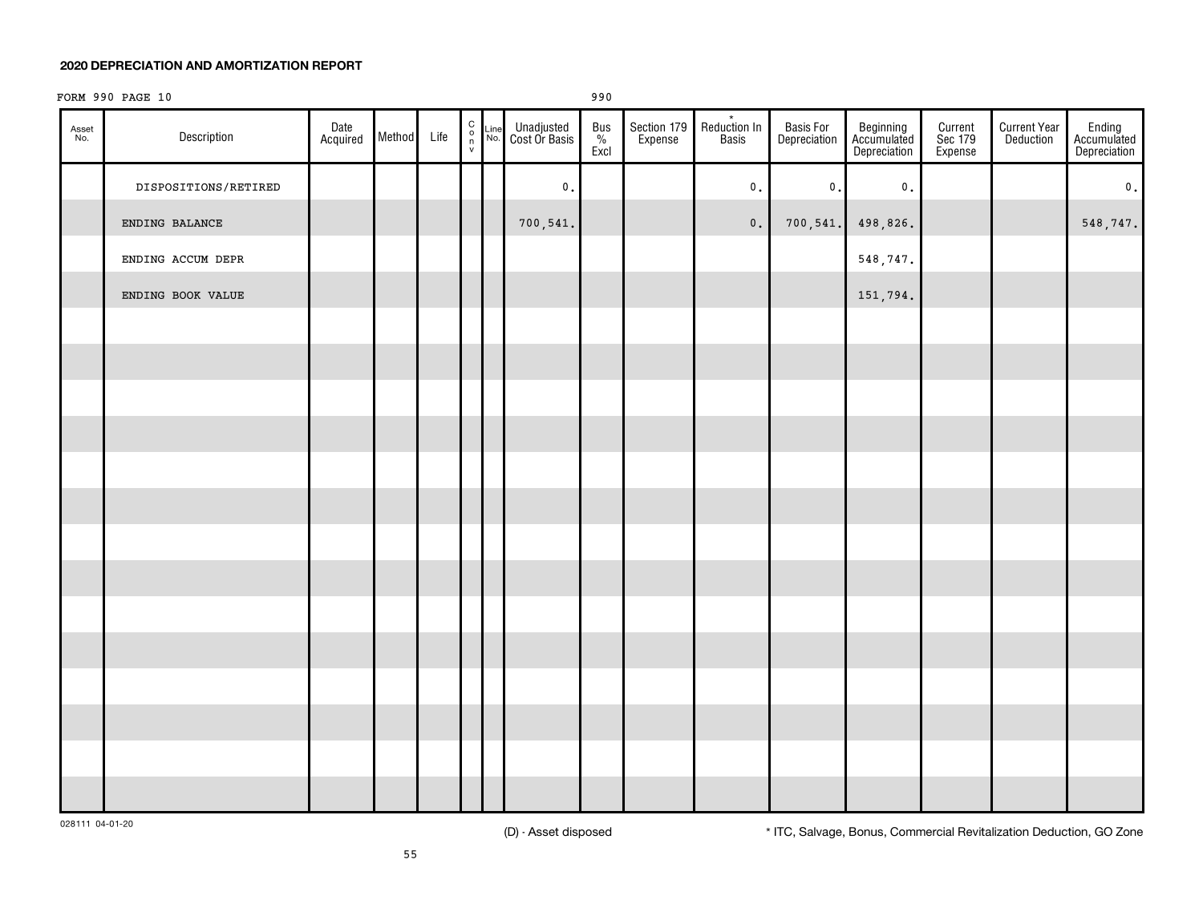**2020 DEPRECIATION AND AMORTIZATION REPORT**

FORM 990 PAGE 10 990

| Asset No. | Description | Date Acquired | Method | Life | Conv | Line No. | Unadjusted Cost Or Basis | Bus % Excl | Section 179 Expense | * Reduction In Basis | Basis For Depreciation | Beginning Accumulated Depreciation | Current Sec 179 Expense | Current Year Deduction | Ending Accumulated Depreciation |
|---|---|---|---|---|---|---|---|---|---|---|---|---|---|---|---|
| | DISPOSITIONS/RETIRED | | | | | | 0. | | | 0. | 0. | 0. | | | 0. |
| | ENDING BALANCE | | | | | | 700,541. | | | 0. | 700,541. | 498,826. | | | 548,747. |
| | ENDING ACCUM DEPR | | | | | | | | | | | 548,747. | | | |
| | ENDING BOOK VALUE | | | | | | | | | | | 151,794. | | | |

028111 04-01-20

(D) - Asset disposed

* ITC, Salvage, Bonus, Commercial Revitalization Deduction, GO Zone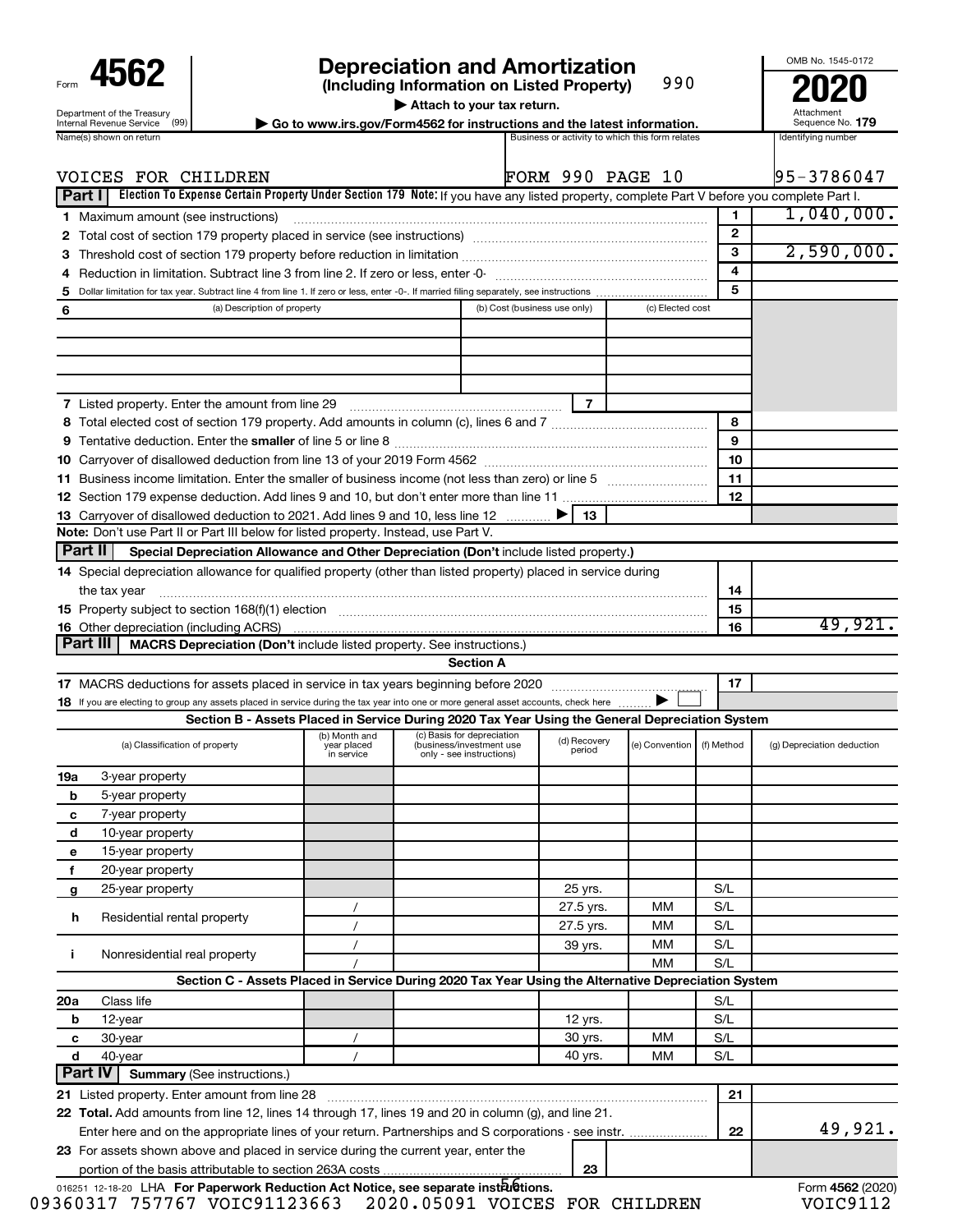Form **4562**

Department of the Treasury
Internal Revenue Service (99)

# Depreciation and Amortization
**(Including Information on Listed Property)** 990

▶ Attach to your tax return.

▶ Go to www.irs.gov/Form4562 for instructions and the latest information.

OMB No. 1545-0172

**2020**

Attachment Sequence No. **179**

| Name(s) shown on return | Business or activity to which this form relates | Identifying number |
|---|---|---|
| VOICES FOR CHILDREN | FORM 990 PAGE 10 | 95-3786047 |

**Part I** **Election To Expense Certain Property Under Section 179** **Note:** If you have any listed property, complete Part V before you complete Part I.

| | | | |
|---|---|---|---|
| 1 | Maximum amount (see instructions) | 1 | 1,040,000. |
| 2 | Total cost of section 179 property placed in service (see instructions) | 2 | |
| 3 | Threshold cost of section 179 property before reduction in limitation | 3 | 2,590,000. |
| 4 | Reduction in limitation. Subtract line 3 from line 2. If zero or less, enter -0- | 4 | |
| 5 | Dollar limitation for tax year. Subtract line 4 from line 1. If zero or less, enter -0-. If married filing separately, see instructions | 5 | |

| 6 (a) Description of property | (b) Cost (business use only) | (c) Elected cost |
|---|---|---|
| | | |
| | | |
| | | |
| | | |

| | | | |
|---|---|---|---|
| 7 | Listed property. Enter the amount from line 29 | 7 | |
| 8 | Total elected cost of section 179 property. Add amounts in column (c), lines 6 and 7 | 8 | |
| 9 | Tentative deduction. Enter the **smaller** of line 5 or line 8 | 9 | |
| 10 | Carryover of disallowed deduction from line 13 of your 2019 Form 4562 | 10 | |
| 11 | Business income limitation. Enter the smaller of business income (not less than zero) or line 5 | 11 | |
| 12 | Section 179 expense deduction. Add lines 9 and 10, but don't enter more than line 11 | 12 | |
| 13 | Carryover of disallowed deduction to 2021. Add lines 9 and 10, less line 12 ▶ | 13 | |

**Note:** Don't use Part II or Part III below for listed property. Instead, use Part V.

**Part II** **Special Depreciation Allowance and Other Depreciation (Don't** include listed property.**)**

| | | | |
|---|---|---|---|
| 14 | Special depreciation allowance for qualified property (other than listed property) placed in service during the tax year | 14 | |
| 15 | Property subject to section 168(f)(1) election | 15 | |
| 16 | Other depreciation (including ACRS) | 16 | 49,921. |

**Part III** **MACRS Depreciation (Don't** include listed property. See instructions.)

**Section A**

| | | | |
|---|---|---|---|
| 17 | MACRS deductions for assets placed in service in tax years beginning before 2020 | 17 | |
| 18 | If you are electing to group any assets placed in service during the tax year into one or more general asset accounts, check here ▶ ☐ | | |

**Section B - Assets Placed in Service During 2020 Tax Year Using the General Depreciation System**

| (a) Classification of property | (b) Month and year placed in service | (c) Basis for depreciation (business/investment use only - see instructions) | (d) Recovery period | (e) Convention | (f) Method | (g) Depreciation deduction |
|---|---|---|---|---|---|---|
| 19a 3-year property | | | | | | |
| b 5-year property | | | | | | |
| c 7-year property | | | | | | |
| d 10-year property | | | | | | |
| e 15-year property | | | | | | |
| f 20-year property | | | | | | |
| g 25-year property | | | 25 yrs. | | S/L | |
| h Residential rental property | / | | 27.5 yrs. | MM | S/L | |
| | / | | 27.5 yrs. | MM | S/L | |
| i Nonresidential real property | / | | 39 yrs. | MM | S/L | |
| | / | | | MM | S/L | |

**Section C - Assets Placed in Service During 2020 Tax Year Using the Alternative Depreciation System**

| (a) Classification of property | (b) Month and year placed in service | (c) Basis for depreciation | (d) Recovery period | (e) Convention | (f) Method | (g) Depreciation deduction |
|---|---|---|---|---|---|---|
| 20a Class life | | | | | S/L | |
| b 12-year | | | 12 yrs. | | S/L | |
| c 30-year | / | | 30 yrs. | MM | S/L | |
| d 40-year | / | | 40 yrs. | MM | S/L | |

**Part IV** **Summary** (See instructions.)

| | | | |
|---|---|---|---|
| 21 | Listed property. Enter amount from line 28 | 21 | |
| 22 | **Total.** Add amounts from line 12, lines 14 through 17, lines 19 and 20 in column (g), and line 21. Enter here and on the appropriate lines of your return. Partnerships and S corporations - see instr. | 22 | 49,921. |
| 23 | For assets shown above and placed in service during the current year, enter the portion of the basis attributable to section 263A costs | 23 | |

016251 12-18-20 LHA **For Paperwork Reduction Act Notice, see separate instructions.** Form **4562** (2020)

09360317 757767 VOIC91123663 2020.05091 VOICES FOR CHILDREN VOIC9112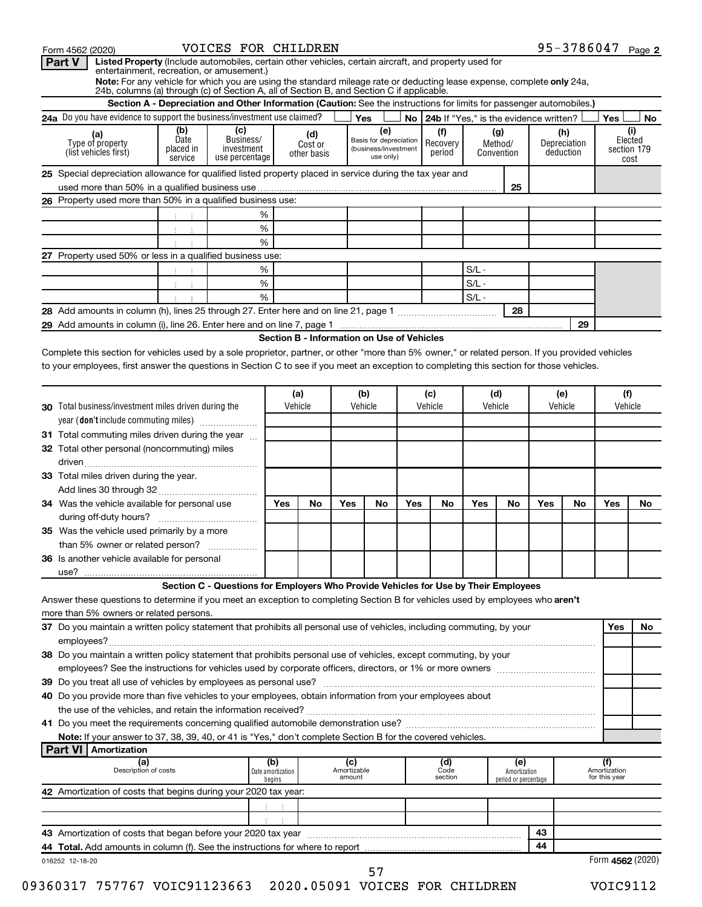Form 4562 (2020) VOICES FOR CHILDREN 95-3786047 Page 2

**Part V** **Listed Property** (Include automobiles, certain other vehicles, certain aircraft, and property used for entertainment, recreation, or amusement.)

**Note:** For any vehicle for which you are using the standard mileage rate or deducting lease expense, complete **only** 24a, 24b, columns (a) through (c) of Section A, all of Section B, and Section C if applicable.

### Section A - Depreciation and Other Information (Caution: See the instructions for limits for passenger automobiles.)

**24a** Do you have evidence to support the business/investment use claimed? Yes No **24b** If "Yes," is the evidence written? Yes No

| (a) Type of property (list vehicles first) | (b) Date placed in service | (c) Business/ investment use percentage | (d) Cost or other basis | (e) Basis for depreciation (business/investment use only) | (f) Recovery period | (g) Method/ Convention | (h) Depreciation deduction | (i) Elected section 179 cost |
|---|---|---|---|---|---|---|---|---|
| **25** Special depreciation allowance for qualified listed property placed in service during the tax year and used more than 50% in a qualified business use | | | | | | 25 | | |
| **26** Property used more than 50% in a qualified business use: | | | | | | | | |
| | | % | | | | | | |
| | | % | | | | | | |
| | | % | | | | | | |
| **27** Property used 50% or less in a qualified business use: | | | | | | | | |
| | | % | | | | S/L - | | |
| | | % | | | | S/L - | | |
| | | % | | | | S/L - | | |
| **28** Add amounts in column (h), lines 25 through 27. Enter here and on line 21, page 1 | | | | | | 28 | | |
| **29** Add amounts in column (i), line 26. Enter here and on line 7, page 1 | | | | | | | 29 | |

### Section B - Information on Use of Vehicles

Complete this section for vehicles used by a sole proprietor, partner, or other "more than 5% owner," or related person. If you provided vehicles to your employees, first answer the questions in Section C to see if you meet an exception to completing this section for those vehicles.

| | (a) Vehicle | | (b) Vehicle | | (c) Vehicle | | (d) Vehicle | | (e) Vehicle | | (f) Vehicle | |
|---|---|---|---|---|---|---|---|---|---|---|---|---|
| **30** Total business/investment miles driven during the year (**don't** include commuting miles) | | | | | | | | | | | | |
| **31** Total commuting miles driven during the year | | | | | | | | | | | | |
| **32** Total other personal (noncommuting) miles driven | | | | | | | | | | | | |
| **33** Total miles driven during the year. Add lines 30 through 32 | | | | | | | | | | | | |
| | Yes | No | Yes | No | Yes | No | Yes | No | Yes | No | Yes | No |
| **34** Was the vehicle available for personal use during off-duty hours? | | | | | | | | | | | | |
| **35** Was the vehicle used primarily by a more than 5% owner or related person? | | | | | | | | | | | | |
| **36** Is another vehicle available for personal use? | | | | | | | | | | | | |

### Section C - Questions for Employers Who Provide Vehicles for Use by Their Employees

Answer these questions to determine if you meet an exception to completing Section B for vehicles used by employees who **aren't** more than 5% owners or related persons.

| | Yes | No |
|---|---|---|
| **37** Do you maintain a written policy statement that prohibits all personal use of vehicles, including commuting, by your employees? | | |
| **38** Do you maintain a written policy statement that prohibits personal use of vehicles, except commuting, by your employees? See the instructions for vehicles used by corporate officers, directors, or 1% or more owners | | |
| **39** Do you treat all use of vehicles by employees as personal use? | | |
| **40** Do you provide more than five vehicles to your employees, obtain information from your employees about the use of the vehicles, and retain the information received? | | |
| **41** Do you meet the requirements concerning qualified automobile demonstration use? | | |

**Note:** If your answer to 37, 38, 39, 40, or 41 is "Yes," don't complete Section B for the covered vehicles.

**Part VI** **Amortization**

| (a) Description of costs | (b) Date amortization begins | (c) Amortizable amount | (d) Code section | (e) Amortization period or percentage | (f) Amortization for this year |
|---|---|---|---|---|---|
| **42** Amortization of costs that begins during your 2020 tax year: | | | | | |
| | | | | | |
| | | | | | |
| **43** Amortization of costs that began before your 2020 tax year | | | | 43 | |
| **44** **Total.** Add amounts in column (f). See the instructions for where to report | | | | 44 | |

016252 12-18-20 Form **4562** (2020)

57

09360317 757767 VOIC91123663 2020.05091 VOICES FOR CHILDREN VOIC9112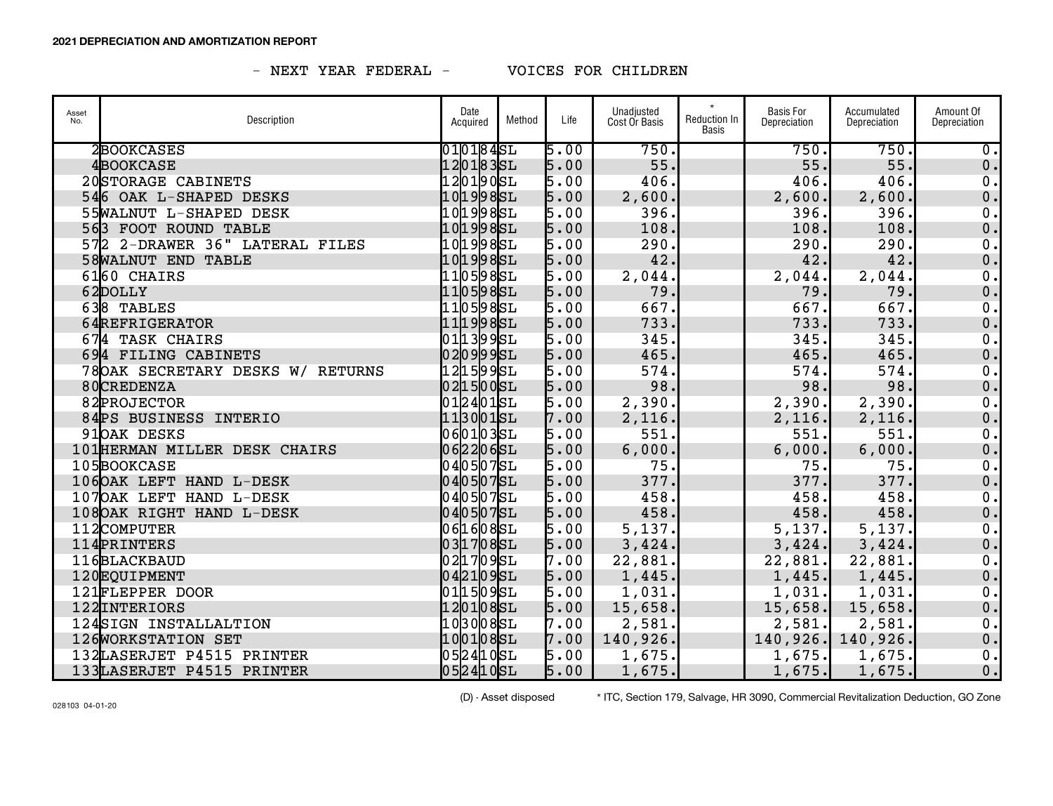**2021 DEPRECIATION AND AMORTIZATION REPORT**

- NEXT YEAR FEDERAL - VOICES FOR CHILDREN

| Asset No. | Description | Date Acquired | Method | Life | Unadjusted Cost Or Basis | * Reduction In Basis | Basis For Depreciation | Accumulated Depreciation | Amount Of Depreciation |
|---|---|---|---|---|---|---|---|---|---|
| 2 | BOOKCASES | 010184 | SL | 5.00 | 750. | | 750. | 750. | 0. |
| 4 | BOOKCASE | 120183 | SL | 5.00 | 55. | | 55. | 55. | 0. |
| 20 | STORAGE CABINETS | 120190 | SL | 5.00 | 406. | | 406. | 406. | 0. |
| 54 | 6 OAK L-SHAPED DESKS | 101998 | SL | 5.00 | 2,600. | | 2,600. | 2,600. | 0. |
| 55 | WALNUT L-SHAPED DESK | 101998 | SL | 5.00 | 396. | | 396. | 396. | 0. |
| 56 | 3 FOOT ROUND TABLE | 101998 | SL | 5.00 | 108. | | 108. | 108. | 0. |
| 57 | 2 2-DRAWER 36" LATERAL FILES | 101998 | SL | 5.00 | 290. | | 290. | 290. | 0. |
| 58 | WALNUT END TABLE | 101998 | SL | 5.00 | 42. | | 42. | 42. | 0. |
| 61 | 60 CHAIRS | 110598 | SL | 5.00 | 2,044. | | 2,044. | 2,044. | 0. |
| 62 | DOLLY | 110598 | SL | 5.00 | 79. | | 79. | 79. | 0. |
| 63 | 8 TABLES | 110598 | SL | 5.00 | 667. | | 667. | 667. | 0. |
| 64 | REFRIGERATOR | 111998 | SL | 5.00 | 733. | | 733. | 733. | 0. |
| 67 | 4 TASK CHAIRS | 011399 | SL | 5.00 | 345. | | 345. | 345. | 0. |
| 69 | 4 FILING CABINETS | 020999 | SL | 5.00 | 465. | | 465. | 465. | 0. |
| 78 | OAK SECRETARY DESKS W/ RETURNS | 121599 | SL | 5.00 | 574. | | 574. | 574. | 0. |
| 80 | CREDENZA | 021500 | SL | 5.00 | 98. | | 98. | 98. | 0. |
| 82 | PROJECTOR | 012401 | SL | 5.00 | 2,390. | | 2,390. | 2,390. | 0. |
| 84 | PS BUSINESS INTERIO | 113001 | SL | 7.00 | 2,116. | | 2,116. | 2,116. | 0. |
| 91 | OAK DESKS | 060103 | SL | 5.00 | 551. | | 551. | 551. | 0. |
| 101 | HERMAN MILLER DESK CHAIRS | 062206 | SL | 5.00 | 6,000. | | 6,000. | 6,000. | 0. |
| 105 | BOOKCASE | 040507 | SL | 5.00 | 75. | | 75. | 75. | 0. |
| 106 | OAK LEFT HAND L-DESK | 040507 | SL | 5.00 | 377. | | 377. | 377. | 0. |
| 107 | OAK LEFT HAND L-DESK | 040507 | SL | 5.00 | 458. | | 458. | 458. | 0. |
| 108 | OAK RIGHT HAND L-DESK | 040507 | SL | 5.00 | 458. | | 458. | 458. | 0. |
| 112 | COMPUTER | 061608 | SL | 5.00 | 5,137. | | 5,137. | 5,137. | 0. |
| 114 | PRINTERS | 031708 | SL | 5.00 | 3,424. | | 3,424. | 3,424. | 0. |
| 116 | BLACKBAUD | 021709 | SL | 7.00 | 22,881. | | 22,881. | 22,881. | 0. |
| 120 | EQUIPMENT | 042109 | SL | 5.00 | 1,445. | | 1,445. | 1,445. | 0. |
| 121 | FLEPPER DOOR | 011509 | SL | 5.00 | 1,031. | | 1,031. | 1,031. | 0. |
| 122 | INTERIORS | 120108 | SL | 5.00 | 15,658. | | 15,658. | 15,658. | 0. |
| 124 | SIGN INSTALLALTION | 103008 | SL | 7.00 | 2,581. | | 2,581. | 2,581. | 0. |
| 126 | WORKSTATION SET | 100108 | SL | 7.00 | 140,926. | | 140,926. | 140,926. | 0. |
| 132 | LASERJET P4515 PRINTER | 052410 | SL | 5.00 | 1,675. | | 1,675. | 1,675. | 0. |
| 133 | LASERJET P4515 PRINTER | 052410 | SL | 5.00 | 1,675. | | 1,675. | 1,675. | 0. |

028103 04-01-20

(D) - Asset disposed

* ITC, Section 179, Salvage, HR 3090, Commercial Revitalization Deduction, GO Zone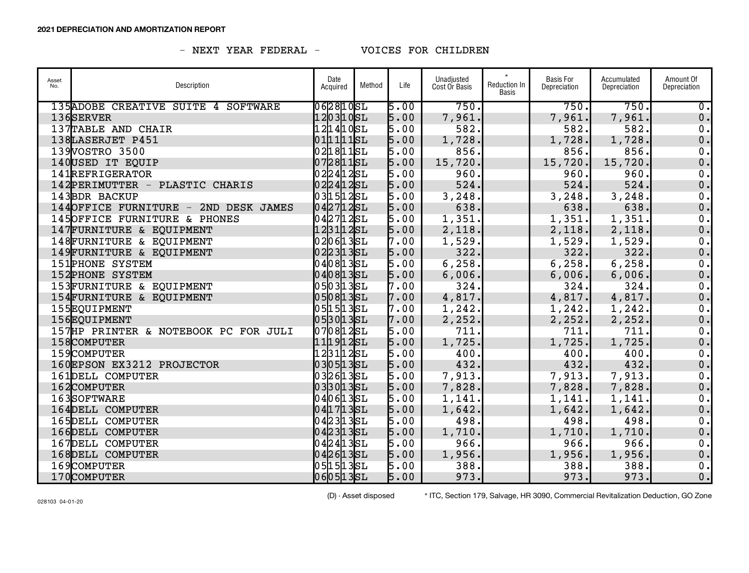**2021 DEPRECIATION AND AMORTIZATION REPORT**

\- NEXT YEAR FEDERAL - VOICES FOR CHILDREN

| Asset No. | Description | Date Acquired | Method | Life | Unadjusted Cost Or Basis | * Reduction In Basis | Basis For Depreciation | Accumulated Depreciation | Amount Of Depreciation |
|---|---|---|---|---|---|---|---|---|---|
| 135 | ADOBE CREATIVE SUITE 4 SOFTWARE | 062810 | SL | 5.00 | 750. | | 750. | 750. | 0. |
| 136 | SERVER | 120310 | SL | 5.00 | 7,961. | | 7,961. | 7,961. | 0. |
| 137 | TABLE AND CHAIR | 121410 | SL | 5.00 | 582. | | 582. | 582. | 0. |
| 138 | LASERJET P451 | 011111 | SL | 5.00 | 1,728. | | 1,728. | 1,728. | 0. |
| 139 | VOSTRO 3500 | 021811 | SL | 5.00 | 856. | | 856. | 856. | 0. |
| 140 | USED IT EQUIP | 072811 | SL | 5.00 | 15,720. | | 15,720. | 15,720. | 0. |
| 141 | REFRIGERATOR | 022412 | SL | 5.00 | 960. | | 960. | 960. | 0. |
| 142 | PERIMUTTER - PLASTIC CHARIS | 022412 | SL | 5.00 | 524. | | 524. | 524. | 0. |
| 143 | BDR BACKUP | 031512 | SL | 5.00 | 3,248. | | 3,248. | 3,248. | 0. |
| 144 | OFFICE FURNITURE - 2ND DESK JAMES | 042712 | SL | 5.00 | 638. | | 638. | 638. | 0. |
| 145 | OFFICE FURNITURE & PHONES | 042712 | SL | 5.00 | 1,351. | | 1,351. | 1,351. | 0. |
| 147 | FURNITURE & EQUIPMENT | 123112 | SL | 5.00 | 2,118. | | 2,118. | 2,118. | 0. |
| 148 | FURNITURE & EQUIPMENT | 020613 | SL | 7.00 | 1,529. | | 1,529. | 1,529. | 0. |
| 149 | FURNITURE & EQUIPMENT | 022313 | SL | 5.00 | 322. | | 322. | 322. | 0. |
| 151 | PHONE SYSTEM | 040813 | SL | 5.00 | 6,258. | | 6,258. | 6,258. | 0. |
| 152 | PHONE SYSTEM | 040813 | SL | 5.00 | 6,006. | | 6,006. | 6,006. | 0. |
| 153 | FURNITURE & EQUIPMENT | 050313 | SL | 7.00 | 324. | | 324. | 324. | 0. |
| 154 | FURNITURE & EQUIPMENT | 050813 | SL | 7.00 | 4,817. | | 4,817. | 4,817. | 0. |
| 155 | EQUIPMENT | 051513 | SL | 7.00 | 1,242. | | 1,242. | 1,242. | 0. |
| 156 | EQUIPMENT | 053013 | SL | 7.00 | 2,252. | | 2,252. | 2,252. | 0. |
| 157 | HP PRINTER & NOTEBOOK PC FOR JULI | 070812 | SL | 5.00 | 711. | | 711. | 711. | 0. |
| 158 | COMPUTER | 111912 | SL | 5.00 | 1,725. | | 1,725. | 1,725. | 0. |
| 159 | COMPUTER | 123112 | SL | 5.00 | 400. | | 400. | 400. | 0. |
| 160 | EPSON EX3212 PROJECTOR | 030513 | SL | 5.00 | 432. | | 432. | 432. | 0. |
| 161 | DELL COMPUTER | 032613 | SL | 5.00 | 7,913. | | 7,913. | 7,913. | 0. |
| 162 | COMPUTER | 033013 | SL | 5.00 | 7,828. | | 7,828. | 7,828. | 0. |
| 163 | SOFTWARE | 040613 | SL | 5.00 | 1,141. | | 1,141. | 1,141. | 0. |
| 164 | DELL COMPUTER | 041713 | SL | 5.00 | 1,642. | | 1,642. | 1,642. | 0. |
| 165 | DELL COMPUTER | 042313 | SL | 5.00 | 498. | | 498. | 498. | 0. |
| 166 | DELL COMPUTER | 042313 | SL | 5.00 | 1,710. | | 1,710. | 1,710. | 0. |
| 167 | DELL COMPUTER | 042413 | SL | 5.00 | 966. | | 966. | 966. | 0. |
| 168 | DELL COMPUTER | 042613 | SL | 5.00 | 1,956. | | 1,956. | 1,956. | 0. |
| 169 | COMPUTER | 051513 | SL | 5.00 | 388. | | 388. | 388. | 0. |
| 170 | COMPUTER | 060513 | SL | 5.00 | 973. | | 973. | 973. | 0. |

028103 04-01-20 (D) - Asset disposed * ITC, Section 179, Salvage, HR 3090, Commercial Revitalization Deduction, GO Zone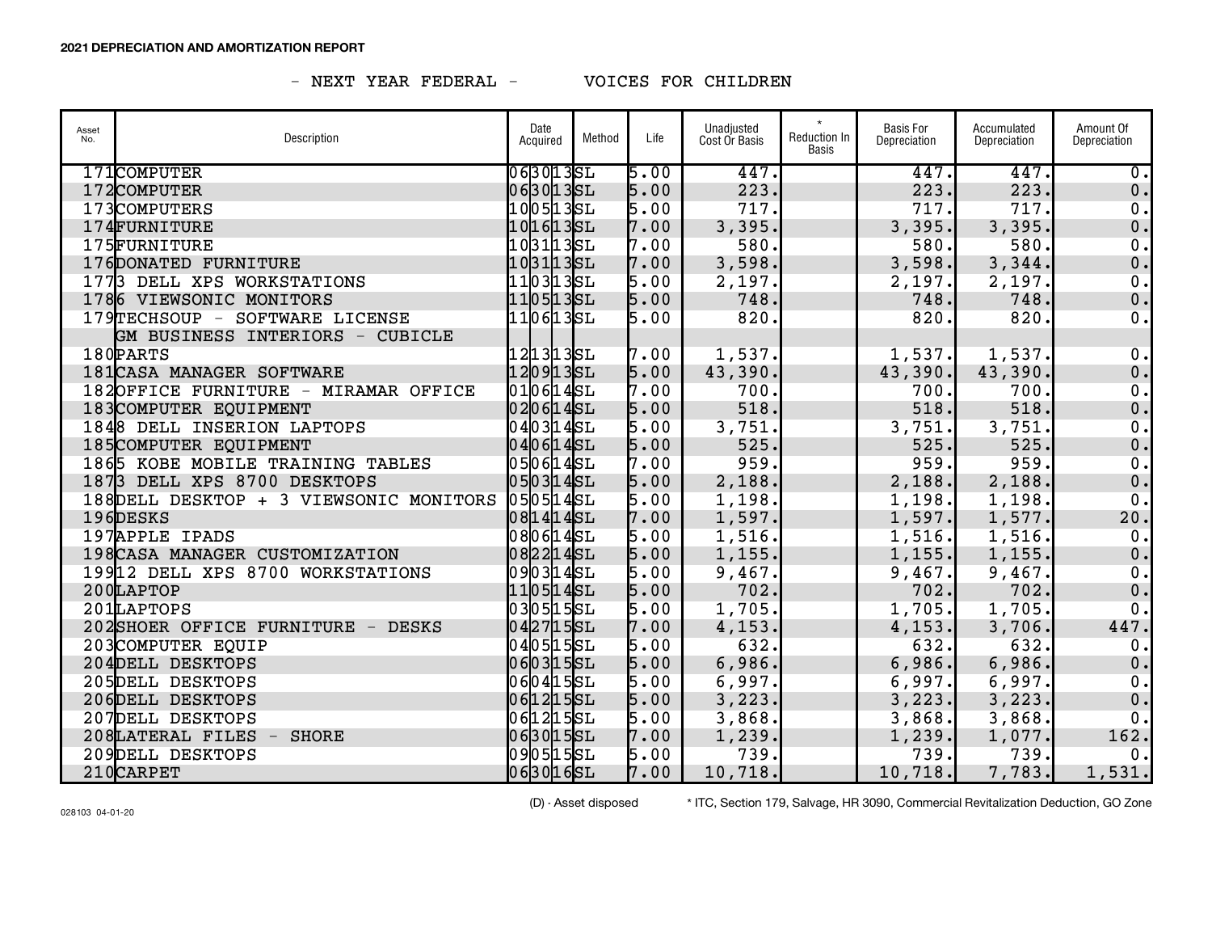**2021 DEPRECIATION AND AMORTIZATION REPORT**

- NEXT YEAR FEDERAL - VOICES FOR CHILDREN

| Asset No. | Description | Date Acquired | Method | Life | Unadjusted Cost Or Basis | * Reduction In Basis | Basis For Depreciation | Accumulated Depreciation | Amount Of Depreciation |
|---|---|---|---|---|---|---|---|---|---|
| 171 | COMPUTER | 063013 | SL | 5.00 | 447. | | 447. | 447. | 0. |
| 172 | COMPUTER | 063013 | SL | 5.00 | 223. | | 223. | 223. | 0. |
| 173 | COMPUTERS | 100513 | SL | 5.00 | 717. | | 717. | 717. | 0. |
| 174 | FURNITURE | 101613 | SL | 7.00 | 3,395. | | 3,395. | 3,395. | 0. |
| 175 | FURNITURE | 103113 | SL | 7.00 | 580. | | 580. | 580. | 0. |
| 176 | DONATED FURNITURE | 103113 | SL | 7.00 | 3,598. | | 3,598. | 3,344. | 0. |
| 177 | 3 DELL XPS WORKSTATIONS | 110313 | SL | 5.00 | 2,197. | | 2,197. | 2,197. | 0. |
| 178 | 6 VIEWSONIC MONITORS | 110513 | SL | 5.00 | 748. | | 748. | 748. | 0. |
| 179 | TECHSOUP - SOFTWARE LICENSE | 110613 | SL | 5.00 | 820. | | 820. | 820. | 0. |
| 180 | GM BUSINESS INTERIORS - CUBICLE PARTS | 121313 | SL | 7.00 | 1,537. | | 1,537. | 1,537. | 0. |
| 181 | CASA MANAGER SOFTWARE | 120913 | SL | 5.00 | 43,390. | | 43,390. | 43,390. | 0. |
| 182 | OFFICE FURNITURE - MIRAMAR OFFICE | 010614 | SL | 7.00 | 700. | | 700. | 700. | 0. |
| 183 | COMPUTER EQUIPMENT | 020614 | SL | 5.00 | 518. | | 518. | 518. | 0. |
| 184 | 8 DELL INSERION LAPTOPS | 040314 | SL | 5.00 | 3,751. | | 3,751. | 3,751. | 0. |
| 185 | COMPUTER EQUIPMENT | 040614 | SL | 5.00 | 525. | | 525. | 525. | 0. |
| 186 | 5 KOBE MOBILE TRAINING TABLES | 050614 | SL | 7.00 | 959. | | 959. | 959. | 0. |
| 187 | 3 DELL XPS 8700 DESKTOPS | 050314 | SL | 5.00 | 2,188. | | 2,188. | 2,188. | 0. |
| 188 | DELL DESKTOP + 3 VIEWSONIC MONITORS | 050514 | SL | 5.00 | 1,198. | | 1,198. | 1,198. | 0. |
| 196 | DESKS | 081414 | SL | 7.00 | 1,597. | | 1,597. | 1,577. | 20. |
| 197 | APPLE IPADS | 080614 | SL | 5.00 | 1,516. | | 1,516. | 1,516. | 0. |
| 198 | CASA MANAGER CUSTOMIZATION | 082214 | SL | 5.00 | 1,155. | | 1,155. | 1,155. | 0. |
| 199 | 12 DELL XPS 8700 WORKSTATIONS | 090314 | SL | 5.00 | 9,467. | | 9,467. | 9,467. | 0. |
| 200 | LAPTOP | 110514 | SL | 5.00 | 702. | | 702. | 702. | 0. |
| 201 | LAPTOPS | 030515 | SL | 5.00 | 1,705. | | 1,705. | 1,705. | 0. |
| 202 | SHOER OFFICE FURNITURE - DESKS | 042715 | SL | 7.00 | 4,153. | | 4,153. | 3,706. | 447. |
| 203 | COMPUTER EQUIP | 040515 | SL | 5.00 | 632. | | 632. | 632. | 0. |
| 204 | DELL DESKTOPS | 060315 | SL | 5.00 | 6,986. | | 6,986. | 6,986. | 0. |
| 205 | DELL DESKTOPS | 060415 | SL | 5.00 | 6,997. | | 6,997. | 6,997. | 0. |
| 206 | DELL DESKTOPS | 061215 | SL | 5.00 | 3,223. | | 3,223. | 3,223. | 0. |
| 207 | DELL DESKTOPS | 061215 | SL | 5.00 | 3,868. | | 3,868. | 3,868. | 0. |
| 208 | LATERAL FILES - SHORE | 063015 | SL | 7.00 | 1,239. | | 1,239. | 1,077. | 162. |
| 209 | DELL DESKTOPS | 090515 | SL | 5.00 | 739. | | 739. | 739. | 0. |
| 210 | CARPET | 063016 | SL | 7.00 | 10,718. | | 10,718. | 7,783. | 1,531. |

028103 04-01-20

(D) - Asset disposed

* ITC, Section 179, Salvage, HR 3090, Commercial Revitalization Deduction, GO Zone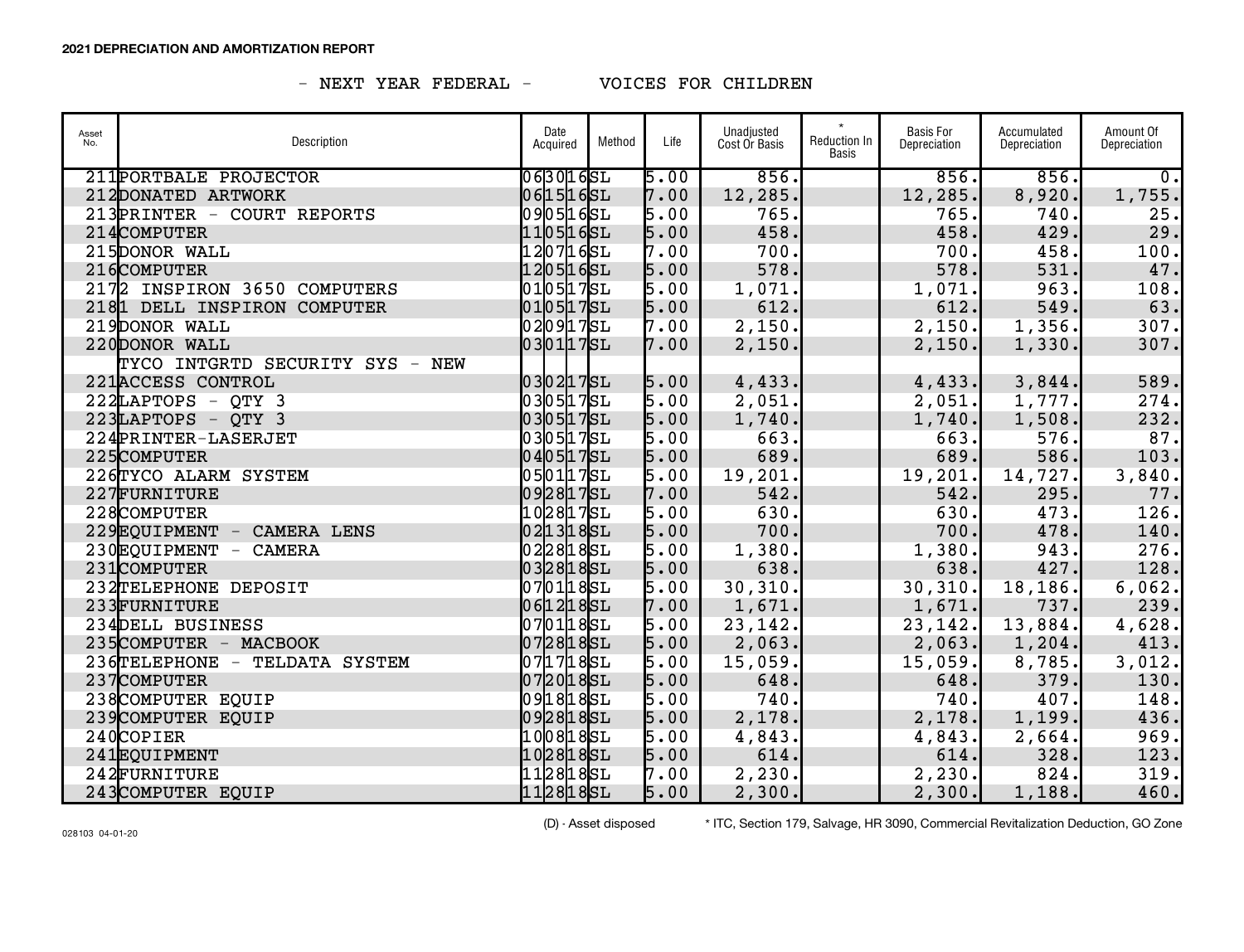**2021 DEPRECIATION AND AMORTIZATION REPORT**

- NEXT YEAR FEDERAL - VOICES FOR CHILDREN

| Asset No. | Description | Date Acquired | Method | Life | Unadjusted Cost Or Basis | * Reduction In Basis | Basis For Depreciation | Accumulated Depreciation | Amount Of Depreciation |
|---|---|---|---|---|---|---|---|---|---|
| 211 | PORTBALE PROJECTOR | 063016 | SL | 5.00 | 856. | | 856. | 856. | 0. |
| 212 | DONATED ARTWORK | 061516 | SL | 7.00 | 12,285. | | 12,285. | 8,920. | 1,755. |
| 213 | PRINTER - COURT REPORTS | 090516 | SL | 5.00 | 765. | | 765. | 740. | 25. |
| 214 | COMPUTER | 110516 | SL | 5.00 | 458. | | 458. | 429. | 29. |
| 215 | DONOR WALL | 120716 | SL | 7.00 | 700. | | 700. | 458. | 100. |
| 216 | COMPUTER | 120516 | SL | 5.00 | 578. | | 578. | 531. | 47. |
| 217 | 2 INSPIRON 3650 COMPUTERS | 010517 | SL | 5.00 | 1,071. | | 1,071. | 963. | 108. |
| 218 | 1 DELL INSPIRON COMPUTER | 010517 | SL | 5.00 | 612. | | 612. | 549. | 63. |
| 219 | DONOR WALL | 020917 | SL | 7.00 | 2,150. | | 2,150. | 1,356. | 307. |
| 220 | DONOR WALL | 030117 | SL | 7.00 | 2,150. | | 2,150. | 1,330. | 307. |
| | TYCO INTGRTD SECURITY SYS - NEW | | | | | | | | |
| 221 | ACCESS CONTROL | 030217 | SL | 5.00 | 4,433. | | 4,433. | 3,844. | 589. |
| 222 | LAPTOPS - QTY 3 | 030517 | SL | 5.00 | 2,051. | | 2,051. | 1,777. | 274. |
| 223 | LAPTOPS - QTY 3 | 030517 | SL | 5.00 | 1,740. | | 1,740. | 1,508. | 232. |
| 224 | PRINTER-LASERJET | 030517 | SL | 5.00 | 663. | | 663. | 576. | 87. |
| 225 | COMPUTER | 040517 | SL | 5.00 | 689. | | 689. | 586. | 103. |
| 226 | TYCO ALARM SYSTEM | 050117 | SL | 5.00 | 19,201. | | 19,201. | 14,727. | 3,840. |
| 227 | FURNITURE | 092817 | SL | 7.00 | 542. | | 542. | 295. | 77. |
| 228 | COMPUTER | 102817 | SL | 5.00 | 630. | | 630. | 473. | 126. |
| 229 | EQUIPMENT - CAMERA LENS | 021318 | SL | 5.00 | 700. | | 700. | 478. | 140. |
| 230 | EQUIPMENT - CAMERA | 022818 | SL | 5.00 | 1,380. | | 1,380. | 943. | 276. |
| 231 | COMPUTER | 032818 | SL | 5.00 | 638. | | 638. | 427. | 128. |
| 232 | TELEPHONE DEPOSIT | 070118 | SL | 5.00 | 30,310. | | 30,310. | 18,186. | 6,062. |
| 233 | FURNITURE | 061218 | SL | 7.00 | 1,671. | | 1,671. | 737. | 239. |
| 234 | DELL BUSINESS | 070118 | SL | 5.00 | 23,142. | | 23,142. | 13,884. | 4,628. |
| 235 | COMPUTER - MACBOOK | 072818 | SL | 5.00 | 2,063. | | 2,063. | 1,204. | 413. |
| 236 | TELEPHONE - TELDATA SYSTEM | 071718 | SL | 5.00 | 15,059. | | 15,059. | 8,785. | 3,012. |
| 237 | COMPUTER | 072018 | SL | 5.00 | 648. | | 648. | 379. | 130. |
| 238 | COMPUTER EQUIP | 091818 | SL | 5.00 | 740. | | 740. | 407. | 148. |
| 239 | COMPUTER EQUIP | 092818 | SL | 5.00 | 2,178. | | 2,178. | 1,199. | 436. |
| 240 | COPIER | 100818 | SL | 5.00 | 4,843. | | 4,843. | 2,664. | 969. |
| 241 | EQUIPMENT | 102818 | SL | 5.00 | 614. | | 614. | 328. | 123. |
| 242 | FURNITURE | 112818 | SL | 7.00 | 2,230. | | 2,230. | 824. | 319. |
| 243 | COMPUTER EQUIP | 112818 | SL | 5.00 | 2,300. | | 2,300. | 1,188. | 460. |

028103 04-01-20

(D) - Asset disposed

* ITC, Section 179, Salvage, HR 3090, Commercial Revitalization Deduction, GO Zone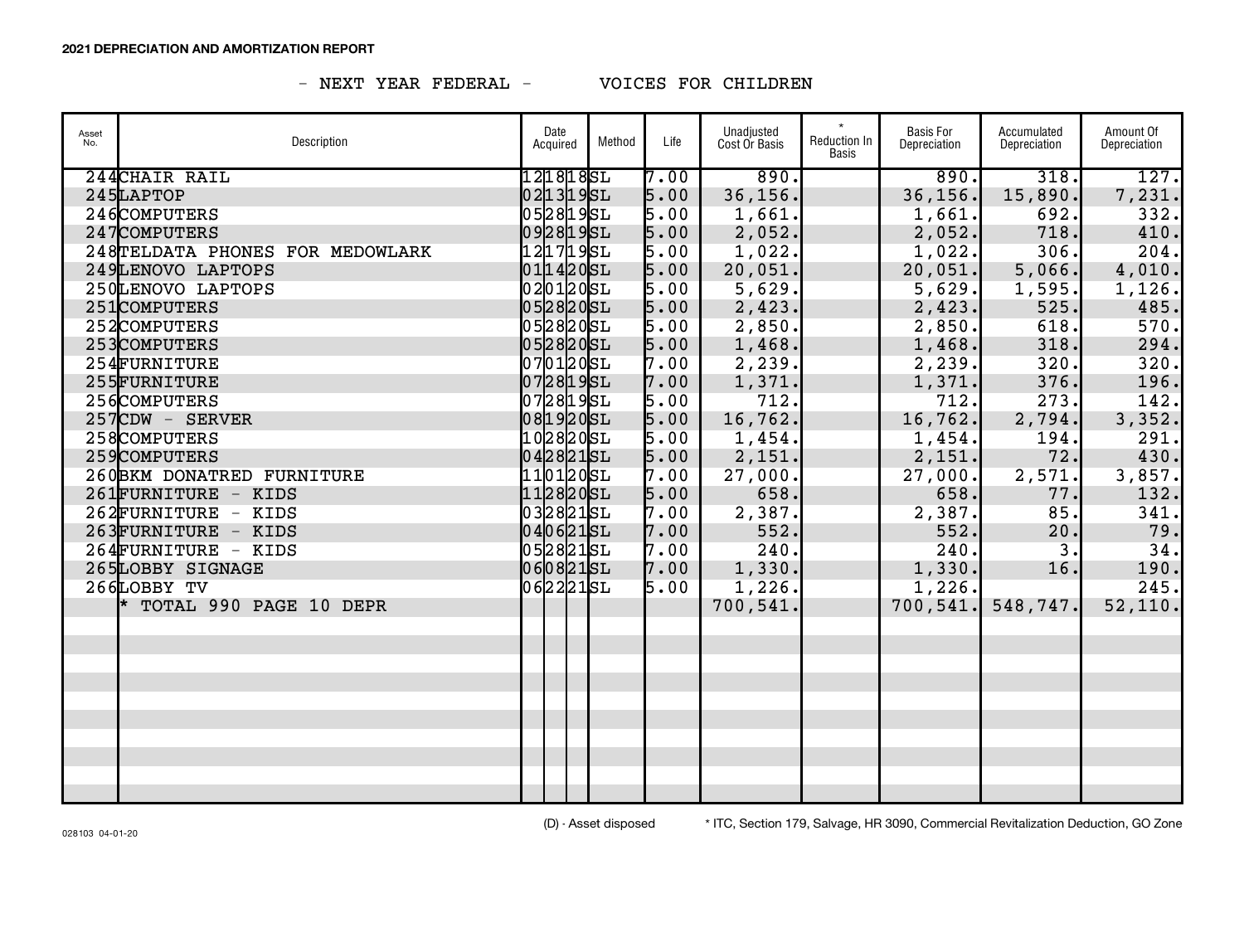**2021 DEPRECIATION AND AMORTIZATION REPORT**

- NEXT YEAR FEDERAL - VOICES FOR CHILDREN

| Asset No. | Description | Date Acquired | Method | Life | Unadjusted Cost Or Basis | * Reduction In Basis | Basis For Depreciation | Accumulated Depreciation | Amount Of Depreciation |
|---|---|---|---|---|---|---|---|---|---|
| 244 | CHAIR RAIL | 121818 | SL | 7.00 | 890. | | 890. | 318. | 127. |
| 245 | LAPTOP | 021319 | SL | 5.00 | 36,156. | | 36,156. | 15,890. | 7,231. |
| 246 | COMPUTERS | 052819 | SL | 5.00 | 1,661. | | 1,661. | 692. | 332. |
| 247 | COMPUTERS | 092819 | SL | 5.00 | 2,052. | | 2,052. | 718. | 410. |
| 248 | TELDATA PHONES FOR MEDOWLARK | 121719 | SL | 5.00 | 1,022. | | 1,022. | 306. | 204. |
| 249 | LENOVO LAPTOPS | 011420 | SL | 5.00 | 20,051. | | 20,051. | 5,066. | 4,010. |
| 250 | LENOVO LAPTOPS | 020120 | SL | 5.00 | 5,629. | | 5,629. | 1,595. | 1,126. |
| 251 | COMPUTERS | 052820 | SL | 5.00 | 2,423. | | 2,423. | 525. | 485. |
| 252 | COMPUTERS | 052820 | SL | 5.00 | 2,850. | | 2,850. | 618. | 570. |
| 253 | COMPUTERS | 052820 | SL | 5.00 | 1,468. | | 1,468. | 318. | 294. |
| 254 | FURNITURE | 070120 | SL | 7.00 | 2,239. | | 2,239. | 320. | 320. |
| 255 | FURNITURE | 072819 | SL | 7.00 | 1,371. | | 1,371. | 376. | 196. |
| 256 | COMPUTERS | 072819 | SL | 5.00 | 712. | | 712. | 273. | 142. |
| 257 | CDW - SERVER | 081920 | SL | 5.00 | 16,762. | | 16,762. | 2,794. | 3,352. |
| 258 | COMPUTERS | 102820 | SL | 5.00 | 1,454. | | 1,454. | 194. | 291. |
| 259 | COMPUTERS | 042821 | SL | 5.00 | 2,151. | | 2,151. | 72. | 430. |
| 260 | BKM DONATRED FURNITURE | 110120 | SL | 7.00 | 27,000. | | 27,000. | 2,571. | 3,857. |
| 261 | FURNITURE - KIDS | 112820 | SL | 5.00 | 658. | | 658. | 77. | 132. |
| 262 | FURNITURE - KIDS | 032821 | SL | 7.00 | 2,387. | | 2,387. | 85. | 341. |
| 263 | FURNITURE - KIDS | 040621 | SL | 7.00 | 552. | | 552. | 20. | 79. |
| 264 | FURNITURE - KIDS | 052821 | SL | 7.00 | 240. | | 240. | 3. | 34. |
| 265 | LOBBY SIGNAGE | 060821 | SL | 7.00 | 1,330. | | 1,330. | 16. | 190. |
| 266 | LOBBY TV | 062221 | SL | 5.00 | 1,226. | | 1,226. | | 245. |
| | * TOTAL 990 PAGE 10 DEPR | | | | 700,541. | | 700,541. | 548,747. | 52,110. |

(D) - Asset disposed

* ITC, Section 179, Salvage, HR 3090, Commercial Revitalization Deduction, GO Zone

028103 04-01-20